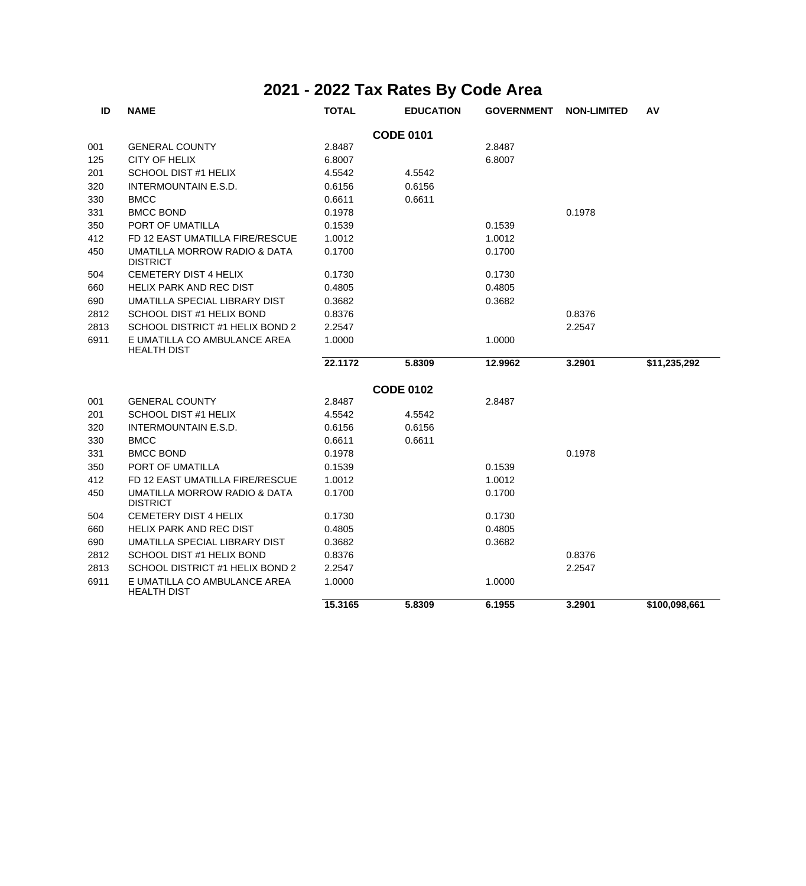# 2021 - 2022 Tax Rates By Code Area

| ID | NAME | TOTAL | EDUCATION | GOVERNMENT | NON-LIMITED | AV |
|---|---|---|---|---|---|---|
| | | | **CODE 0101** | | | |
| 001 | GENERAL COUNTY | 2.8487 | | 2.8487 | | |
| 125 | CITY OF HELIX | 6.8007 | | 6.8007 | | |
| 201 | SCHOOL DIST #1 HELIX | 4.5542 | 4.5542 | | | |
| 320 | INTERMOUNTAIN E.S.D. | 0.6156 | 0.6156 | | | |
| 330 | BMCC | 0.6611 | 0.6611 | | | |
| 331 | BMCC BOND | 0.1978 | | | 0.1978 | |
| 350 | PORT OF UMATILLA | 0.1539 | | 0.1539 | | |
| 412 | FD 12 EAST UMATILLA FIRE/RESCUE | 1.0012 | | 1.0012 | | |
| 450 | UMATILLA MORROW RADIO & DATA DISTRICT | 0.1700 | | 0.1700 | | |
| 504 | CEMETERY DIST 4 HELIX | 0.1730 | | 0.1730 | | |
| 660 | HELIX PARK AND REC DIST | 0.4805 | | 0.4805 | | |
| 690 | UMATILLA SPECIAL LIBRARY DIST | 0.3682 | | 0.3682 | | |
| 2812 | SCHOOL DIST #1 HELIX BOND | 0.8376 | | | 0.8376 | |
| 2813 | SCHOOL DISTRICT #1 HELIX BOND 2 | 2.2547 | | | 2.2547 | |
| 6911 | E UMATILLA CO AMBULANCE AREA HEALTH DIST | 1.0000 | | 1.0000 | | |
| | | **22.1172** | **5.8309** | **12.9962** | **3.2901** | **$11,235,292** |
| | | | **CODE 0102** | | | |
| 001 | GENERAL COUNTY | 2.8487 | | 2.8487 | | |
| 201 | SCHOOL DIST #1 HELIX | 4.5542 | 4.5542 | | | |
| 320 | INTERMOUNTAIN E.S.D. | 0.6156 | 0.6156 | | | |
| 330 | BMCC | 0.6611 | 0.6611 | | | |
| 331 | BMCC BOND | 0.1978 | | | 0.1978 | |
| 350 | PORT OF UMATILLA | 0.1539 | | 0.1539 | | |
| 412 | FD 12 EAST UMATILLA FIRE/RESCUE | 1.0012 | | 1.0012 | | |
| 450 | UMATILLA MORROW RADIO & DATA DISTRICT | 0.1700 | | 0.1700 | | |
| 504 | CEMETERY DIST 4 HELIX | 0.1730 | | 0.1730 | | |
| 660 | HELIX PARK AND REC DIST | 0.4805 | | 0.4805 | | |
| 690 | UMATILLA SPECIAL LIBRARY DIST | 0.3682 | | 0.3682 | | |
| 2812 | SCHOOL DIST #1 HELIX BOND | 0.8376 | | | 0.8376 | |
| 2813 | SCHOOL DISTRICT #1 HELIX BOND 2 | 2.2547 | | | 2.2547 | |
| 6911 | E UMATILLA CO AMBULANCE AREA HEALTH DIST | 1.0000 | | 1.0000 | | |
| | | **15.3165** | **5.8309** | **6.1955** | **3.2901** | **$100,098,661** |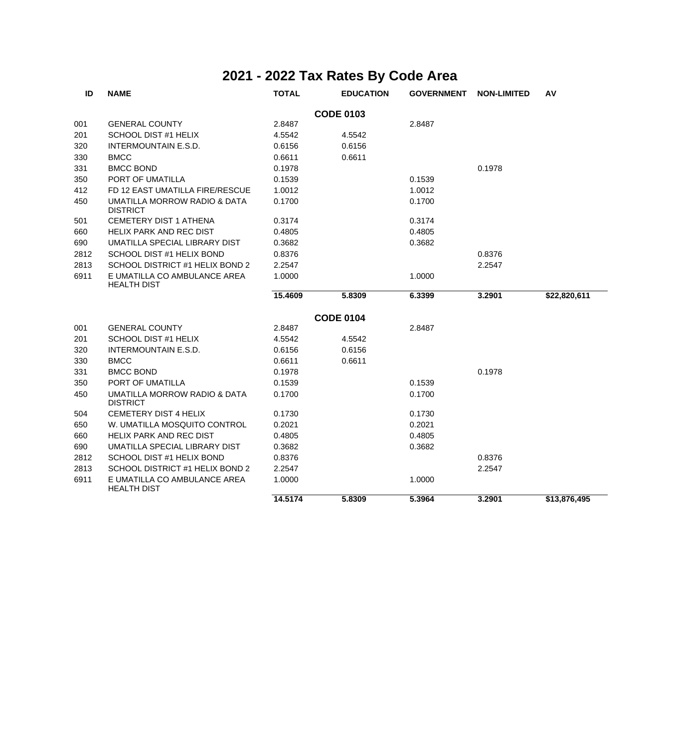# 2021 - 2022 Tax Rates By Code Area

| ID | NAME | TOTAL | EDUCATION | GOVERNMENT | NON-LIMITED | AV |
|---|---|---|---|---|---|---|
| | | | **CODE 0103** | | | |
| 001 | GENERAL COUNTY | 2.8487 | | 2.8487 | | |
| 201 | SCHOOL DIST #1 HELIX | 4.5542 | 4.5542 | | | |
| 320 | INTERMOUNTAIN E.S.D. | 0.6156 | 0.6156 | | | |
| 330 | BMCC | 0.6611 | 0.6611 | | | |
| 331 | BMCC BOND | 0.1978 | | | 0.1978 | |
| 350 | PORT OF UMATILLA | 0.1539 | | 0.1539 | | |
| 412 | FD 12 EAST UMATILLA FIRE/RESCUE | 1.0012 | | 1.0012 | | |
| 450 | UMATILLA MORROW RADIO & DATA DISTRICT | 0.1700 | | 0.1700 | | |
| 501 | CEMETERY DIST 1 ATHENA | 0.3174 | | 0.3174 | | |
| 660 | HELIX PARK AND REC DIST | 0.4805 | | 0.4805 | | |
| 690 | UMATILLA SPECIAL LIBRARY DIST | 0.3682 | | 0.3682 | | |
| 2812 | SCHOOL DIST #1 HELIX BOND | 0.8376 | | | 0.8376 | |
| 2813 | SCHOOL DISTRICT #1 HELIX BOND 2 | 2.2547 | | | 2.2547 | |
| 6911 | E UMATILLA CO AMBULANCE AREA HEALTH DIST | 1.0000 | | 1.0000 | | |
| | | **15.4609** | **5.8309** | **6.3399** | **3.2901** | **$22,820,611** |
| | | | **CODE 0104** | | | |
| 001 | GENERAL COUNTY | 2.8487 | | 2.8487 | | |
| 201 | SCHOOL DIST #1 HELIX | 4.5542 | 4.5542 | | | |
| 320 | INTERMOUNTAIN E.S.D. | 0.6156 | 0.6156 | | | |
| 330 | BMCC | 0.6611 | 0.6611 | | | |
| 331 | BMCC BOND | 0.1978 | | | 0.1978 | |
| 350 | PORT OF UMATILLA | 0.1539 | | 0.1539 | | |
| 450 | UMATILLA MORROW RADIO & DATA DISTRICT | 0.1700 | | 0.1700 | | |
| 504 | CEMETERY DIST 4 HELIX | 0.1730 | | 0.1730 | | |
| 650 | W. UMATILLA MOSQUITO CONTROL | 0.2021 | | 0.2021 | | |
| 660 | HELIX PARK AND REC DIST | 0.4805 | | 0.4805 | | |
| 690 | UMATILLA SPECIAL LIBRARY DIST | 0.3682 | | 0.3682 | | |
| 2812 | SCHOOL DIST #1 HELIX BOND | 0.8376 | | | 0.8376 | |
| 2813 | SCHOOL DISTRICT #1 HELIX BOND 2 | 2.2547 | | | 2.2547 | |
| 6911 | E UMATILLA CO AMBULANCE AREA HEALTH DIST | 1.0000 | | 1.0000 | | |
| | | **14.5174** | **5.8309** | **5.3964** | **3.2901** | **$13,876,495** |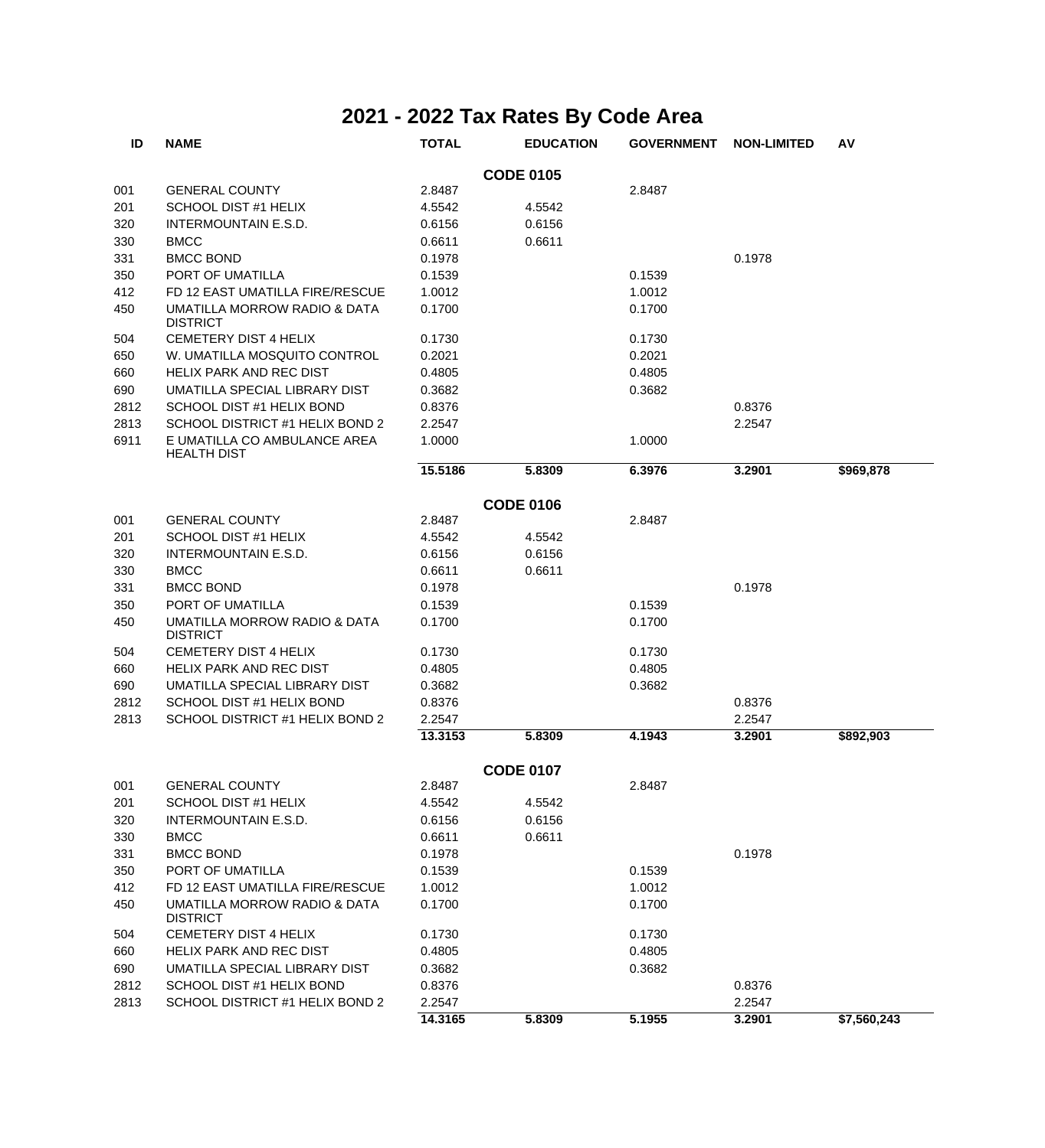# 2021 - 2022 Tax Rates By Code Area

| ID | NAME | TOTAL | EDUCATION | GOVERNMENT | NON-LIMITED | AV |
|---|---|---|---|---|---|---|
| | | | **CODE 0105** | | | |
| 001 | GENERAL COUNTY | 2.8487 | | 2.8487 | | |
| 201 | SCHOOL DIST #1 HELIX | 4.5542 | 4.5542 | | | |
| 320 | INTERMOUNTAIN E.S.D. | 0.6156 | 0.6156 | | | |
| 330 | BMCC | 0.6611 | 0.6611 | | | |
| 331 | BMCC BOND | 0.1978 | | | 0.1978 | |
| 350 | PORT OF UMATILLA | 0.1539 | | 0.1539 | | |
| 412 | FD 12 EAST UMATILLA FIRE/RESCUE | 1.0012 | | 1.0012 | | |
| 450 | UMATILLA MORROW RADIO & DATA DISTRICT | 0.1700 | | 0.1700 | | |
| 504 | CEMETERY DIST 4 HELIX | 0.1730 | | 0.1730 | | |
| 650 | W. UMATILLA MOSQUITO CONTROL | 0.2021 | | 0.2021 | | |
| 660 | HELIX PARK AND REC DIST | 0.4805 | | 0.4805 | | |
| 690 | UMATILLA SPECIAL LIBRARY DIST | 0.3682 | | 0.3682 | | |
| 2812 | SCHOOL DIST #1 HELIX BOND | 0.8376 | | | 0.8376 | |
| 2813 | SCHOOL DISTRICT #1 HELIX BOND 2 | 2.2547 | | | 2.2547 | |
| 6911 | E UMATILLA CO AMBULANCE AREA HEALTH DIST | 1.0000 | | 1.0000 | | |
| | | **15.5186** | **5.8309** | **6.3976** | **3.2901** | **$969,878** |
| | | | **CODE 0106** | | | |
| 001 | GENERAL COUNTY | 2.8487 | | 2.8487 | | |
| 201 | SCHOOL DIST #1 HELIX | 4.5542 | 4.5542 | | | |
| 320 | INTERMOUNTAIN E.S.D. | 0.6156 | 0.6156 | | | |
| 330 | BMCC | 0.6611 | 0.6611 | | | |
| 331 | BMCC BOND | 0.1978 | | | 0.1978 | |
| 350 | PORT OF UMATILLA | 0.1539 | | 0.1539 | | |
| 450 | UMATILLA MORROW RADIO & DATA DISTRICT | 0.1700 | | 0.1700 | | |
| 504 | CEMETERY DIST 4 HELIX | 0.1730 | | 0.1730 | | |
| 660 | HELIX PARK AND REC DIST | 0.4805 | | 0.4805 | | |
| 690 | UMATILLA SPECIAL LIBRARY DIST | 0.3682 | | 0.3682 | | |
| 2812 | SCHOOL DIST #1 HELIX BOND | 0.8376 | | | 0.8376 | |
| 2813 | SCHOOL DISTRICT #1 HELIX BOND 2 | 2.2547 | | | 2.2547 | |
| | | **13.3153** | **5.8309** | **4.1943** | **3.2901** | **$892,903** |
| | | | **CODE 0107** | | | |
| 001 | GENERAL COUNTY | 2.8487 | | 2.8487 | | |
| 201 | SCHOOL DIST #1 HELIX | 4.5542 | 4.5542 | | | |
| 320 | INTERMOUNTAIN E.S.D. | 0.6156 | 0.6156 | | | |
| 330 | BMCC | 0.6611 | 0.6611 | | | |
| 331 | BMCC BOND | 0.1978 | | | 0.1978 | |
| 350 | PORT OF UMATILLA | 0.1539 | | 0.1539 | | |
| 412 | FD 12 EAST UMATILLA FIRE/RESCUE | 1.0012 | | 1.0012 | | |
| 450 | UMATILLA MORROW RADIO & DATA DISTRICT | 0.1700 | | 0.1700 | | |
| 504 | CEMETERY DIST 4 HELIX | 0.1730 | | 0.1730 | | |
| 660 | HELIX PARK AND REC DIST | 0.4805 | | 0.4805 | | |
| 690 | UMATILLA SPECIAL LIBRARY DIST | 0.3682 | | 0.3682 | | |
| 2812 | SCHOOL DIST #1 HELIX BOND | 0.8376 | | | 0.8376 | |
| 2813 | SCHOOL DISTRICT #1 HELIX BOND 2 | 2.2547 | | | 2.2547 | |
| | | **14.3165** | **5.8309** | **5.1955** | **3.2901** | **$7,560,243** |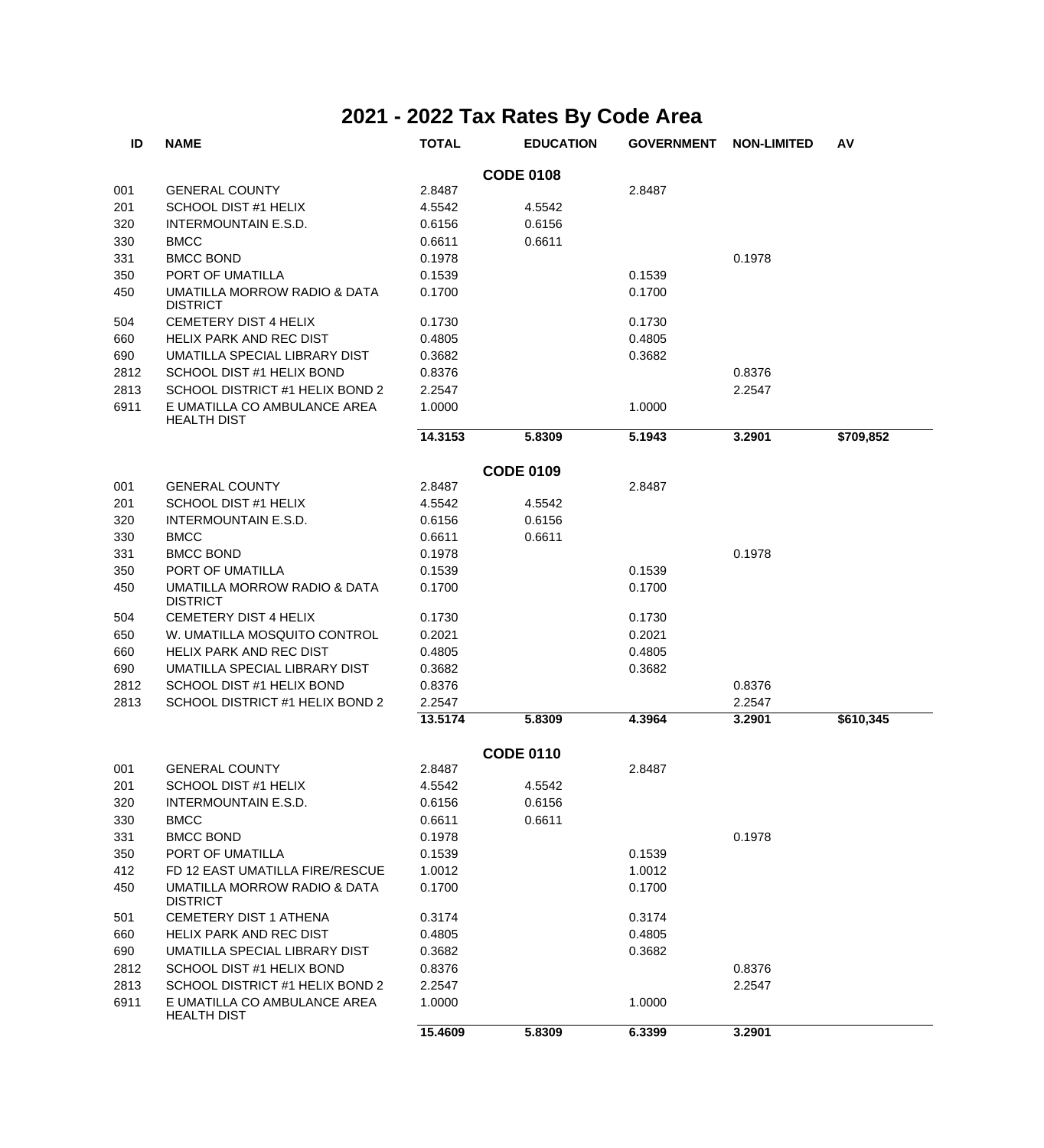# 2021 - 2022 Tax Rates By Code Area

| ID | NAME | TOTAL | EDUCATION | GOVERNMENT | NON-LIMITED | AV |
|---|---|---|---|---|---|---|
| | | | **CODE 0108** | | | |
| 001 | GENERAL COUNTY | 2.8487 | | 2.8487 | | |
| 201 | SCHOOL DIST #1 HELIX | 4.5542 | 4.5542 | | | |
| 320 | INTERMOUNTAIN E.S.D. | 0.6156 | 0.6156 | | | |
| 330 | BMCC | 0.6611 | 0.6611 | | | |
| 331 | BMCC BOND | 0.1978 | | | 0.1978 | |
| 350 | PORT OF UMATILLA | 0.1539 | | 0.1539 | | |
| 450 | UMATILLA MORROW RADIO & DATA DISTRICT | 0.1700 | | 0.1700 | | |
| 504 | CEMETERY DIST 4 HELIX | 0.1730 | | 0.1730 | | |
| 660 | HELIX PARK AND REC DIST | 0.4805 | | 0.4805 | | |
| 690 | UMATILLA SPECIAL LIBRARY DIST | 0.3682 | | 0.3682 | | |
| 2812 | SCHOOL DIST #1 HELIX BOND | 0.8376 | | | 0.8376 | |
| 2813 | SCHOOL DISTRICT #1 HELIX BOND 2 | 2.2547 | | | 2.2547 | |
| 6911 | E UMATILLA CO AMBULANCE AREA HEALTH DIST | 1.0000 | | 1.0000 | | |
| | | **14.3153** | **5.8309** | **5.1943** | **3.2901** | **$709,852** |
| | | | **CODE 0109** | | | |
| 001 | GENERAL COUNTY | 2.8487 | | 2.8487 | | |
| 201 | SCHOOL DIST #1 HELIX | 4.5542 | 4.5542 | | | |
| 320 | INTERMOUNTAIN E.S.D. | 0.6156 | 0.6156 | | | |
| 330 | BMCC | 0.6611 | 0.6611 | | | |
| 331 | BMCC BOND | 0.1978 | | | 0.1978 | |
| 350 | PORT OF UMATILLA | 0.1539 | | 0.1539 | | |
| 450 | UMATILLA MORROW RADIO & DATA DISTRICT | 0.1700 | | 0.1700 | | |
| 504 | CEMETERY DIST 4 HELIX | 0.1730 | | 0.1730 | | |
| 650 | W. UMATILLA MOSQUITO CONTROL | 0.2021 | | 0.2021 | | |
| 660 | HELIX PARK AND REC DIST | 0.4805 | | 0.4805 | | |
| 690 | UMATILLA SPECIAL LIBRARY DIST | 0.3682 | | 0.3682 | | |
| 2812 | SCHOOL DIST #1 HELIX BOND | 0.8376 | | | 0.8376 | |
| 2813 | SCHOOL DISTRICT #1 HELIX BOND 2 | 2.2547 | | | 2.2547 | |
| | | **13.5174** | **5.8309** | **4.3964** | **3.2901** | **$610,345** |
| | | | **CODE 0110** | | | |
| 001 | GENERAL COUNTY | 2.8487 | | 2.8487 | | |
| 201 | SCHOOL DIST #1 HELIX | 4.5542 | 4.5542 | | | |
| 320 | INTERMOUNTAIN E.S.D. | 0.6156 | 0.6156 | | | |
| 330 | BMCC | 0.6611 | 0.6611 | | | |
| 331 | BMCC BOND | 0.1978 | | | 0.1978 | |
| 350 | PORT OF UMATILLA | 0.1539 | | 0.1539 | | |
| 412 | FD 12 EAST UMATILLA FIRE/RESCUE | 1.0012 | | 1.0012 | | |
| 450 | UMATILLA MORROW RADIO & DATA DISTRICT | 0.1700 | | 0.1700 | | |
| 501 | CEMETERY DIST 1 ATHENA | 0.3174 | | 0.3174 | | |
| 660 | HELIX PARK AND REC DIST | 0.4805 | | 0.4805 | | |
| 690 | UMATILLA SPECIAL LIBRARY DIST | 0.3682 | | 0.3682 | | |
| 2812 | SCHOOL DIST #1 HELIX BOND | 0.8376 | | | 0.8376 | |
| 2813 | SCHOOL DISTRICT #1 HELIX BOND 2 | 2.2547 | | | 2.2547 | |
| 6911 | E UMATILLA CO AMBULANCE AREA HEALTH DIST | 1.0000 | | 1.0000 | | |
| | | **15.4609** | **5.8309** | **6.3399** | **3.2901** | |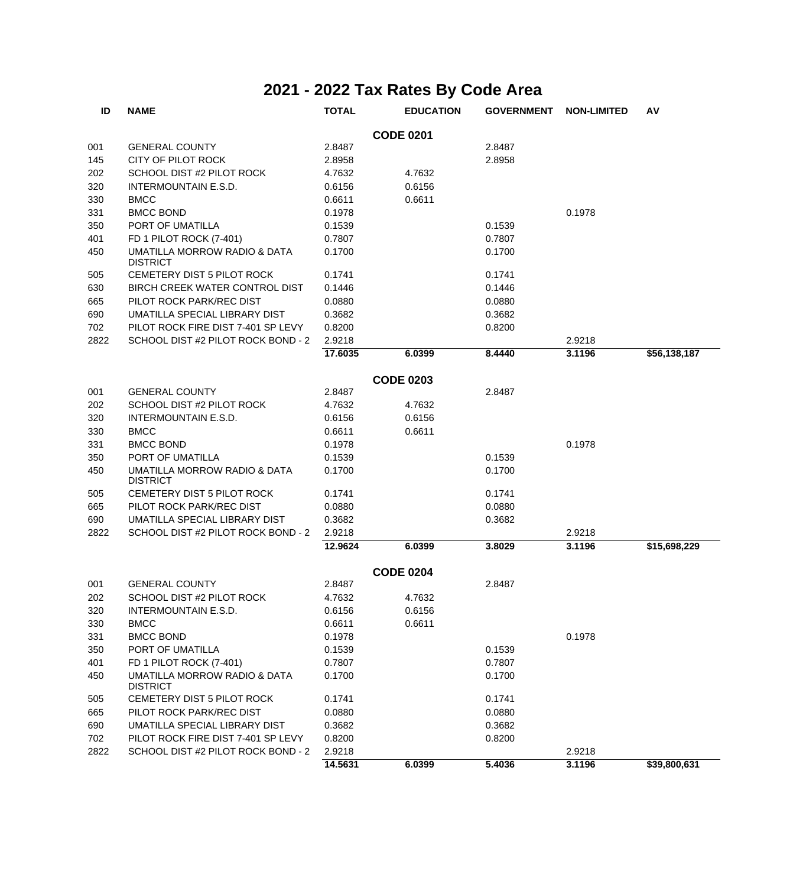# 2021 - 2022 Tax Rates By Code Area

| ID | NAME | TOTAL | EDUCATION | GOVERNMENT | NON-LIMITED | AV |
|---|---|---|---|---|---|---|
| | | **CODE 0201** | | | | |
| 001 | GENERAL COUNTY | 2.8487 | | 2.8487 | | |
| 145 | CITY OF PILOT ROCK | 2.8958 | | 2.8958 | | |
| 202 | SCHOOL DIST #2 PILOT ROCK | 4.7632 | 4.7632 | | | |
| 320 | INTERMOUNTAIN E.S.D. | 0.6156 | 0.6156 | | | |
| 330 | BMCC | 0.6611 | 0.6611 | | | |
| 331 | BMCC BOND | 0.1978 | | | 0.1978 | |
| 350 | PORT OF UMATILLA | 0.1539 | | 0.1539 | | |
| 401 | FD 1 PILOT ROCK (7-401) | 0.7807 | | 0.7807 | | |
| 450 | UMATILLA MORROW RADIO & DATA DISTRICT | 0.1700 | | 0.1700 | | |
| 505 | CEMETERY DIST 5 PILOT ROCK | 0.1741 | | 0.1741 | | |
| 630 | BIRCH CREEK WATER CONTROL DIST | 0.1446 | | 0.1446 | | |
| 665 | PILOT ROCK PARK/REC DIST | 0.0880 | | 0.0880 | | |
| 690 | UMATILLA SPECIAL LIBRARY DIST | 0.3682 | | 0.3682 | | |
| 702 | PILOT ROCK FIRE DIST 7-401 SP LEVY | 0.8200 | | 0.8200 | | |
| 2822 | SCHOOL DIST #2 PILOT ROCK BOND - 2 | 2.9218 | | | 2.9218 | |
| | | **17.6035** | **6.0399** | **8.4440** | **3.1196** | **$56,138,187** |
| | | **CODE 0203** | | | | |
| 001 | GENERAL COUNTY | 2.8487 | | 2.8487 | | |
| 202 | SCHOOL DIST #2 PILOT ROCK | 4.7632 | 4.7632 | | | |
| 320 | INTERMOUNTAIN E.S.D. | 0.6156 | 0.6156 | | | |
| 330 | BMCC | 0.6611 | 0.6611 | | | |
| 331 | BMCC BOND | 0.1978 | | | 0.1978 | |
| 350 | PORT OF UMATILLA | 0.1539 | | 0.1539 | | |
| 450 | UMATILLA MORROW RADIO & DATA DISTRICT | 0.1700 | | 0.1700 | | |
| 505 | CEMETERY DIST 5 PILOT ROCK | 0.1741 | | 0.1741 | | |
| 665 | PILOT ROCK PARK/REC DIST | 0.0880 | | 0.0880 | | |
| 690 | UMATILLA SPECIAL LIBRARY DIST | 0.3682 | | 0.3682 | | |
| 2822 | SCHOOL DIST #2 PILOT ROCK BOND - 2 | 2.9218 | | | 2.9218 | |
| | | **12.9624** | **6.0399** | **3.8029** | **3.1196** | **$15,698,229** |
| | | **CODE 0204** | | | | |
| 001 | GENERAL COUNTY | 2.8487 | | 2.8487 | | |
| 202 | SCHOOL DIST #2 PILOT ROCK | 4.7632 | 4.7632 | | | |
| 320 | INTERMOUNTAIN E.S.D. | 0.6156 | 0.6156 | | | |
| 330 | BMCC | 0.6611 | 0.6611 | | | |
| 331 | BMCC BOND | 0.1978 | | | 0.1978 | |
| 350 | PORT OF UMATILLA | 0.1539 | | 0.1539 | | |
| 401 | FD 1 PILOT ROCK (7-401) | 0.7807 | | 0.7807 | | |
| 450 | UMATILLA MORROW RADIO & DATA DISTRICT | 0.1700 | | 0.1700 | | |
| 505 | CEMETERY DIST 5 PILOT ROCK | 0.1741 | | 0.1741 | | |
| 665 | PILOT ROCK PARK/REC DIST | 0.0880 | | 0.0880 | | |
| 690 | UMATILLA SPECIAL LIBRARY DIST | 0.3682 | | 0.3682 | | |
| 702 | PILOT ROCK FIRE DIST 7-401 SP LEVY | 0.8200 | | 0.8200 | | |
| 2822 | SCHOOL DIST #2 PILOT ROCK BOND - 2 | 2.9218 | | | 2.9218 | |
| | | **14.5631** | **6.0399** | **5.4036** | **3.1196** | **$39,800,631** |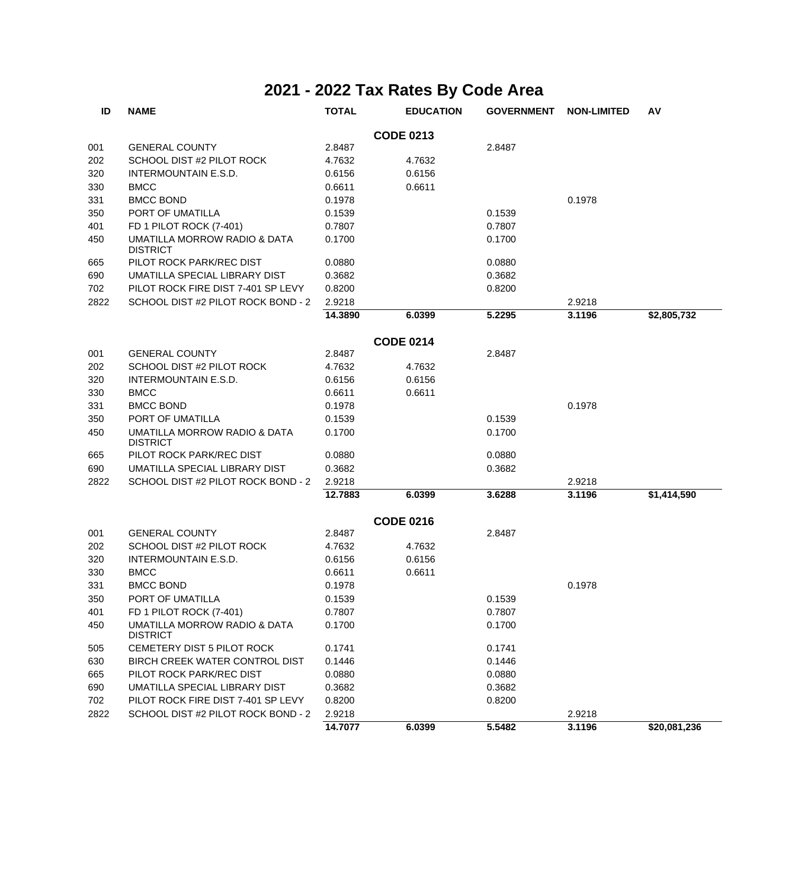# 2021 - 2022 Tax Rates By Code Area

| ID | NAME | TOTAL | EDUCATION | GOVERNMENT | NON-LIMITED | AV |
|---|---|---|---|---|---|---|
| | | | **CODE 0213** | | | |
| 001 | GENERAL COUNTY | 2.8487 | | 2.8487 | | |
| 202 | SCHOOL DIST #2 PILOT ROCK | 4.7632 | 4.7632 | | | |
| 320 | INTERMOUNTAIN E.S.D. | 0.6156 | 0.6156 | | | |
| 330 | BMCC | 0.6611 | 0.6611 | | | |
| 331 | BMCC BOND | 0.1978 | | | 0.1978 | |
| 350 | PORT OF UMATILLA | 0.1539 | | 0.1539 | | |
| 401 | FD 1 PILOT ROCK (7-401) | 0.7807 | | 0.7807 | | |
| 450 | UMATILLA MORROW RADIO & DATA DISTRICT | 0.1700 | | 0.1700 | | |
| 665 | PILOT ROCK PARK/REC DIST | 0.0880 | | 0.0880 | | |
| 690 | UMATILLA SPECIAL LIBRARY DIST | 0.3682 | | 0.3682 | | |
| 702 | PILOT ROCK FIRE DIST 7-401 SP LEVY | 0.8200 | | 0.8200 | | |
| 2822 | SCHOOL DIST #2 PILOT ROCK BOND - 2 | 2.9218 | | | 2.9218 | |
| | | **14.3890** | **6.0399** | **5.2295** | **3.1196** | **$2,805,732** |
| | | | **CODE 0214** | | | |
| 001 | GENERAL COUNTY | 2.8487 | | 2.8487 | | |
| 202 | SCHOOL DIST #2 PILOT ROCK | 4.7632 | 4.7632 | | | |
| 320 | INTERMOUNTAIN E.S.D. | 0.6156 | 0.6156 | | | |
| 330 | BMCC | 0.6611 | 0.6611 | | | |
| 331 | BMCC BOND | 0.1978 | | | 0.1978 | |
| 350 | PORT OF UMATILLA | 0.1539 | | 0.1539 | | |
| 450 | UMATILLA MORROW RADIO & DATA DISTRICT | 0.1700 | | 0.1700 | | |
| 665 | PILOT ROCK PARK/REC DIST | 0.0880 | | 0.0880 | | |
| 690 | UMATILLA SPECIAL LIBRARY DIST | 0.3682 | | 0.3682 | | |
| 2822 | SCHOOL DIST #2 PILOT ROCK BOND - 2 | 2.9218 | | | 2.9218 | |
| | | **12.7883** | **6.0399** | **3.6288** | **3.1196** | **$1,414,590** |
| | | | **CODE 0216** | | | |
| 001 | GENERAL COUNTY | 2.8487 | | 2.8487 | | |
| 202 | SCHOOL DIST #2 PILOT ROCK | 4.7632 | 4.7632 | | | |
| 320 | INTERMOUNTAIN E.S.D. | 0.6156 | 0.6156 | | | |
| 330 | BMCC | 0.6611 | 0.6611 | | | |
| 331 | BMCC BOND | 0.1978 | | | 0.1978 | |
| 350 | PORT OF UMATILLA | 0.1539 | | 0.1539 | | |
| 401 | FD 1 PILOT ROCK (7-401) | 0.7807 | | 0.7807 | | |
| 450 | UMATILLA MORROW RADIO & DATA DISTRICT | 0.1700 | | 0.1700 | | |
| 505 | CEMETERY DIST 5 PILOT ROCK | 0.1741 | | 0.1741 | | |
| 630 | BIRCH CREEK WATER CONTROL DIST | 0.1446 | | 0.1446 | | |
| 665 | PILOT ROCK PARK/REC DIST | 0.0880 | | 0.0880 | | |
| 690 | UMATILLA SPECIAL LIBRARY DIST | 0.3682 | | 0.3682 | | |
| 702 | PILOT ROCK FIRE DIST 7-401 SP LEVY | 0.8200 | | 0.8200 | | |
| 2822 | SCHOOL DIST #2 PILOT ROCK BOND - 2 | 2.9218 | | | 2.9218 | |
| | | **14.7077** | **6.0399** | **5.5482** | **3.1196** | **$20,081,236** |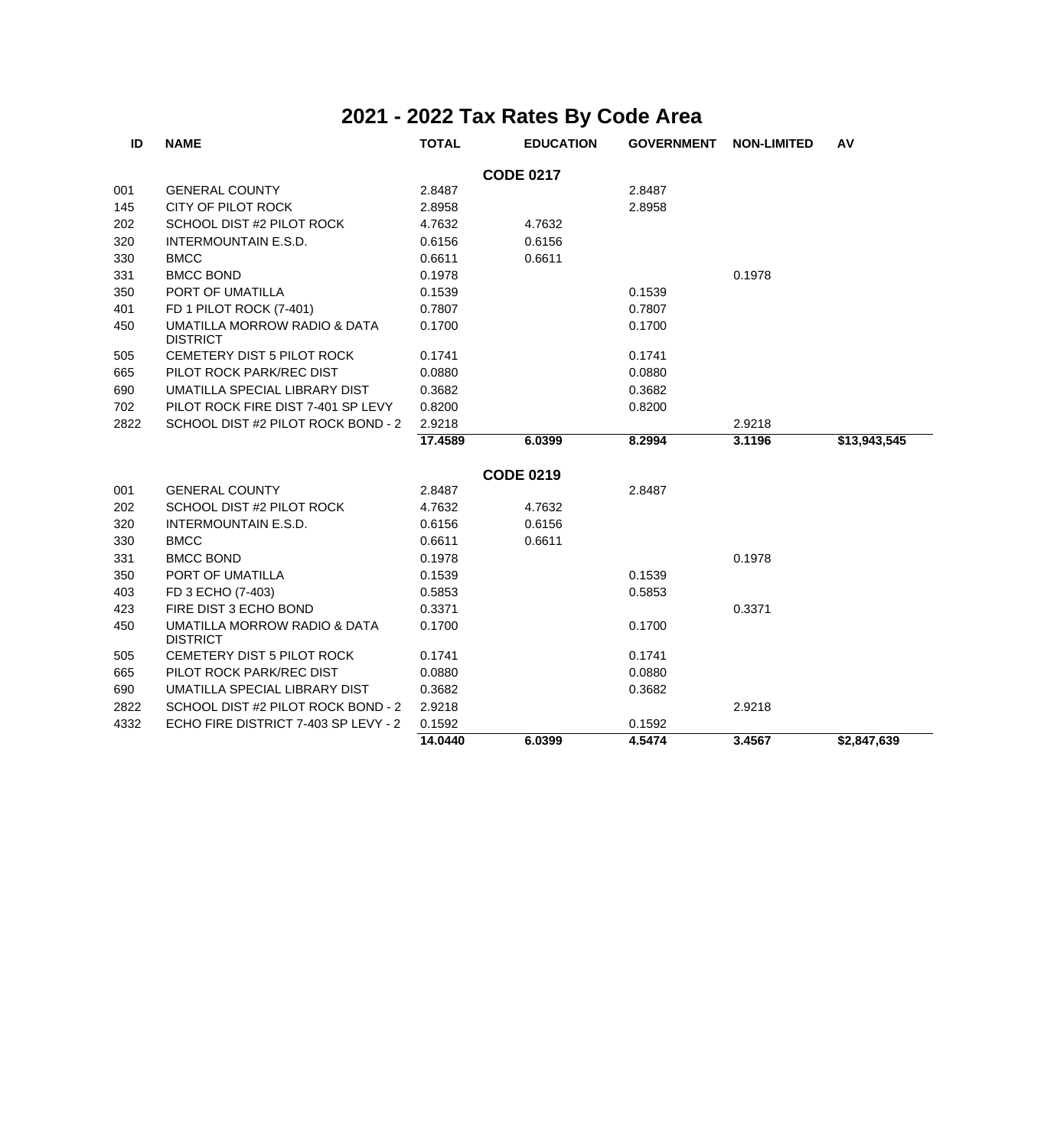# 2021 - 2022 Tax Rates By Code Area

| ID | NAME | TOTAL | EDUCATION | GOVERNMENT | NON-LIMITED | AV |
|---|---|---|---|---|---|---|
| | | | **CODE 0217** | | | |
| 001 | GENERAL COUNTY | 2.8487 | | 2.8487 | | |
| 145 | CITY OF PILOT ROCK | 2.8958 | | 2.8958 | | |
| 202 | SCHOOL DIST #2 PILOT ROCK | 4.7632 | 4.7632 | | | |
| 320 | INTERMOUNTAIN E.S.D. | 0.6156 | 0.6156 | | | |
| 330 | BMCC | 0.6611 | 0.6611 | | | |
| 331 | BMCC BOND | 0.1978 | | | 0.1978 | |
| 350 | PORT OF UMATILLA | 0.1539 | | 0.1539 | | |
| 401 | FD 1 PILOT ROCK (7-401) | 0.7807 | | 0.7807 | | |
| 450 | UMATILLA MORROW RADIO & DATA DISTRICT | 0.1700 | | 0.1700 | | |
| 505 | CEMETERY DIST 5 PILOT ROCK | 0.1741 | | 0.1741 | | |
| 665 | PILOT ROCK PARK/REC DIST | 0.0880 | | 0.0880 | | |
| 690 | UMATILLA SPECIAL LIBRARY DIST | 0.3682 | | 0.3682 | | |
| 702 | PILOT ROCK FIRE DIST 7-401 SP LEVY | 0.8200 | | 0.8200 | | |
| 2822 | SCHOOL DIST #2 PILOT ROCK BOND - 2 | 2.9218 | | | 2.9218 | |
| | | **17.4589** | **6.0399** | **8.2994** | **3.1196** | **$13,943,545** |
| | | | **CODE 0219** | | | |
| 001 | GENERAL COUNTY | 2.8487 | | 2.8487 | | |
| 202 | SCHOOL DIST #2 PILOT ROCK | 4.7632 | 4.7632 | | | |
| 320 | INTERMOUNTAIN E.S.D. | 0.6156 | 0.6156 | | | |
| 330 | BMCC | 0.6611 | 0.6611 | | | |
| 331 | BMCC BOND | 0.1978 | | | 0.1978 | |
| 350 | PORT OF UMATILLA | 0.1539 | | 0.1539 | | |
| 403 | FD 3 ECHO (7-403) | 0.5853 | | 0.5853 | | |
| 423 | FIRE DIST 3 ECHO BOND | 0.3371 | | | 0.3371 | |
| 450 | UMATILLA MORROW RADIO & DATA DISTRICT | 0.1700 | | 0.1700 | | |
| 505 | CEMETERY DIST 5 PILOT ROCK | 0.1741 | | 0.1741 | | |
| 665 | PILOT ROCK PARK/REC DIST | 0.0880 | | 0.0880 | | |
| 690 | UMATILLA SPECIAL LIBRARY DIST | 0.3682 | | 0.3682 | | |
| 2822 | SCHOOL DIST #2 PILOT ROCK BOND - 2 | 2.9218 | | | 2.9218 | |
| 4332 | ECHO FIRE DISTRICT 7-403 SP LEVY - 2 | 0.1592 | | 0.1592 | | |
| | | **14.0440** | **6.0399** | **4.5474** | **3.4567** | **$2,847,639** |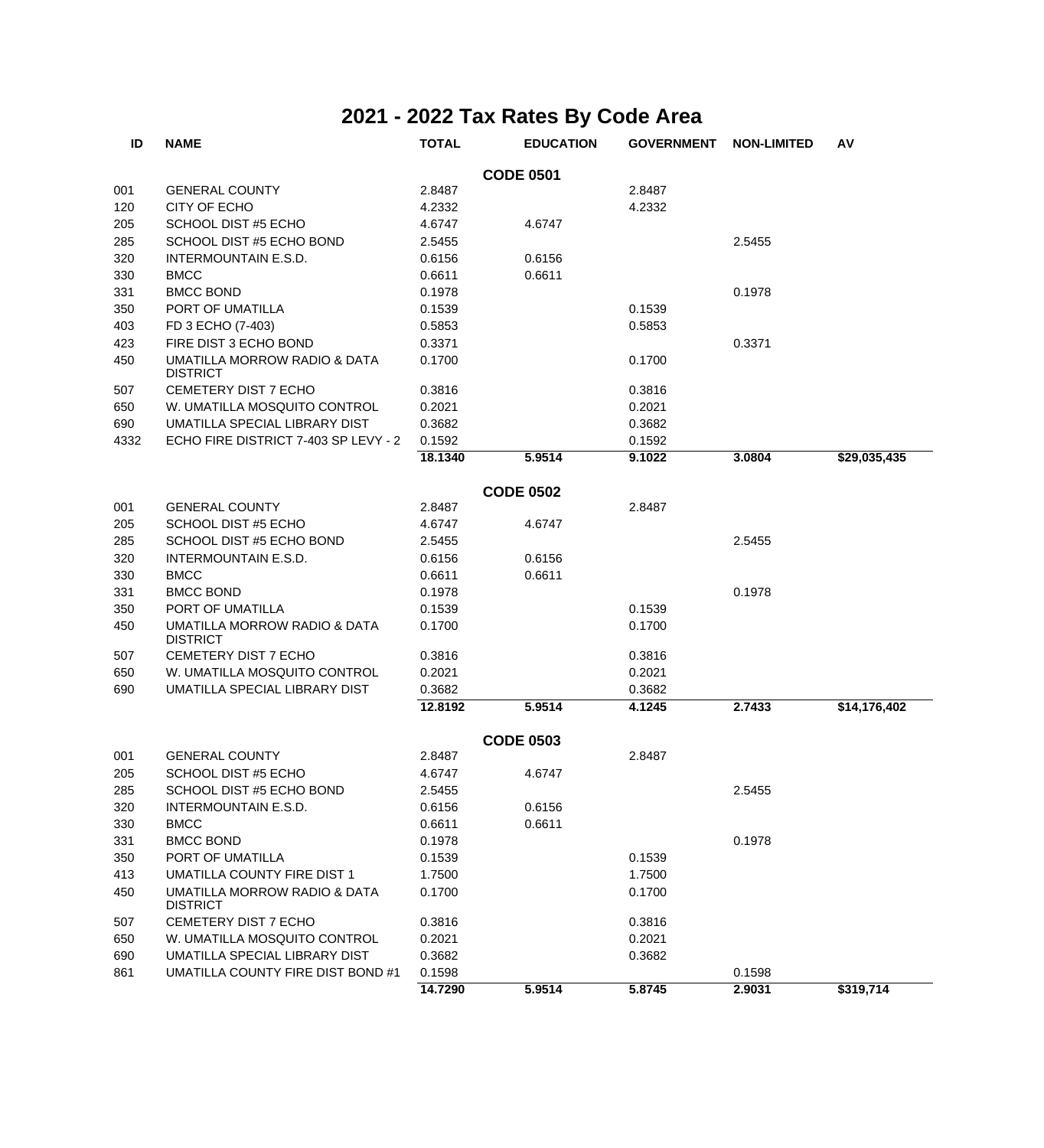# 2021 - 2022 Tax Rates By Code Area

| ID | NAME | TOTAL | EDUCATION | GOVERNMENT | NON-LIMITED | AV |
|---|---|---|---|---|---|---|
| | | | **CODE 0501** | | | |
| 001 | GENERAL COUNTY | 2.8487 | | 2.8487 | | |
| 120 | CITY OF ECHO | 4.2332 | | 4.2332 | | |
| 205 | SCHOOL DIST #5 ECHO | 4.6747 | 4.6747 | | | |
| 285 | SCHOOL DIST #5 ECHO BOND | 2.5455 | | | 2.5455 | |
| 320 | INTERMOUNTAIN E.S.D. | 0.6156 | 0.6156 | | | |
| 330 | BMCC | 0.6611 | 0.6611 | | | |
| 331 | BMCC BOND | 0.1978 | | | 0.1978 | |
| 350 | PORT OF UMATILLA | 0.1539 | | 0.1539 | | |
| 403 | FD 3 ECHO (7-403) | 0.5853 | | 0.5853 | | |
| 423 | FIRE DIST 3 ECHO BOND | 0.3371 | | | 0.3371 | |
| 450 | UMATILLA MORROW RADIO & DATA DISTRICT | 0.1700 | | 0.1700 | | |
| 507 | CEMETERY DIST 7 ECHO | 0.3816 | | 0.3816 | | |
| 650 | W. UMATILLA MOSQUITO CONTROL | 0.2021 | | 0.2021 | | |
| 690 | UMATILLA SPECIAL LIBRARY DIST | 0.3682 | | 0.3682 | | |
| 4332 | ECHO FIRE DISTRICT 7-403 SP LEVY - 2 | 0.1592 | | 0.1592 | | |
| | | **18.1340** | **5.9514** | **9.1022** | **3.0804** | **$29,035,435** |
| | | | **CODE 0502** | | | |
| 001 | GENERAL COUNTY | 2.8487 | | 2.8487 | | |
| 205 | SCHOOL DIST #5 ECHO | 4.6747 | 4.6747 | | | |
| 285 | SCHOOL DIST #5 ECHO BOND | 2.5455 | | | 2.5455 | |
| 320 | INTERMOUNTAIN E.S.D. | 0.6156 | 0.6156 | | | |
| 330 | BMCC | 0.6611 | 0.6611 | | | |
| 331 | BMCC BOND | 0.1978 | | | 0.1978 | |
| 350 | PORT OF UMATILLA | 0.1539 | | 0.1539 | | |
| 450 | UMATILLA MORROW RADIO & DATA DISTRICT | 0.1700 | | 0.1700 | | |
| 507 | CEMETERY DIST 7 ECHO | 0.3816 | | 0.3816 | | |
| 650 | W. UMATILLA MOSQUITO CONTROL | 0.2021 | | 0.2021 | | |
| 690 | UMATILLA SPECIAL LIBRARY DIST | 0.3682 | | 0.3682 | | |
| | | **12.8192** | **5.9514** | **4.1245** | **2.7433** | **$14,176,402** |
| | | | **CODE 0503** | | | |
| 001 | GENERAL COUNTY | 2.8487 | | 2.8487 | | |
| 205 | SCHOOL DIST #5 ECHO | 4.6747 | 4.6747 | | | |
| 285 | SCHOOL DIST #5 ECHO BOND | 2.5455 | | | 2.5455 | |
| 320 | INTERMOUNTAIN E.S.D. | 0.6156 | 0.6156 | | | |
| 330 | BMCC | 0.6611 | 0.6611 | | | |
| 331 | BMCC BOND | 0.1978 | | | 0.1978 | |
| 350 | PORT OF UMATILLA | 0.1539 | | 0.1539 | | |
| 413 | UMATILLA COUNTY FIRE DIST 1 | 1.7500 | | 1.7500 | | |
| 450 | UMATILLA MORROW RADIO & DATA DISTRICT | 0.1700 | | 0.1700 | | |
| 507 | CEMETERY DIST 7 ECHO | 0.3816 | | 0.3816 | | |
| 650 | W. UMATILLA MOSQUITO CONTROL | 0.2021 | | 0.2021 | | |
| 690 | UMATILLA SPECIAL LIBRARY DIST | 0.3682 | | 0.3682 | | |
| 861 | UMATILLA COUNTY FIRE DIST BOND #1 | 0.1598 | | | 0.1598 | |
| | | **14.7290** | **5.9514** | **5.8745** | **2.9031** | **$319,714** |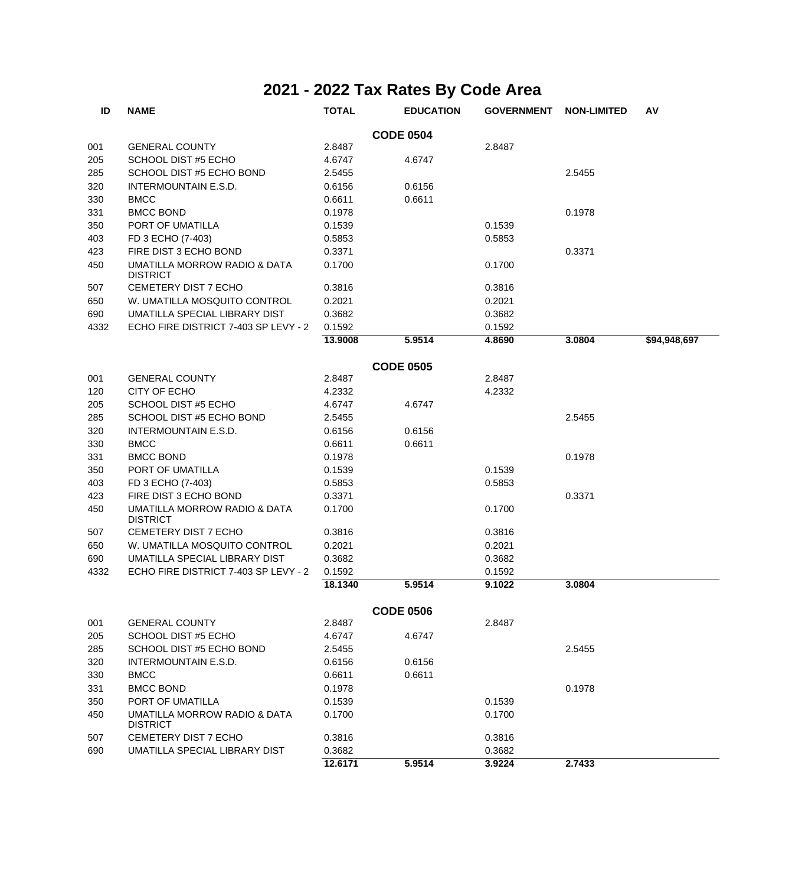# 2021 - 2022 Tax Rates By Code Area

| ID | NAME | TOTAL | EDUCATION | GOVERNMENT | NON-LIMITED | AV |
|---|---|---|---|---|---|---|
| | | | **CODE 0504** | | | |
| 001 | GENERAL COUNTY | 2.8487 | | 2.8487 | | |
| 205 | SCHOOL DIST #5 ECHO | 4.6747 | 4.6747 | | | |
| 285 | SCHOOL DIST #5 ECHO BOND | 2.5455 | | | 2.5455 | |
| 320 | INTERMOUNTAIN E.S.D. | 0.6156 | 0.6156 | | | |
| 330 | BMCC | 0.6611 | 0.6611 | | | |
| 331 | BMCC BOND | 0.1978 | | | 0.1978 | |
| 350 | PORT OF UMATILLA | 0.1539 | | 0.1539 | | |
| 403 | FD 3 ECHO (7-403) | 0.5853 | | 0.5853 | | |
| 423 | FIRE DIST 3 ECHO BOND | 0.3371 | | | 0.3371 | |
| 450 | UMATILLA MORROW RADIO & DATA DISTRICT | 0.1700 | | 0.1700 | | |
| 507 | CEMETERY DIST 7 ECHO | 0.3816 | | 0.3816 | | |
| 650 | W. UMATILLA MOSQUITO CONTROL | 0.2021 | | 0.2021 | | |
| 690 | UMATILLA SPECIAL LIBRARY DIST | 0.3682 | | 0.3682 | | |
| 4332 | ECHO FIRE DISTRICT 7-403 SP LEVY - 2 | 0.1592 | | 0.1592 | | |
| | | **13.9008** | **5.9514** | **4.8690** | **3.0804** | **$94,948,697** |
| | | | **CODE 0505** | | | |
| 001 | GENERAL COUNTY | 2.8487 | | 2.8487 | | |
| 120 | CITY OF ECHO | 4.2332 | | 4.2332 | | |
| 205 | SCHOOL DIST #5 ECHO | 4.6747 | 4.6747 | | | |
| 285 | SCHOOL DIST #5 ECHO BOND | 2.5455 | | | 2.5455 | |
| 320 | INTERMOUNTAIN E.S.D. | 0.6156 | 0.6156 | | | |
| 330 | BMCC | 0.6611 | 0.6611 | | | |
| 331 | BMCC BOND | 0.1978 | | | 0.1978 | |
| 350 | PORT OF UMATILLA | 0.1539 | | 0.1539 | | |
| 403 | FD 3 ECHO (7-403) | 0.5853 | | 0.5853 | | |
| 423 | FIRE DIST 3 ECHO BOND | 0.3371 | | | 0.3371 | |
| 450 | UMATILLA MORROW RADIO & DATA DISTRICT | 0.1700 | | 0.1700 | | |
| 507 | CEMETERY DIST 7 ECHO | 0.3816 | | 0.3816 | | |
| 650 | W. UMATILLA MOSQUITO CONTROL | 0.2021 | | 0.2021 | | |
| 690 | UMATILLA SPECIAL LIBRARY DIST | 0.3682 | | 0.3682 | | |
| 4332 | ECHO FIRE DISTRICT 7-403 SP LEVY - 2 | 0.1592 | | 0.1592 | | |
| | | **18.1340** | **5.9514** | **9.1022** | **3.0804** | |
| | | | **CODE 0506** | | | |
| 001 | GENERAL COUNTY | 2.8487 | | 2.8487 | | |
| 205 | SCHOOL DIST #5 ECHO | 4.6747 | 4.6747 | | | |
| 285 | SCHOOL DIST #5 ECHO BOND | 2.5455 | | | 2.5455 | |
| 320 | INTERMOUNTAIN E.S.D. | 0.6156 | 0.6156 | | | |
| 330 | BMCC | 0.6611 | 0.6611 | | | |
| 331 | BMCC BOND | 0.1978 | | | 0.1978 | |
| 350 | PORT OF UMATILLA | 0.1539 | | 0.1539 | | |
| 450 | UMATILLA MORROW RADIO & DATA DISTRICT | 0.1700 | | 0.1700 | | |
| 507 | CEMETERY DIST 7 ECHO | 0.3816 | | 0.3816 | | |
| 690 | UMATILLA SPECIAL LIBRARY DIST | 0.3682 | | 0.3682 | | |
| | | **12.6171** | **5.9514** | **3.9224** | **2.7433** | |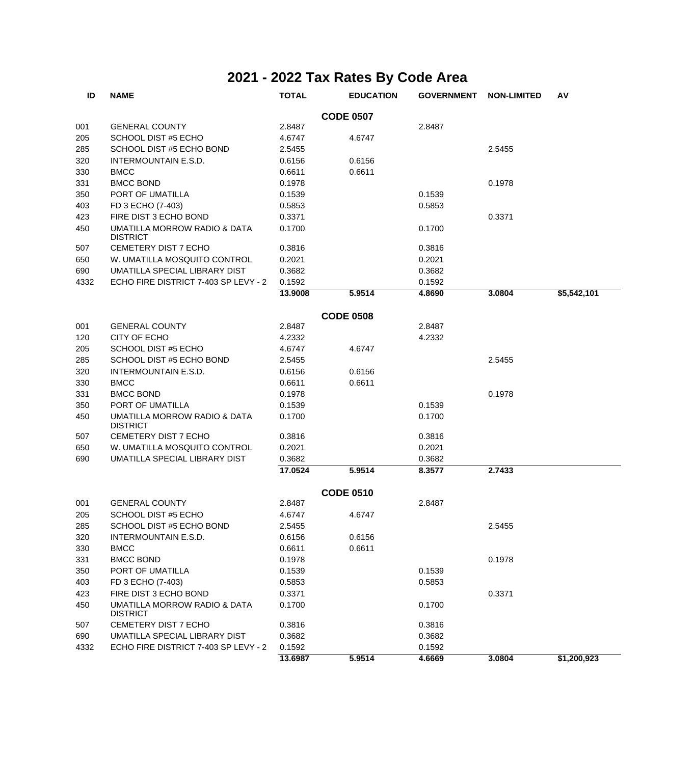# 2021 - 2022 Tax Rates By Code Area

| ID | NAME | TOTAL | EDUCATION | GOVERNMENT | NON-LIMITED | AV |
|---|---|---|---|---|---|---|
| | | | **CODE 0507** | | | |
| 001 | GENERAL COUNTY | 2.8487 | | 2.8487 | | |
| 205 | SCHOOL DIST #5 ECHO | 4.6747 | 4.6747 | | | |
| 285 | SCHOOL DIST #5 ECHO BOND | 2.5455 | | | 2.5455 | |
| 320 | INTERMOUNTAIN E.S.D. | 0.6156 | 0.6156 | | | |
| 330 | BMCC | 0.6611 | 0.6611 | | | |
| 331 | BMCC BOND | 0.1978 | | | 0.1978 | |
| 350 | PORT OF UMATILLA | 0.1539 | | 0.1539 | | |
| 403 | FD 3 ECHO (7-403) | 0.5853 | | 0.5853 | | |
| 423 | FIRE DIST 3 ECHO BOND | 0.3371 | | | 0.3371 | |
| 450 | UMATILLA MORROW RADIO & DATA DISTRICT | 0.1700 | | 0.1700 | | |
| 507 | CEMETERY DIST 7 ECHO | 0.3816 | | 0.3816 | | |
| 650 | W. UMATILLA MOSQUITO CONTROL | 0.2021 | | 0.2021 | | |
| 690 | UMATILLA SPECIAL LIBRARY DIST | 0.3682 | | 0.3682 | | |
| 4332 | ECHO FIRE DISTRICT 7-403 SP LEVY - 2 | 0.1592 | | 0.1592 | | |
| | | **13.9008** | **5.9514** | **4.8690** | **3.0804** | **$5,542,101** |
| | | | **CODE 0508** | | | |
| 001 | GENERAL COUNTY | 2.8487 | | 2.8487 | | |
| 120 | CITY OF ECHO | 4.2332 | | 4.2332 | | |
| 205 | SCHOOL DIST #5 ECHO | 4.6747 | 4.6747 | | | |
| 285 | SCHOOL DIST #5 ECHO BOND | 2.5455 | | | 2.5455 | |
| 320 | INTERMOUNTAIN E.S.D. | 0.6156 | 0.6156 | | | |
| 330 | BMCC | 0.6611 | 0.6611 | | | |
| 331 | BMCC BOND | 0.1978 | | | 0.1978 | |
| 350 | PORT OF UMATILLA | 0.1539 | | 0.1539 | | |
| 450 | UMATILLA MORROW RADIO & DATA DISTRICT | 0.1700 | | 0.1700 | | |
| 507 | CEMETERY DIST 7 ECHO | 0.3816 | | 0.3816 | | |
| 650 | W. UMATILLA MOSQUITO CONTROL | 0.2021 | | 0.2021 | | |
| 690 | UMATILLA SPECIAL LIBRARY DIST | 0.3682 | | 0.3682 | | |
| | | **17.0524** | **5.9514** | **8.3577** | **2.7433** | |
| | | | **CODE 0510** | | | |
| 001 | GENERAL COUNTY | 2.8487 | | 2.8487 | | |
| 205 | SCHOOL DIST #5 ECHO | 4.6747 | 4.6747 | | | |
| 285 | SCHOOL DIST #5 ECHO BOND | 2.5455 | | | 2.5455 | |
| 320 | INTERMOUNTAIN E.S.D. | 0.6156 | 0.6156 | | | |
| 330 | BMCC | 0.6611 | 0.6611 | | | |
| 331 | BMCC BOND | 0.1978 | | | 0.1978 | |
| 350 | PORT OF UMATILLA | 0.1539 | | 0.1539 | | |
| 403 | FD 3 ECHO (7-403) | 0.5853 | | 0.5853 | | |
| 423 | FIRE DIST 3 ECHO BOND | 0.3371 | | | 0.3371 | |
| 450 | UMATILLA MORROW RADIO & DATA DISTRICT | 0.1700 | | 0.1700 | | |
| 507 | CEMETERY DIST 7 ECHO | 0.3816 | | 0.3816 | | |
| 690 | UMATILLA SPECIAL LIBRARY DIST | 0.3682 | | 0.3682 | | |
| 4332 | ECHO FIRE DISTRICT 7-403 SP LEVY - 2 | 0.1592 | | 0.1592 | | |
| | | **13.6987** | **5.9514** | **4.6669** | **3.0804** | **$1,200,923** |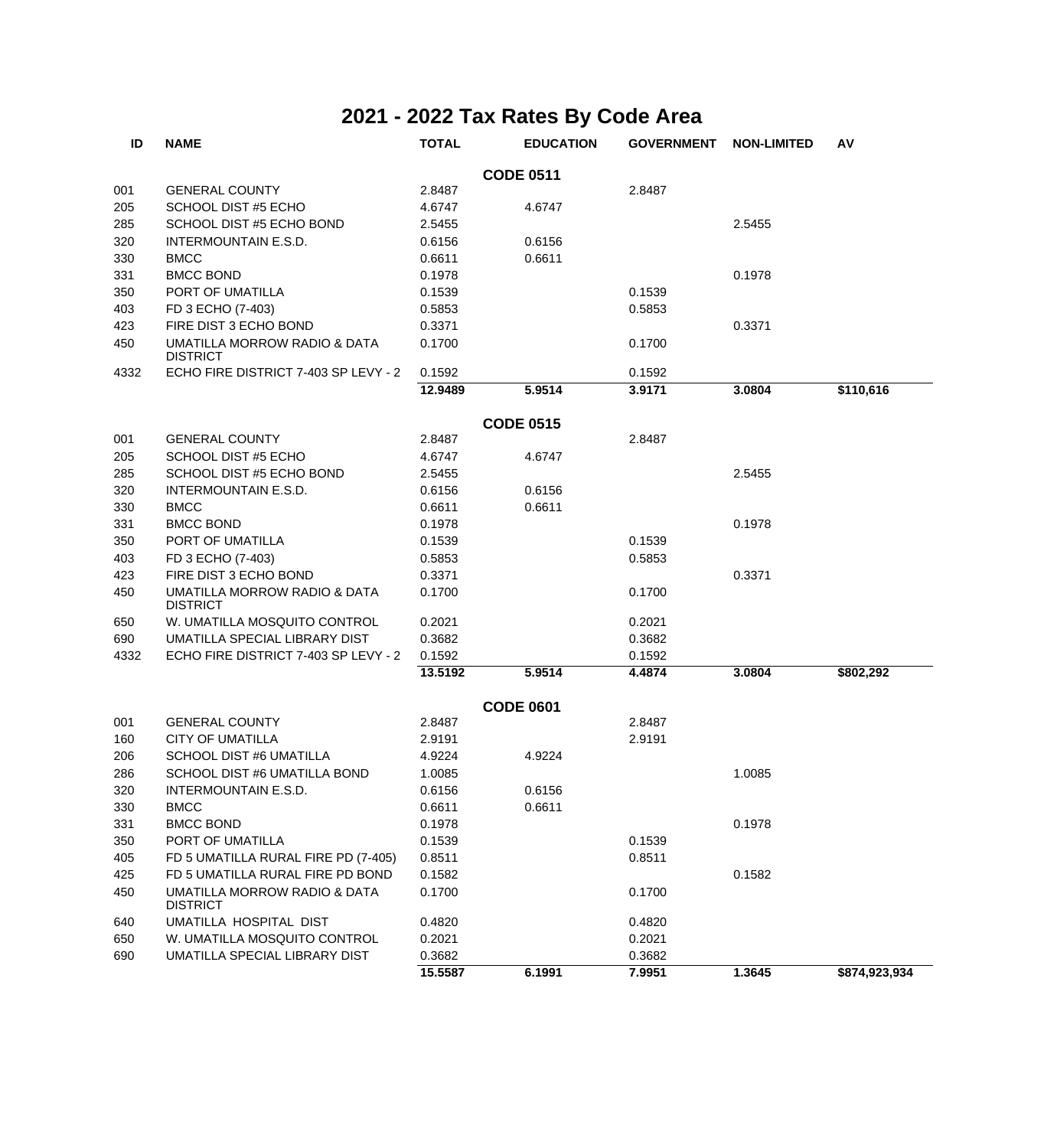# 2021 - 2022 Tax Rates By Code Area

| ID | NAME | TOTAL | EDUCATION | GOVERNMENT | NON-LIMITED | AV |
|---|---|---|---|---|---|---|
| | | | **CODE 0511** | | | |
| 001 | GENERAL COUNTY | 2.8487 | | 2.8487 | | |
| 205 | SCHOOL DIST #5 ECHO | 4.6747 | 4.6747 | | | |
| 285 | SCHOOL DIST #5 ECHO BOND | 2.5455 | | | 2.5455 | |
| 320 | INTERMOUNTAIN E.S.D. | 0.6156 | 0.6156 | | | |
| 330 | BMCC | 0.6611 | 0.6611 | | | |
| 331 | BMCC BOND | 0.1978 | | | 0.1978 | |
| 350 | PORT OF UMATILLA | 0.1539 | | 0.1539 | | |
| 403 | FD 3 ECHO (7-403) | 0.5853 | | 0.5853 | | |
| 423 | FIRE DIST 3 ECHO BOND | 0.3371 | | | 0.3371 | |
| 450 | UMATILLA MORROW RADIO & DATA DISTRICT | 0.1700 | | 0.1700 | | |
| 4332 | ECHO FIRE DISTRICT 7-403 SP LEVY - 2 | 0.1592 | | 0.1592 | | |
| | | **12.9489** | **5.9514** | **3.9171** | **3.0804** | **$110,616** |
| | | | **CODE 0515** | | | |
| 001 | GENERAL COUNTY | 2.8487 | | 2.8487 | | |
| 205 | SCHOOL DIST #5 ECHO | 4.6747 | 4.6747 | | | |
| 285 | SCHOOL DIST #5 ECHO BOND | 2.5455 | | | 2.5455 | |
| 320 | INTERMOUNTAIN E.S.D. | 0.6156 | 0.6156 | | | |
| 330 | BMCC | 0.6611 | 0.6611 | | | |
| 331 | BMCC BOND | 0.1978 | | | 0.1978 | |
| 350 | PORT OF UMATILLA | 0.1539 | | 0.1539 | | |
| 403 | FD 3 ECHO (7-403) | 0.5853 | | 0.5853 | | |
| 423 | FIRE DIST 3 ECHO BOND | 0.3371 | | | 0.3371 | |
| 450 | UMATILLA MORROW RADIO & DATA DISTRICT | 0.1700 | | 0.1700 | | |
| 650 | W. UMATILLA MOSQUITO CONTROL | 0.2021 | | 0.2021 | | |
| 690 | UMATILLA SPECIAL LIBRARY DIST | 0.3682 | | 0.3682 | | |
| 4332 | ECHO FIRE DISTRICT 7-403 SP LEVY - 2 | 0.1592 | | 0.1592 | | |
| | | **13.5192** | **5.9514** | **4.4874** | **3.0804** | **$802,292** |
| | | | **CODE 0601** | | | |
| 001 | GENERAL COUNTY | 2.8487 | | 2.8487 | | |
| 160 | CITY OF UMATILLA | 2.9191 | | 2.9191 | | |
| 206 | SCHOOL DIST #6 UMATILLA | 4.9224 | 4.9224 | | | |
| 286 | SCHOOL DIST #6 UMATILLA BOND | 1.0085 | | | 1.0085 | |
| 320 | INTERMOUNTAIN E.S.D. | 0.6156 | 0.6156 | | | |
| 330 | BMCC | 0.6611 | 0.6611 | | | |
| 331 | BMCC BOND | 0.1978 | | | 0.1978 | |
| 350 | PORT OF UMATILLA | 0.1539 | | 0.1539 | | |
| 405 | FD 5 UMATILLA RURAL FIRE PD (7-405) | 0.8511 | | 0.8511 | | |
| 425 | FD 5 UMATILLA RURAL FIRE PD BOND | 0.1582 | | | 0.1582 | |
| 450 | UMATILLA MORROW RADIO & DATA DISTRICT | 0.1700 | | 0.1700 | | |
| 640 | UMATILLA HOSPITAL DIST | 0.4820 | | 0.4820 | | |
| 650 | W. UMATILLA MOSQUITO CONTROL | 0.2021 | | 0.2021 | | |
| 690 | UMATILLA SPECIAL LIBRARY DIST | 0.3682 | | 0.3682 | | |
| | | **15.5587** | **6.1991** | **7.9951** | **1.3645** | **$874,923,934** |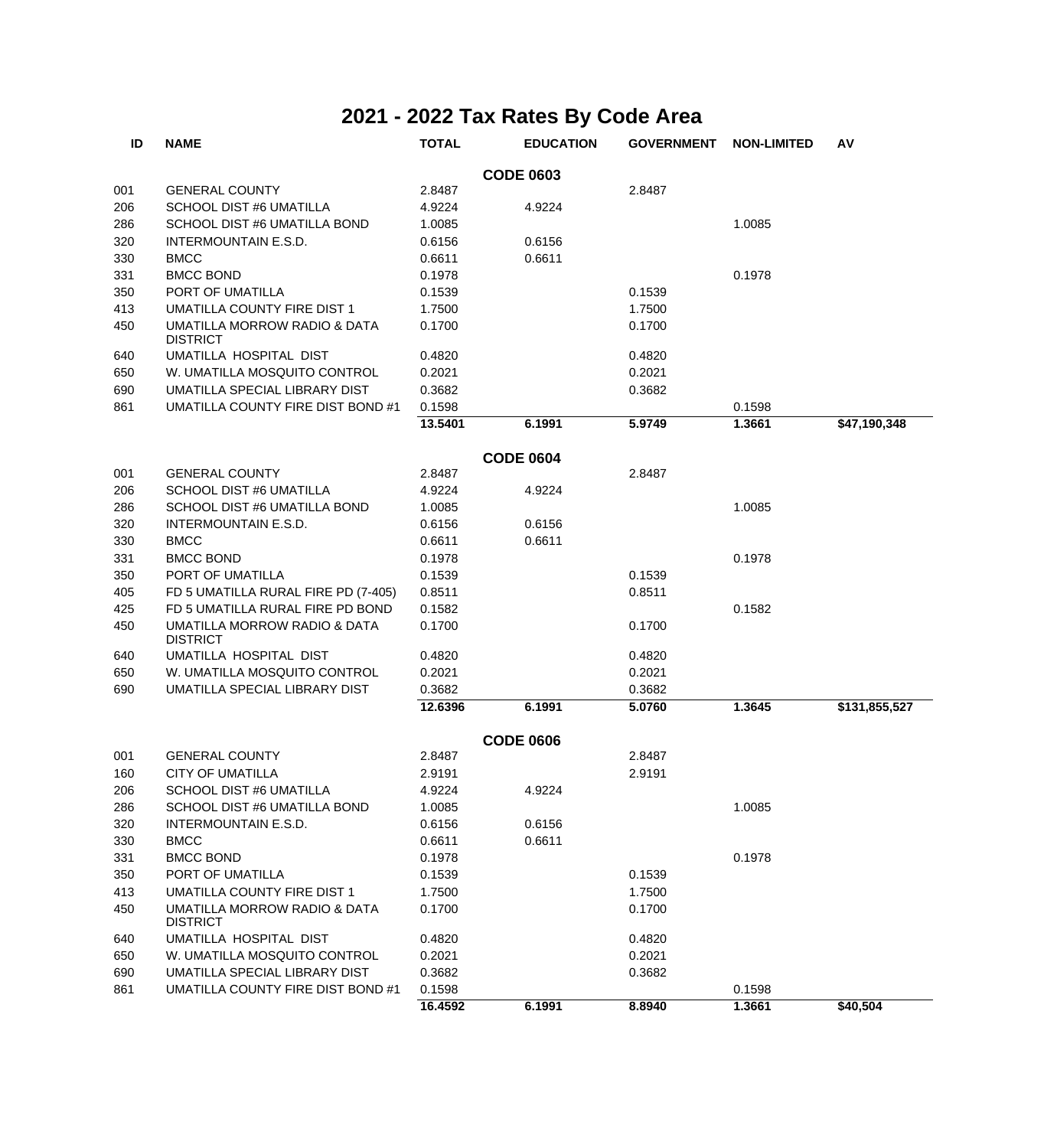# 2021 - 2022 Tax Rates By Code Area

| ID | NAME | TOTAL | EDUCATION | GOVERNMENT | NON-LIMITED | AV |
|---|---|---|---|---|---|---|
| | | | **CODE 0603** | | | |
| 001 | GENERAL COUNTY | 2.8487 | | 2.8487 | | |
| 206 | SCHOOL DIST #6 UMATILLA | 4.9224 | 4.9224 | | | |
| 286 | SCHOOL DIST #6 UMATILLA BOND | 1.0085 | | | 1.0085 | |
| 320 | INTERMOUNTAIN E.S.D. | 0.6156 | 0.6156 | | | |
| 330 | BMCC | 0.6611 | 0.6611 | | | |
| 331 | BMCC BOND | 0.1978 | | | 0.1978 | |
| 350 | PORT OF UMATILLA | 0.1539 | | 0.1539 | | |
| 413 | UMATILLA COUNTY FIRE DIST 1 | 1.7500 | | 1.7500 | | |
| 450 | UMATILLA MORROW RADIO & DATA DISTRICT | 0.1700 | | 0.1700 | | |
| 640 | UMATILLA HOSPITAL DIST | 0.4820 | | 0.4820 | | |
| 650 | W. UMATILLA MOSQUITO CONTROL | 0.2021 | | 0.2021 | | |
| 690 | UMATILLA SPECIAL LIBRARY DIST | 0.3682 | | 0.3682 | | |
| 861 | UMATILLA COUNTY FIRE DIST BOND #1 | 0.1598 | | | 0.1598 | |
| | | **13.5401** | **6.1991** | **5.9749** | **1.3661** | **$47,190,348** |
| | | | **CODE 0604** | | | |
| 001 | GENERAL COUNTY | 2.8487 | | 2.8487 | | |
| 206 | SCHOOL DIST #6 UMATILLA | 4.9224 | 4.9224 | | | |
| 286 | SCHOOL DIST #6 UMATILLA BOND | 1.0085 | | | 1.0085 | |
| 320 | INTERMOUNTAIN E.S.D. | 0.6156 | 0.6156 | | | |
| 330 | BMCC | 0.6611 | 0.6611 | | | |
| 331 | BMCC BOND | 0.1978 | | | 0.1978 | |
| 350 | PORT OF UMATILLA | 0.1539 | | 0.1539 | | |
| 405 | FD 5 UMATILLA RURAL FIRE PD (7-405) | 0.8511 | | 0.8511 | | |
| 425 | FD 5 UMATILLA RURAL FIRE PD BOND | 0.1582 | | | 0.1582 | |
| 450 | UMATILLA MORROW RADIO & DATA DISTRICT | 0.1700 | | 0.1700 | | |
| 640 | UMATILLA HOSPITAL DIST | 0.4820 | | 0.4820 | | |
| 650 | W. UMATILLA MOSQUITO CONTROL | 0.2021 | | 0.2021 | | |
| 690 | UMATILLA SPECIAL LIBRARY DIST | 0.3682 | | 0.3682 | | |
| | | **12.6396** | **6.1991** | **5.0760** | **1.3645** | **$131,855,527** |
| | | | **CODE 0606** | | | |
| 001 | GENERAL COUNTY | 2.8487 | | 2.8487 | | |
| 160 | CITY OF UMATILLA | 2.9191 | | 2.9191 | | |
| 206 | SCHOOL DIST #6 UMATILLA | 4.9224 | 4.9224 | | | |
| 286 | SCHOOL DIST #6 UMATILLA BOND | 1.0085 | | | 1.0085 | |
| 320 | INTERMOUNTAIN E.S.D. | 0.6156 | 0.6156 | | | |
| 330 | BMCC | 0.6611 | 0.6611 | | | |
| 331 | BMCC BOND | 0.1978 | | | 0.1978 | |
| 350 | PORT OF UMATILLA | 0.1539 | | 0.1539 | | |
| 413 | UMATILLA COUNTY FIRE DIST 1 | 1.7500 | | 1.7500 | | |
| 450 | UMATILLA MORROW RADIO & DATA DISTRICT | 0.1700 | | 0.1700 | | |
| 640 | UMATILLA HOSPITAL DIST | 0.4820 | | 0.4820 | | |
| 650 | W. UMATILLA MOSQUITO CONTROL | 0.2021 | | 0.2021 | | |
| 690 | UMATILLA SPECIAL LIBRARY DIST | 0.3682 | | 0.3682 | | |
| 861 | UMATILLA COUNTY FIRE DIST BOND #1 | 0.1598 | | | 0.1598 | |
| | | **16.4592** | **6.1991** | **8.8940** | **1.3661** | **$40,504** |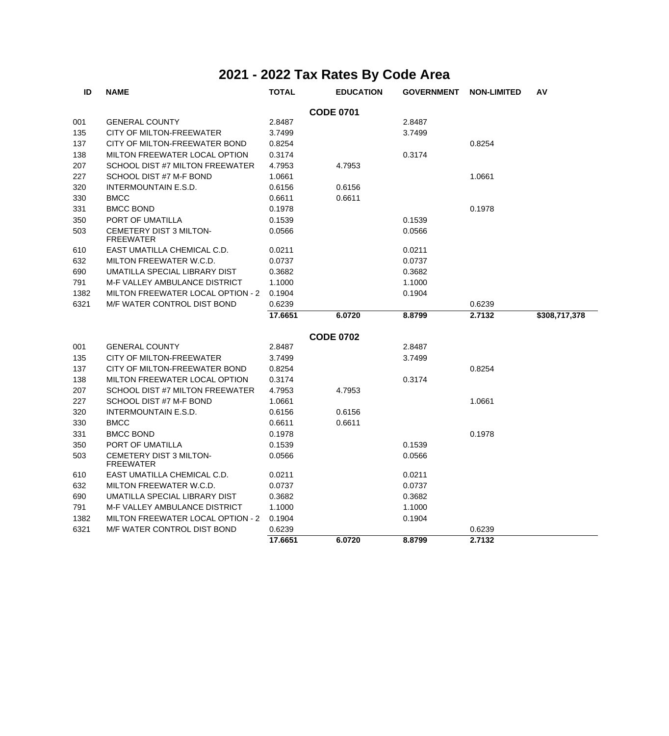# 2021 - 2022 Tax Rates By Code Area

| ID | NAME | TOTAL | EDUCATION | GOVERNMENT | NON-LIMITED | AV |
|---|---|---|---|---|---|---|
| | | | **CODE 0701** | | | |
| 001 | GENERAL COUNTY | 2.8487 | | 2.8487 | | |
| 135 | CITY OF MILTON-FREEWATER | 3.7499 | | 3.7499 | | |
| 137 | CITY OF MILTON-FREEWATER BOND | 0.8254 | | | 0.8254 | |
| 138 | MILTON FREEWATER LOCAL OPTION | 0.3174 | | 0.3174 | | |
| 207 | SCHOOL DIST #7 MILTON FREEWATER | 4.7953 | 4.7953 | | | |
| 227 | SCHOOL DIST #7 M-F BOND | 1.0661 | | | 1.0661 | |
| 320 | INTERMOUNTAIN E.S.D. | 0.6156 | 0.6156 | | | |
| 330 | BMCC | 0.6611 | 0.6611 | | | |
| 331 | BMCC BOND | 0.1978 | | | 0.1978 | |
| 350 | PORT OF UMATILLA | 0.1539 | | 0.1539 | | |
| 503 | CEMETERY DIST 3 MILTON-FREEWATER | 0.0566 | | 0.0566 | | |
| 610 | EAST UMATILLA CHEMICAL C.D. | 0.0211 | | 0.0211 | | |
| 632 | MILTON FREEWATER W.C.D. | 0.0737 | | 0.0737 | | |
| 690 | UMATILLA SPECIAL LIBRARY DIST | 0.3682 | | 0.3682 | | |
| 791 | M-F VALLEY AMBULANCE DISTRICT | 1.1000 | | 1.1000 | | |
| 1382 | MILTON FREEWATER LOCAL OPTION - 2 | 0.1904 | | 0.1904 | | |
| 6321 | M/F WATER CONTROL DIST BOND | 0.6239 | | | 0.6239 | |
| | | **17.6651** | **6.0720** | **8.8799** | **2.7132** | **$308,717,378** |
| | | | **CODE 0702** | | | |
| 001 | GENERAL COUNTY | 2.8487 | | 2.8487 | | |
| 135 | CITY OF MILTON-FREEWATER | 3.7499 | | 3.7499 | | |
| 137 | CITY OF MILTON-FREEWATER BOND | 0.8254 | | | 0.8254 | |
| 138 | MILTON FREEWATER LOCAL OPTION | 0.3174 | | 0.3174 | | |
| 207 | SCHOOL DIST #7 MILTON FREEWATER | 4.7953 | 4.7953 | | | |
| 227 | SCHOOL DIST #7 M-F BOND | 1.0661 | | | 1.0661 | |
| 320 | INTERMOUNTAIN E.S.D. | 0.6156 | 0.6156 | | | |
| 330 | BMCC | 0.6611 | 0.6611 | | | |
| 331 | BMCC BOND | 0.1978 | | | 0.1978 | |
| 350 | PORT OF UMATILLA | 0.1539 | | 0.1539 | | |
| 503 | CEMETERY DIST 3 MILTON-FREEWATER | 0.0566 | | 0.0566 | | |
| 610 | EAST UMATILLA CHEMICAL C.D. | 0.0211 | | 0.0211 | | |
| 632 | MILTON FREEWATER W.C.D. | 0.0737 | | 0.0737 | | |
| 690 | UMATILLA SPECIAL LIBRARY DIST | 0.3682 | | 0.3682 | | |
| 791 | M-F VALLEY AMBULANCE DISTRICT | 1.1000 | | 1.1000 | | |
| 1382 | MILTON FREEWATER LOCAL OPTION - 2 | 0.1904 | | 0.1904 | | |
| 6321 | M/F WATER CONTROL DIST BOND | 0.6239 | | | 0.6239 | |
| | | **17.6651** | **6.0720** | **8.8799** | **2.7132** | |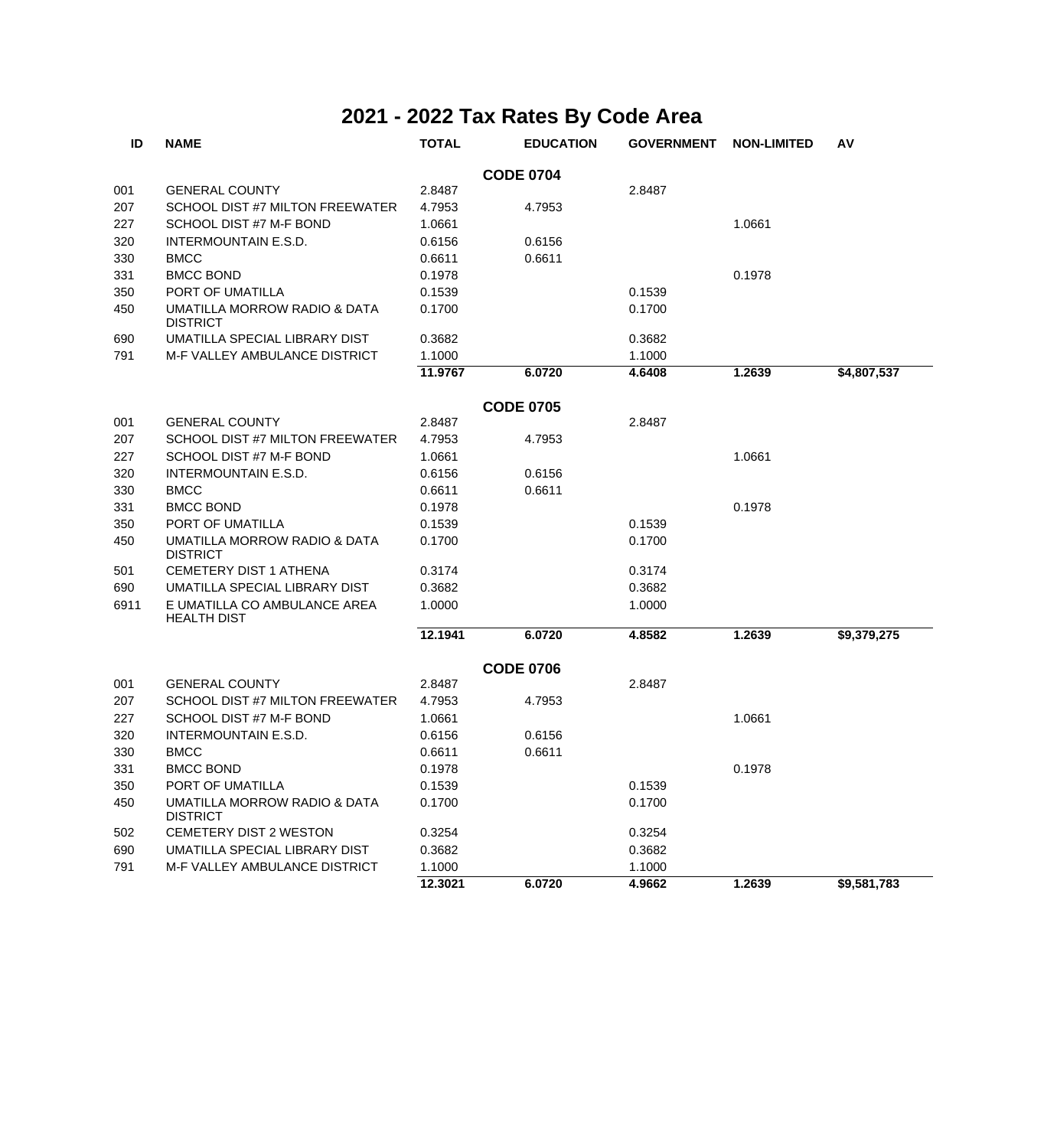# 2021 - 2022 Tax Rates By Code Area

| ID | NAME | TOTAL | EDUCATION | GOVERNMENT | NON-LIMITED | AV |
|---|---|---|---|---|---|---|
| | | | **CODE 0704** | | | |
| 001 | GENERAL COUNTY | 2.8487 | | 2.8487 | | |
| 207 | SCHOOL DIST #7 MILTON FREEWATER | 4.7953 | 4.7953 | | | |
| 227 | SCHOOL DIST #7 M-F BOND | 1.0661 | | | 1.0661 | |
| 320 | INTERMOUNTAIN E.S.D. | 0.6156 | 0.6156 | | | |
| 330 | BMCC | 0.6611 | 0.6611 | | | |
| 331 | BMCC BOND | 0.1978 | | | 0.1978 | |
| 350 | PORT OF UMATILLA | 0.1539 | | 0.1539 | | |
| 450 | UMATILLA MORROW RADIO & DATA DISTRICT | 0.1700 | | 0.1700 | | |
| 690 | UMATILLA SPECIAL LIBRARY DIST | 0.3682 | | 0.3682 | | |
| 791 | M-F VALLEY AMBULANCE DISTRICT | 1.1000 | | 1.1000 | | |
| | | **11.9767** | **6.0720** | **4.6408** | **1.2639** | **$4,807,537** |
| | | | **CODE 0705** | | | |
| 001 | GENERAL COUNTY | 2.8487 | | 2.8487 | | |
| 207 | SCHOOL DIST #7 MILTON FREEWATER | 4.7953 | 4.7953 | | | |
| 227 | SCHOOL DIST #7 M-F BOND | 1.0661 | | | 1.0661 | |
| 320 | INTERMOUNTAIN E.S.D. | 0.6156 | 0.6156 | | | |
| 330 | BMCC | 0.6611 | 0.6611 | | | |
| 331 | BMCC BOND | 0.1978 | | | 0.1978 | |
| 350 | PORT OF UMATILLA | 0.1539 | | 0.1539 | | |
| 450 | UMATILLA MORROW RADIO & DATA DISTRICT | 0.1700 | | 0.1700 | | |
| 501 | CEMETERY DIST 1 ATHENA | 0.3174 | | 0.3174 | | |
| 690 | UMATILLA SPECIAL LIBRARY DIST | 0.3682 | | 0.3682 | | |
| 6911 | E UMATILLA CO AMBULANCE AREA HEALTH DIST | 1.0000 | | 1.0000 | | |
| | | **12.1941** | **6.0720** | **4.8582** | **1.2639** | **$9,379,275** |
| | | | **CODE 0706** | | | |
| 001 | GENERAL COUNTY | 2.8487 | | 2.8487 | | |
| 207 | SCHOOL DIST #7 MILTON FREEWATER | 4.7953 | 4.7953 | | | |
| 227 | SCHOOL DIST #7 M-F BOND | 1.0661 | | | 1.0661 | |
| 320 | INTERMOUNTAIN E.S.D. | 0.6156 | 0.6156 | | | |
| 330 | BMCC | 0.6611 | 0.6611 | | | |
| 331 | BMCC BOND | 0.1978 | | | 0.1978 | |
| 350 | PORT OF UMATILLA | 0.1539 | | 0.1539 | | |
| 450 | UMATILLA MORROW RADIO & DATA DISTRICT | 0.1700 | | 0.1700 | | |
| 502 | CEMETERY DIST 2 WESTON | 0.3254 | | 0.3254 | | |
| 690 | UMATILLA SPECIAL LIBRARY DIST | 0.3682 | | 0.3682 | | |
| 791 | M-F VALLEY AMBULANCE DISTRICT | 1.1000 | | 1.1000 | | |
| | | **12.3021** | **6.0720** | **4.9662** | **1.2639** | **$9,581,783** |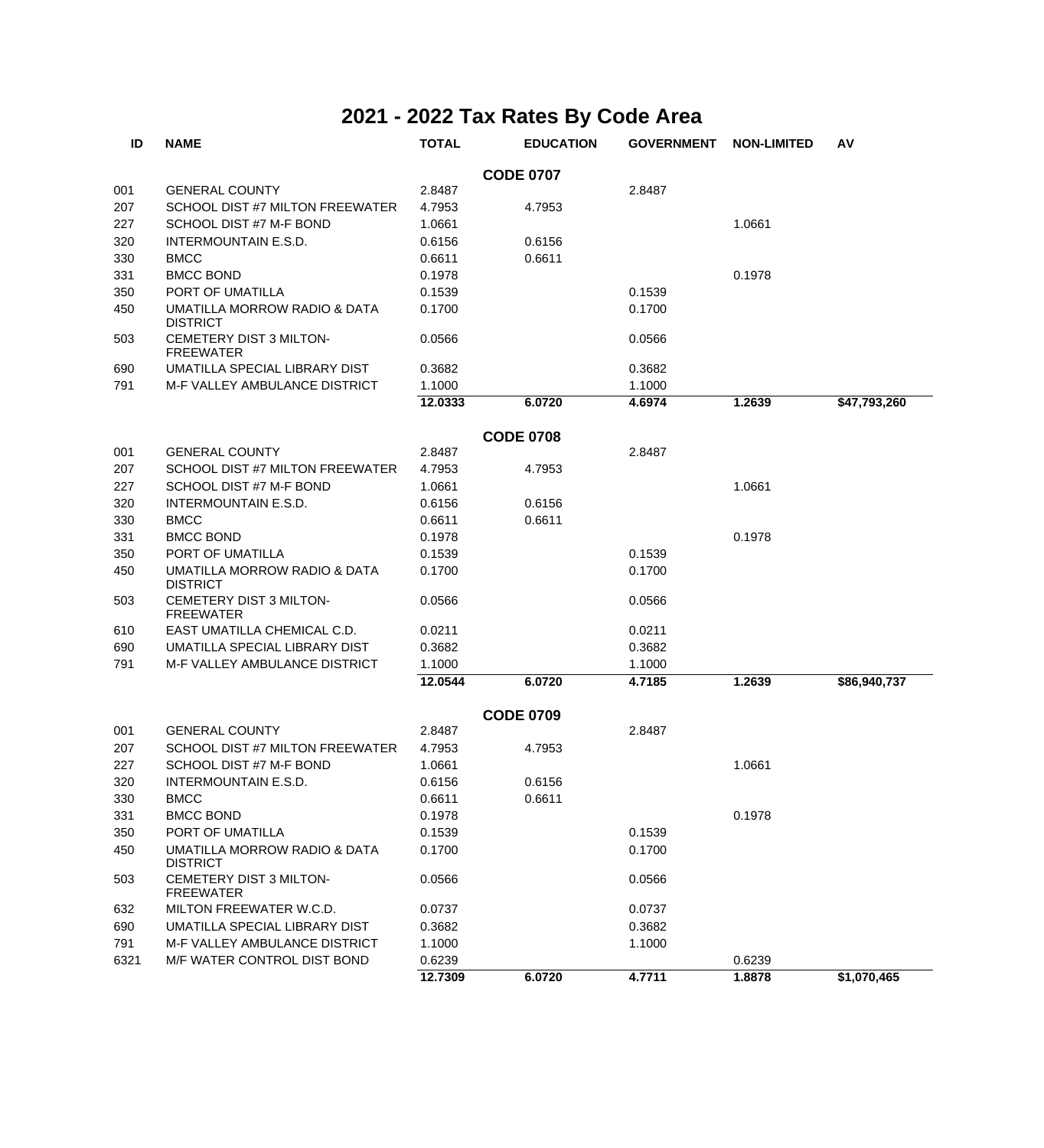# 2021 - 2022 Tax Rates By Code Area

| ID | NAME | TOTAL | EDUCATION | GOVERNMENT | NON-LIMITED | AV |
|---|---|---|---|---|---|---|
| | | | **CODE 0707** | | | |
| 001 | GENERAL COUNTY | 2.8487 | | 2.8487 | | |
| 207 | SCHOOL DIST #7 MILTON FREEWATER | 4.7953 | 4.7953 | | | |
| 227 | SCHOOL DIST #7 M-F BOND | 1.0661 | | | 1.0661 | |
| 320 | INTERMOUNTAIN E.S.D. | 0.6156 | 0.6156 | | | |
| 330 | BMCC | 0.6611 | 0.6611 | | | |
| 331 | BMCC BOND | 0.1978 | | | 0.1978 | |
| 350 | PORT OF UMATILLA | 0.1539 | | 0.1539 | | |
| 450 | UMATILLA MORROW RADIO & DATA DISTRICT | 0.1700 | | 0.1700 | | |
| 503 | CEMETERY DIST 3 MILTON-FREEWATER | 0.0566 | | 0.0566 | | |
| 690 | UMATILLA SPECIAL LIBRARY DIST | 0.3682 | | 0.3682 | | |
| 791 | M-F VALLEY AMBULANCE DISTRICT | 1.1000 | | 1.1000 | | |
| | | **12.0333** | **6.0720** | **4.6974** | **1.2639** | **$47,793,260** |
| | | | **CODE 0708** | | | |
| 001 | GENERAL COUNTY | 2.8487 | | 2.8487 | | |
| 207 | SCHOOL DIST #7 MILTON FREEWATER | 4.7953 | 4.7953 | | | |
| 227 | SCHOOL DIST #7 M-F BOND | 1.0661 | | | 1.0661 | |
| 320 | INTERMOUNTAIN E.S.D. | 0.6156 | 0.6156 | | | |
| 330 | BMCC | 0.6611 | 0.6611 | | | |
| 331 | BMCC BOND | 0.1978 | | | 0.1978 | |
| 350 | PORT OF UMATILLA | 0.1539 | | 0.1539 | | |
| 450 | UMATILLA MORROW RADIO & DATA DISTRICT | 0.1700 | | 0.1700 | | |
| 503 | CEMETERY DIST 3 MILTON-FREEWATER | 0.0566 | | 0.0566 | | |
| 610 | EAST UMATILLA CHEMICAL C.D. | 0.0211 | | 0.0211 | | |
| 690 | UMATILLA SPECIAL LIBRARY DIST | 0.3682 | | 0.3682 | | |
| 791 | M-F VALLEY AMBULANCE DISTRICT | 1.1000 | | 1.1000 | | |
| | | **12.0544** | **6.0720** | **4.7185** | **1.2639** | **$86,940,737** |
| | | | **CODE 0709** | | | |
| 001 | GENERAL COUNTY | 2.8487 | | 2.8487 | | |
| 207 | SCHOOL DIST #7 MILTON FREEWATER | 4.7953 | 4.7953 | | | |
| 227 | SCHOOL DIST #7 M-F BOND | 1.0661 | | | 1.0661 | |
| 320 | INTERMOUNTAIN E.S.D. | 0.6156 | 0.6156 | | | |
| 330 | BMCC | 0.6611 | 0.6611 | | | |
| 331 | BMCC BOND | 0.1978 | | | 0.1978 | |
| 350 | PORT OF UMATILLA | 0.1539 | | 0.1539 | | |
| 450 | UMATILLA MORROW RADIO & DATA DISTRICT | 0.1700 | | 0.1700 | | |
| 503 | CEMETERY DIST 3 MILTON-FREEWATER | 0.0566 | | 0.0566 | | |
| 632 | MILTON FREEWATER W.C.D. | 0.0737 | | 0.0737 | | |
| 690 | UMATILLA SPECIAL LIBRARY DIST | 0.3682 | | 0.3682 | | |
| 791 | M-F VALLEY AMBULANCE DISTRICT | 1.1000 | | 1.1000 | | |
| 6321 | M/F WATER CONTROL DIST BOND | 0.6239 | | | 0.6239 | |
| | | **12.7309** | **6.0720** | **4.7711** | **1.8878** | **$1,070,465** |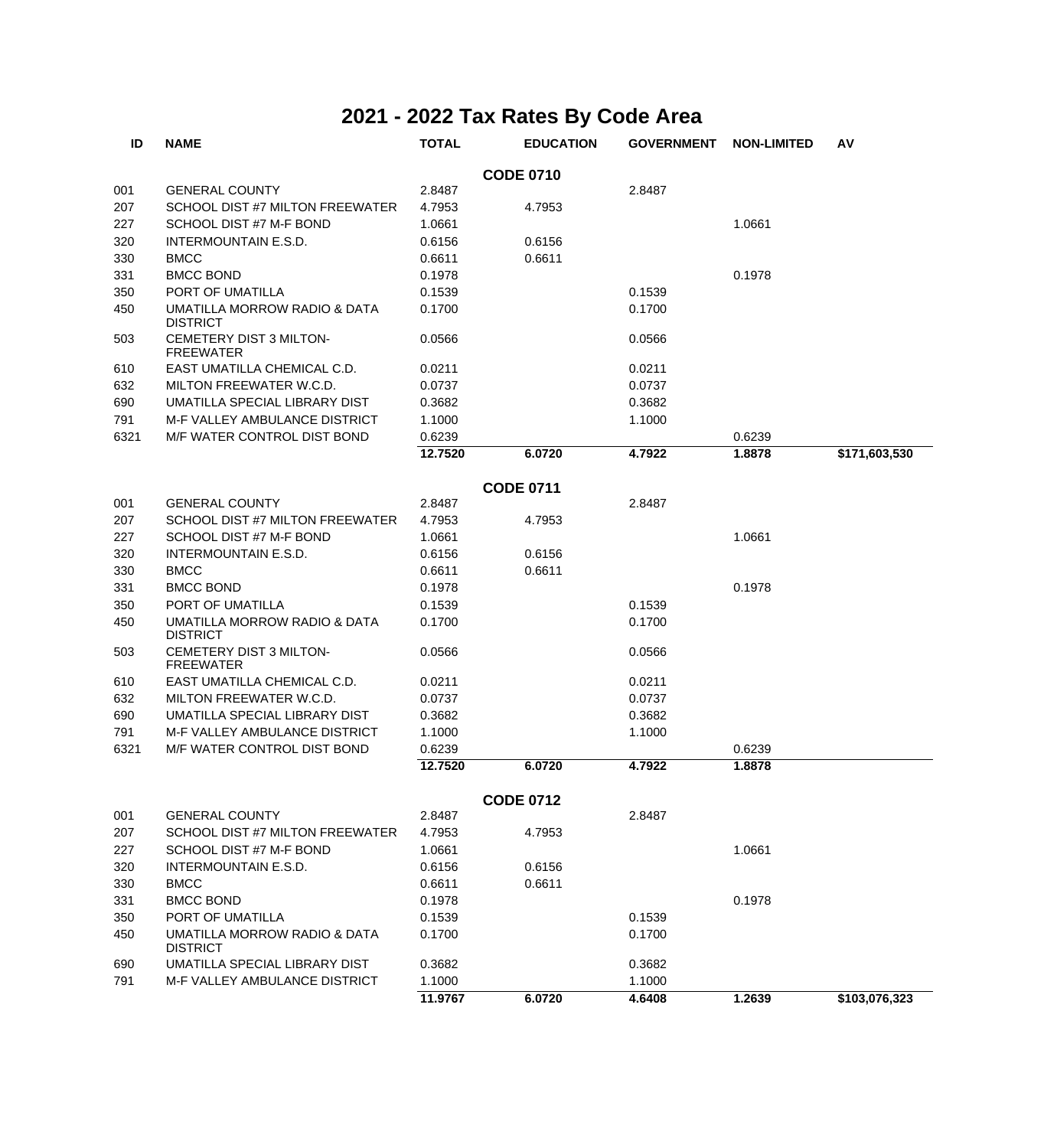# 2021 - 2022 Tax Rates By Code Area

| ID | NAME | TOTAL | EDUCATION | GOVERNMENT | NON-LIMITED | AV |
|---|---|---|---|---|---|---|
| | | **CODE 0710** | | | | |
| 001 | GENERAL COUNTY | 2.8487 | | 2.8487 | | |
| 207 | SCHOOL DIST #7 MILTON FREEWATER | 4.7953 | 4.7953 | | | |
| 227 | SCHOOL DIST #7 M-F BOND | 1.0661 | | | 1.0661 | |
| 320 | INTERMOUNTAIN E.S.D. | 0.6156 | 0.6156 | | | |
| 330 | BMCC | 0.6611 | 0.6611 | | | |
| 331 | BMCC BOND | 0.1978 | | | 0.1978 | |
| 350 | PORT OF UMATILLA | 0.1539 | | 0.1539 | | |
| 450 | UMATILLA MORROW RADIO & DATA DISTRICT | 0.1700 | | 0.1700 | | |
| 503 | CEMETERY DIST 3 MILTON-FREEWATER | 0.0566 | | 0.0566 | | |
| 610 | EAST UMATILLA CHEMICAL C.D. | 0.0211 | | 0.0211 | | |
| 632 | MILTON FREEWATER W.C.D. | 0.0737 | | 0.0737 | | |
| 690 | UMATILLA SPECIAL LIBRARY DIST | 0.3682 | | 0.3682 | | |
| 791 | M-F VALLEY AMBULANCE DISTRICT | 1.1000 | | 1.1000 | | |
| 6321 | M/F WATER CONTROL DIST BOND | 0.6239 | | | 0.6239 | |
| | | **12.7520** | **6.0720** | **4.7922** | **1.8878** | **$171,603,530** |
| | | **CODE 0711** | | | | |
| 001 | GENERAL COUNTY | 2.8487 | | 2.8487 | | |
| 207 | SCHOOL DIST #7 MILTON FREEWATER | 4.7953 | 4.7953 | | | |
| 227 | SCHOOL DIST #7 M-F BOND | 1.0661 | | | 1.0661 | |
| 320 | INTERMOUNTAIN E.S.D. | 0.6156 | 0.6156 | | | |
| 330 | BMCC | 0.6611 | 0.6611 | | | |
| 331 | BMCC BOND | 0.1978 | | | 0.1978 | |
| 350 | PORT OF UMATILLA | 0.1539 | | 0.1539 | | |
| 450 | UMATILLA MORROW RADIO & DATA DISTRICT | 0.1700 | | 0.1700 | | |
| 503 | CEMETERY DIST 3 MILTON-FREEWATER | 0.0566 | | 0.0566 | | |
| 610 | EAST UMATILLA CHEMICAL C.D. | 0.0211 | | 0.0211 | | |
| 632 | MILTON FREEWATER W.C.D. | 0.0737 | | 0.0737 | | |
| 690 | UMATILLA SPECIAL LIBRARY DIST | 0.3682 | | 0.3682 | | |
| 791 | M-F VALLEY AMBULANCE DISTRICT | 1.1000 | | 1.1000 | | |
| 6321 | M/F WATER CONTROL DIST BOND | 0.6239 | | | 0.6239 | |
| | | **12.7520** | **6.0720** | **4.7922** | **1.8878** | |
| | | **CODE 0712** | | | | |
| 001 | GENERAL COUNTY | 2.8487 | | 2.8487 | | |
| 207 | SCHOOL DIST #7 MILTON FREEWATER | 4.7953 | 4.7953 | | | |
| 227 | SCHOOL DIST #7 M-F BOND | 1.0661 | | | 1.0661 | |
| 320 | INTERMOUNTAIN E.S.D. | 0.6156 | 0.6156 | | | |
| 330 | BMCC | 0.6611 | 0.6611 | | | |
| 331 | BMCC BOND | 0.1978 | | | 0.1978 | |
| 350 | PORT OF UMATILLA | 0.1539 | | 0.1539 | | |
| 450 | UMATILLA MORROW RADIO & DATA DISTRICT | 0.1700 | | 0.1700 | | |
| 690 | UMATILLA SPECIAL LIBRARY DIST | 0.3682 | | 0.3682 | | |
| 791 | M-F VALLEY AMBULANCE DISTRICT | 1.1000 | | 1.1000 | | |
| | | **11.9767** | **6.0720** | **4.6408** | **1.2639** | **$103,076,323** |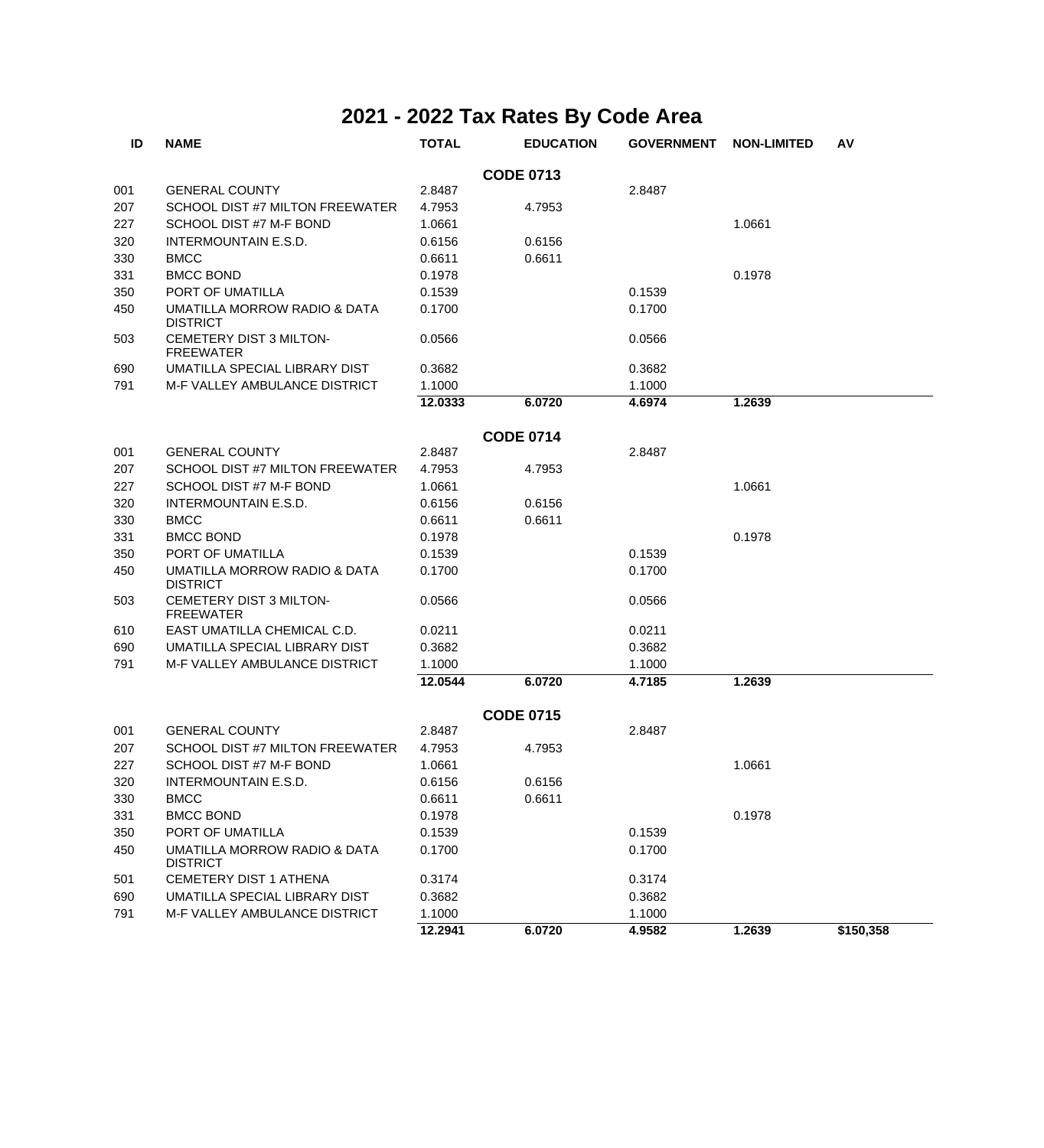# 2021 - 2022 Tax Rates By Code Area

| ID | NAME | TOTAL | EDUCATION | GOVERNMENT | NON-LIMITED | AV |
|---|---|---|---|---|---|---|
| | | **CODE 0713** | | | | |
| 001 | GENERAL COUNTY | 2.8487 | | 2.8487 | | |
| 207 | SCHOOL DIST #7 MILTON FREEWATER | 4.7953 | 4.7953 | | | |
| 227 | SCHOOL DIST #7 M-F BOND | 1.0661 | | | 1.0661 | |
| 320 | INTERMOUNTAIN E.S.D. | 0.6156 | 0.6156 | | | |
| 330 | BMCC | 0.6611 | 0.6611 | | | |
| 331 | BMCC BOND | 0.1978 | | | 0.1978 | |
| 350 | PORT OF UMATILLA | 0.1539 | | 0.1539 | | |
| 450 | UMATILLA MORROW RADIO & DATA DISTRICT | 0.1700 | | 0.1700 | | |
| 503 | CEMETERY DIST 3 MILTON-FREEWATER | 0.0566 | | 0.0566 | | |
| 690 | UMATILLA SPECIAL LIBRARY DIST | 0.3682 | | 0.3682 | | |
| 791 | M-F VALLEY AMBULANCE DISTRICT | 1.1000 | | 1.1000 | | |
| | | **12.0333** | **6.0720** | **4.6974** | **1.2639** | |
| | | **CODE 0714** | | | | |
| 001 | GENERAL COUNTY | 2.8487 | | 2.8487 | | |
| 207 | SCHOOL DIST #7 MILTON FREEWATER | 4.7953 | 4.7953 | | | |
| 227 | SCHOOL DIST #7 M-F BOND | 1.0661 | | | 1.0661 | |
| 320 | INTERMOUNTAIN E.S.D. | 0.6156 | 0.6156 | | | |
| 330 | BMCC | 0.6611 | 0.6611 | | | |
| 331 | BMCC BOND | 0.1978 | | | 0.1978 | |
| 350 | PORT OF UMATILLA | 0.1539 | | 0.1539 | | |
| 450 | UMATILLA MORROW RADIO & DATA DISTRICT | 0.1700 | | 0.1700 | | |
| 503 | CEMETERY DIST 3 MILTON-FREEWATER | 0.0566 | | 0.0566 | | |
| 610 | EAST UMATILLA CHEMICAL C.D. | 0.0211 | | 0.0211 | | |
| 690 | UMATILLA SPECIAL LIBRARY DIST | 0.3682 | | 0.3682 | | |
| 791 | M-F VALLEY AMBULANCE DISTRICT | 1.1000 | | 1.1000 | | |
| | | **12.0544** | **6.0720** | **4.7185** | **1.2639** | |
| | | **CODE 0715** | | | | |
| 001 | GENERAL COUNTY | 2.8487 | | 2.8487 | | |
| 207 | SCHOOL DIST #7 MILTON FREEWATER | 4.7953 | 4.7953 | | | |
| 227 | SCHOOL DIST #7 M-F BOND | 1.0661 | | | 1.0661 | |
| 320 | INTERMOUNTAIN E.S.D. | 0.6156 | 0.6156 | | | |
| 330 | BMCC | 0.6611 | 0.6611 | | | |
| 331 | BMCC BOND | 0.1978 | | | 0.1978 | |
| 350 | PORT OF UMATILLA | 0.1539 | | 0.1539 | | |
| 450 | UMATILLA MORROW RADIO & DATA DISTRICT | 0.1700 | | 0.1700 | | |
| 501 | CEMETERY DIST 1 ATHENA | 0.3174 | | 0.3174 | | |
| 690 | UMATILLA SPECIAL LIBRARY DIST | 0.3682 | | 0.3682 | | |
| 791 | M-F VALLEY AMBULANCE DISTRICT | 1.1000 | | 1.1000 | | |
| | | **12.2941** | **6.0720** | **4.9582** | **1.2639** | **$150,358** |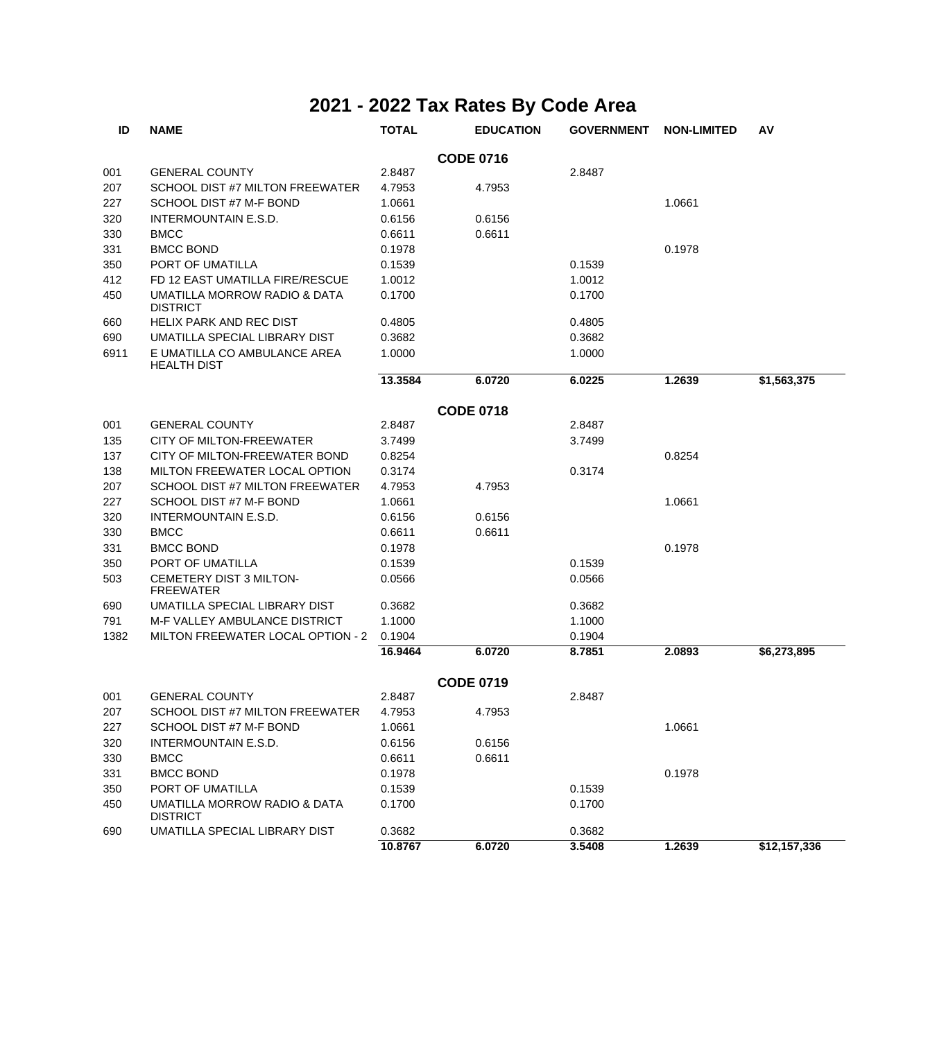# 2021 - 2022 Tax Rates By Code Area

| ID | NAME | TOTAL | EDUCATION | GOVERNMENT | NON-LIMITED | AV |
|---|---|---|---|---|---|---|
| | | | **CODE 0716** | | | |
| 001 | GENERAL COUNTY | 2.8487 | | 2.8487 | | |
| 207 | SCHOOL DIST #7 MILTON FREEWATER | 4.7953 | 4.7953 | | | |
| 227 | SCHOOL DIST #7 M-F BOND | 1.0661 | | | 1.0661 | |
| 320 | INTERMOUNTAIN E.S.D. | 0.6156 | 0.6156 | | | |
| 330 | BMCC | 0.6611 | 0.6611 | | | |
| 331 | BMCC BOND | 0.1978 | | | 0.1978 | |
| 350 | PORT OF UMATILLA | 0.1539 | | 0.1539 | | |
| 412 | FD 12 EAST UMATILLA FIRE/RESCUE | 1.0012 | | 1.0012 | | |
| 450 | UMATILLA MORROW RADIO & DATA DISTRICT | 0.1700 | | 0.1700 | | |
| 660 | HELIX PARK AND REC DIST | 0.4805 | | 0.4805 | | |
| 690 | UMATILLA SPECIAL LIBRARY DIST | 0.3682 | | 0.3682 | | |
| 6911 | E UMATILLA CO AMBULANCE AREA HEALTH DIST | 1.0000 | | 1.0000 | | |
| | | **13.3584** | **6.0720** | **6.0225** | **1.2639** | **$1,563,375** |
| | | | **CODE 0718** | | | |
| 001 | GENERAL COUNTY | 2.8487 | | 2.8487 | | |
| 135 | CITY OF MILTON-FREEWATER | 3.7499 | | 3.7499 | | |
| 137 | CITY OF MILTON-FREEWATER BOND | 0.8254 | | | 0.8254 | |
| 138 | MILTON FREEWATER LOCAL OPTION | 0.3174 | | 0.3174 | | |
| 207 | SCHOOL DIST #7 MILTON FREEWATER | 4.7953 | 4.7953 | | | |
| 227 | SCHOOL DIST #7 M-F BOND | 1.0661 | | | 1.0661 | |
| 320 | INTERMOUNTAIN E.S.D. | 0.6156 | 0.6156 | | | |
| 330 | BMCC | 0.6611 | 0.6611 | | | |
| 331 | BMCC BOND | 0.1978 | | | 0.1978 | |
| 350 | PORT OF UMATILLA | 0.1539 | | 0.1539 | | |
| 503 | CEMETERY DIST 3 MILTON-FREEWATER | 0.0566 | | 0.0566 | | |
| 690 | UMATILLA SPECIAL LIBRARY DIST | 0.3682 | | 0.3682 | | |
| 791 | M-F VALLEY AMBULANCE DISTRICT | 1.1000 | | 1.1000 | | |
| 1382 | MILTON FREEWATER LOCAL OPTION - 2 | 0.1904 | | 0.1904 | | |
| | | **16.9464** | **6.0720** | **8.7851** | **2.0893** | **$6,273,895** |
| | | | **CODE 0719** | | | |
| 001 | GENERAL COUNTY | 2.8487 | | 2.8487 | | |
| 207 | SCHOOL DIST #7 MILTON FREEWATER | 4.7953 | 4.7953 | | | |
| 227 | SCHOOL DIST #7 M-F BOND | 1.0661 | | | 1.0661 | |
| 320 | INTERMOUNTAIN E.S.D. | 0.6156 | 0.6156 | | | |
| 330 | BMCC | 0.6611 | 0.6611 | | | |
| 331 | BMCC BOND | 0.1978 | | | 0.1978 | |
| 350 | PORT OF UMATILLA | 0.1539 | | 0.1539 | | |
| 450 | UMATILLA MORROW RADIO & DATA DISTRICT | 0.1700 | | 0.1700 | | |
| 690 | UMATILLA SPECIAL LIBRARY DIST | 0.3682 | | 0.3682 | | |
| | | **10.8767** | **6.0720** | **3.5408** | **1.2639** | **$12,157,336** |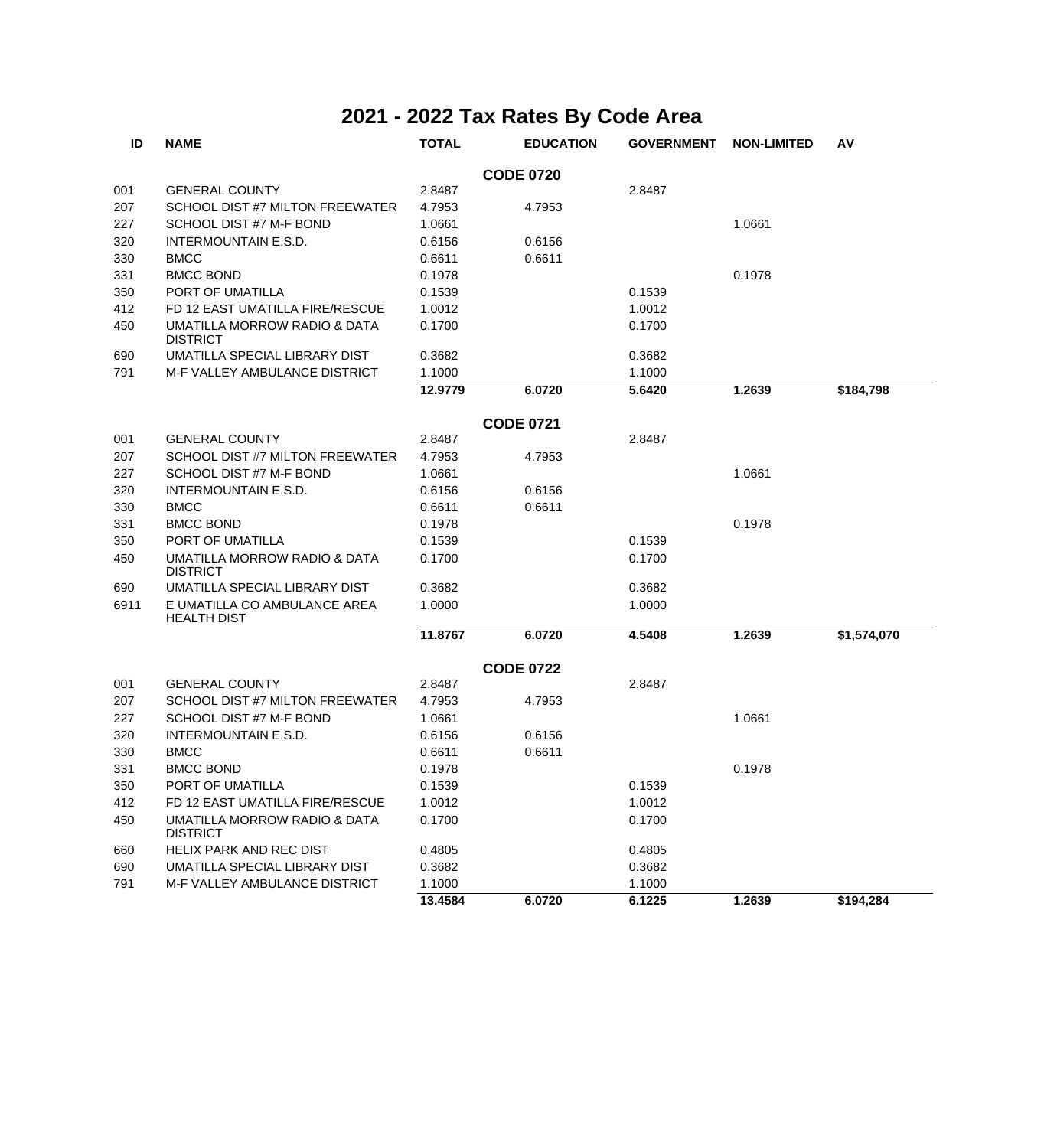# 2021 - 2022 Tax Rates By Code Area

| ID | NAME | TOTAL | EDUCATION | GOVERNMENT | NON-LIMITED | AV |
|---|---|---|---|---|---|---|
| | | | **CODE 0720** | | | |
| 001 | GENERAL COUNTY | 2.8487 | | 2.8487 | | |
| 207 | SCHOOL DIST #7 MILTON FREEWATER | 4.7953 | 4.7953 | | | |
| 227 | SCHOOL DIST #7 M-F BOND | 1.0661 | | | 1.0661 | |
| 320 | INTERMOUNTAIN E.S.D. | 0.6156 | 0.6156 | | | |
| 330 | BMCC | 0.6611 | 0.6611 | | | |
| 331 | BMCC BOND | 0.1978 | | | 0.1978 | |
| 350 | PORT OF UMATILLA | 0.1539 | | 0.1539 | | |
| 412 | FD 12 EAST UMATILLA FIRE/RESCUE | 1.0012 | | 1.0012 | | |
| 450 | UMATILLA MORROW RADIO & DATA DISTRICT | 0.1700 | | 0.1700 | | |
| 690 | UMATILLA SPECIAL LIBRARY DIST | 0.3682 | | 0.3682 | | |
| 791 | M-F VALLEY AMBULANCE DISTRICT | 1.1000 | | 1.1000 | | |
| | | **12.9779** | **6.0720** | **5.6420** | **1.2639** | **$184,798** |
| | | | **CODE 0721** | | | |
| 001 | GENERAL COUNTY | 2.8487 | | 2.8487 | | |
| 207 | SCHOOL DIST #7 MILTON FREEWATER | 4.7953 | 4.7953 | | | |
| 227 | SCHOOL DIST #7 M-F BOND | 1.0661 | | | 1.0661 | |
| 320 | INTERMOUNTAIN E.S.D. | 0.6156 | 0.6156 | | | |
| 330 | BMCC | 0.6611 | 0.6611 | | | |
| 331 | BMCC BOND | 0.1978 | | | 0.1978 | |
| 350 | PORT OF UMATILLA | 0.1539 | | 0.1539 | | |
| 450 | UMATILLA MORROW RADIO & DATA DISTRICT | 0.1700 | | 0.1700 | | |
| 690 | UMATILLA SPECIAL LIBRARY DIST | 0.3682 | | 0.3682 | | |
| 6911 | E UMATILLA CO AMBULANCE AREA HEALTH DIST | 1.0000 | | 1.0000 | | |
| | | **11.8767** | **6.0720** | **4.5408** | **1.2639** | **$1,574,070** |
| | | | **CODE 0722** | | | |
| 001 | GENERAL COUNTY | 2.8487 | | 2.8487 | | |
| 207 | SCHOOL DIST #7 MILTON FREEWATER | 4.7953 | 4.7953 | | | |
| 227 | SCHOOL DIST #7 M-F BOND | 1.0661 | | | 1.0661 | |
| 320 | INTERMOUNTAIN E.S.D. | 0.6156 | 0.6156 | | | |
| 330 | BMCC | 0.6611 | 0.6611 | | | |
| 331 | BMCC BOND | 0.1978 | | | 0.1978 | |
| 350 | PORT OF UMATILLA | 0.1539 | | 0.1539 | | |
| 412 | FD 12 EAST UMATILLA FIRE/RESCUE | 1.0012 | | 1.0012 | | |
| 450 | UMATILLA MORROW RADIO & DATA DISTRICT | 0.1700 | | 0.1700 | | |
| 660 | HELIX PARK AND REC DIST | 0.4805 | | 0.4805 | | |
| 690 | UMATILLA SPECIAL LIBRARY DIST | 0.3682 | | 0.3682 | | |
| 791 | M-F VALLEY AMBULANCE DISTRICT | 1.1000 | | 1.1000 | | |
| | | **13.4584** | **6.0720** | **6.1225** | **1.2639** | **$194,284** |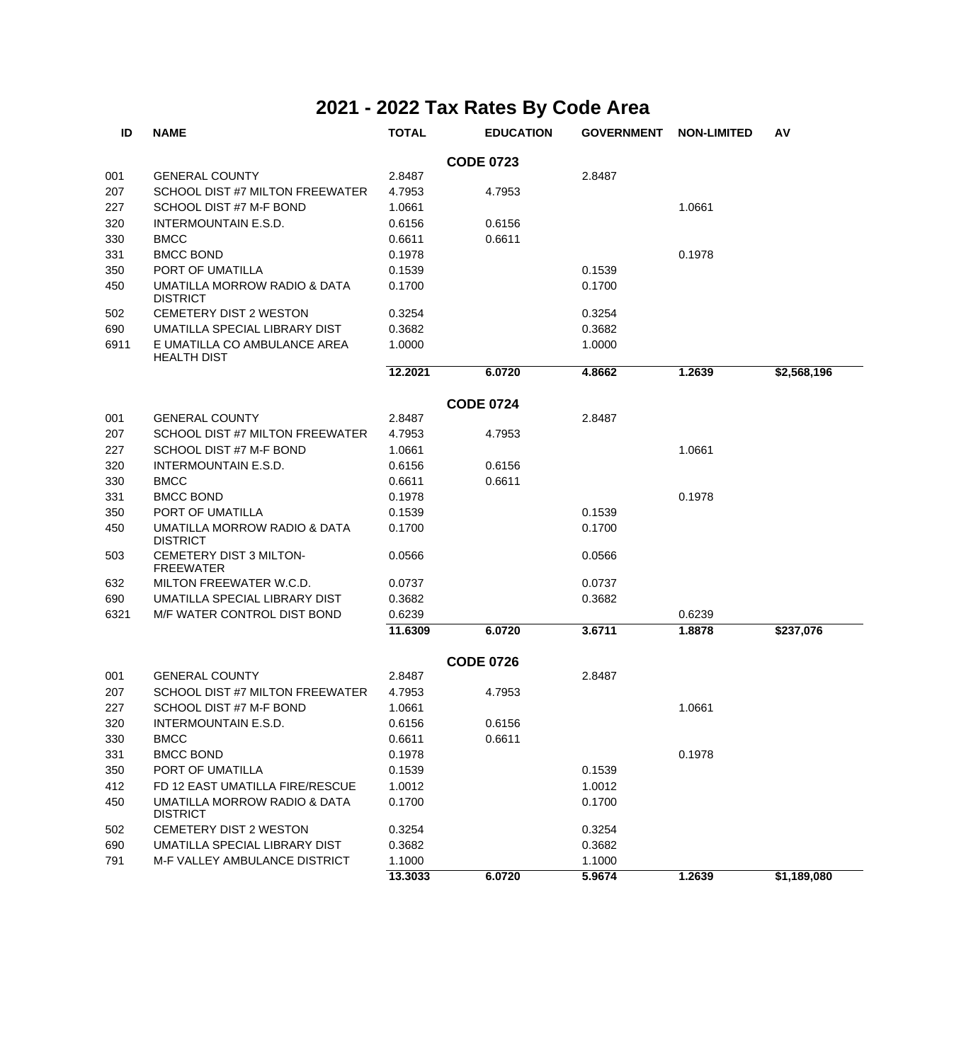# 2021 - 2022 Tax Rates By Code Area

| ID | NAME | TOTAL | EDUCATION | GOVERNMENT | NON-LIMITED | AV |
|---|---|---|---|---|---|---|
| | | | **CODE 0723** | | | |
| 001 | GENERAL COUNTY | 2.8487 | | 2.8487 | | |
| 207 | SCHOOL DIST #7 MILTON FREEWATER | 4.7953 | 4.7953 | | | |
| 227 | SCHOOL DIST #7 M-F BOND | 1.0661 | | | 1.0661 | |
| 320 | INTERMOUNTAIN E.S.D. | 0.6156 | 0.6156 | | | |
| 330 | BMCC | 0.6611 | 0.6611 | | | |
| 331 | BMCC BOND | 0.1978 | | | 0.1978 | |
| 350 | PORT OF UMATILLA | 0.1539 | | 0.1539 | | |
| 450 | UMATILLA MORROW RADIO & DATA DISTRICT | 0.1700 | | 0.1700 | | |
| 502 | CEMETERY DIST 2 WESTON | 0.3254 | | 0.3254 | | |
| 690 | UMATILLA SPECIAL LIBRARY DIST | 0.3682 | | 0.3682 | | |
| 6911 | E UMATILLA CO AMBULANCE AREA HEALTH DIST | 1.0000 | | 1.0000 | | |
| | | **12.2021** | **6.0720** | **4.8662** | **1.2639** | **$2,568,196** |
| | | | **CODE 0724** | | | |
| 001 | GENERAL COUNTY | 2.8487 | | 2.8487 | | |
| 207 | SCHOOL DIST #7 MILTON FREEWATER | 4.7953 | 4.7953 | | | |
| 227 | SCHOOL DIST #7 M-F BOND | 1.0661 | | | 1.0661 | |
| 320 | INTERMOUNTAIN E.S.D. | 0.6156 | 0.6156 | | | |
| 330 | BMCC | 0.6611 | 0.6611 | | | |
| 331 | BMCC BOND | 0.1978 | | | 0.1978 | |
| 350 | PORT OF UMATILLA | 0.1539 | | 0.1539 | | |
| 450 | UMATILLA MORROW RADIO & DATA DISTRICT | 0.1700 | | 0.1700 | | |
| 503 | CEMETERY DIST 3 MILTON-FREEWATER | 0.0566 | | 0.0566 | | |
| 632 | MILTON FREEWATER W.C.D. | 0.0737 | | 0.0737 | | |
| 690 | UMATILLA SPECIAL LIBRARY DIST | 0.3682 | | 0.3682 | | |
| 6321 | M/F WATER CONTROL DIST BOND | 0.6239 | | | 0.6239 | |
| | | **11.6309** | **6.0720** | **3.6711** | **1.8878** | **$237,076** |
| | | | **CODE 0726** | | | |
| 001 | GENERAL COUNTY | 2.8487 | | 2.8487 | | |
| 207 | SCHOOL DIST #7 MILTON FREEWATER | 4.7953 | 4.7953 | | | |
| 227 | SCHOOL DIST #7 M-F BOND | 1.0661 | | | 1.0661 | |
| 320 | INTERMOUNTAIN E.S.D. | 0.6156 | 0.6156 | | | |
| 330 | BMCC | 0.6611 | 0.6611 | | | |
| 331 | BMCC BOND | 0.1978 | | | 0.1978 | |
| 350 | PORT OF UMATILLA | 0.1539 | | 0.1539 | | |
| 412 | FD 12 EAST UMATILLA FIRE/RESCUE | 1.0012 | | 1.0012 | | |
| 450 | UMATILLA MORROW RADIO & DATA DISTRICT | 0.1700 | | 0.1700 | | |
| 502 | CEMETERY DIST 2 WESTON | 0.3254 | | 0.3254 | | |
| 690 | UMATILLA SPECIAL LIBRARY DIST | 0.3682 | | 0.3682 | | |
| 791 | M-F VALLEY AMBULANCE DISTRICT | 1.1000 | | 1.1000 | | |
| | | **13.3033** | **6.0720** | **5.9674** | **1.2639** | **$1,189,080** |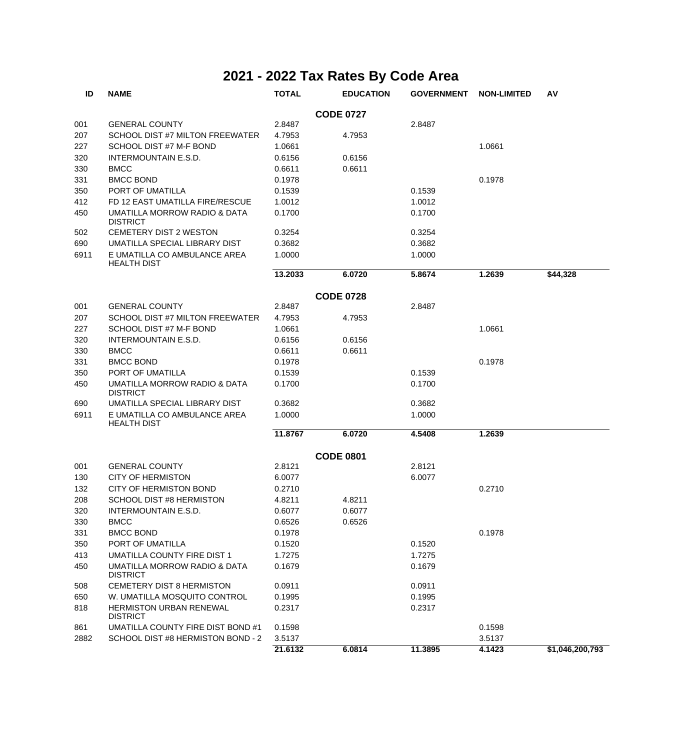# 2021 - 2022 Tax Rates By Code Area

| ID | NAME | TOTAL | EDUCATION | GOVERNMENT | NON-LIMITED | AV |
|---|---|---|---|---|---|---|
| | | | **CODE 0727** | | | |
| 001 | GENERAL COUNTY | 2.8487 | | 2.8487 | | |
| 207 | SCHOOL DIST #7 MILTON FREEWATER | 4.7953 | 4.7953 | | | |
| 227 | SCHOOL DIST #7 M-F BOND | 1.0661 | | | 1.0661 | |
| 320 | INTERMOUNTAIN E.S.D. | 0.6156 | 0.6156 | | | |
| 330 | BMCC | 0.6611 | 0.6611 | | | |
| 331 | BMCC BOND | 0.1978 | | | 0.1978 | |
| 350 | PORT OF UMATILLA | 0.1539 | | 0.1539 | | |
| 412 | FD 12 EAST UMATILLA FIRE/RESCUE | 1.0012 | | 1.0012 | | |
| 450 | UMATILLA MORROW RADIO & DATA DISTRICT | 0.1700 | | 0.1700 | | |
| 502 | CEMETERY DIST 2 WESTON | 0.3254 | | 0.3254 | | |
| 690 | UMATILLA SPECIAL LIBRARY DIST | 0.3682 | | 0.3682 | | |
| 6911 | E UMATILLA CO AMBULANCE AREA HEALTH DIST | 1.0000 | | 1.0000 | | |
| | | **13.2033** | **6.0720** | **5.8674** | **1.2639** | **$44,328** |
| | | | **CODE 0728** | | | |
| 001 | GENERAL COUNTY | 2.8487 | | 2.8487 | | |
| 207 | SCHOOL DIST #7 MILTON FREEWATER | 4.7953 | 4.7953 | | | |
| 227 | SCHOOL DIST #7 M-F BOND | 1.0661 | | | 1.0661 | |
| 320 | INTERMOUNTAIN E.S.D. | 0.6156 | 0.6156 | | | |
| 330 | BMCC | 0.6611 | 0.6611 | | | |
| 331 | BMCC BOND | 0.1978 | | | 0.1978 | |
| 350 | PORT OF UMATILLA | 0.1539 | | 0.1539 | | |
| 450 | UMATILLA MORROW RADIO & DATA DISTRICT | 0.1700 | | 0.1700 | | |
| 690 | UMATILLA SPECIAL LIBRARY DIST | 0.3682 | | 0.3682 | | |
| 6911 | E UMATILLA CO AMBULANCE AREA HEALTH DIST | 1.0000 | | 1.0000 | | |
| | | **11.8767** | **6.0720** | **4.5408** | **1.2639** | |
| | | | **CODE 0801** | | | |
| 001 | GENERAL COUNTY | 2.8121 | | 2.8121 | | |
| 130 | CITY OF HERMISTON | 6.0077 | | 6.0077 | | |
| 132 | CITY OF HERMISTON BOND | 0.2710 | | | 0.2710 | |
| 208 | SCHOOL DIST #8 HERMISTON | 4.8211 | 4.8211 | | | |
| 320 | INTERMOUNTAIN E.S.D. | 0.6077 | 0.6077 | | | |
| 330 | BMCC | 0.6526 | 0.6526 | | | |
| 331 | BMCC BOND | 0.1978 | | | 0.1978 | |
| 350 | PORT OF UMATILLA | 0.1520 | | 0.1520 | | |
| 413 | UMATILLA COUNTY FIRE DIST 1 | 1.7275 | | 1.7275 | | |
| 450 | UMATILLA MORROW RADIO & DATA DISTRICT | 0.1679 | | 0.1679 | | |
| 508 | CEMETERY DIST 8 HERMISTON | 0.0911 | | 0.0911 | | |
| 650 | W. UMATILLA MOSQUITO CONTROL | 0.1995 | | 0.1995 | | |
| 818 | HERMISTON URBAN RENEWAL DISTRICT | 0.2317 | | 0.2317 | | |
| 861 | UMATILLA COUNTY FIRE DIST BOND #1 | 0.1598 | | | 0.1598 | |
| 2882 | SCHOOL DIST #8 HERMISTON BOND - 2 | 3.5137 | | | 3.5137 | |
| | | **21.6132** | **6.0814** | **11.3895** | **4.1423** | **$1,046,200,793** |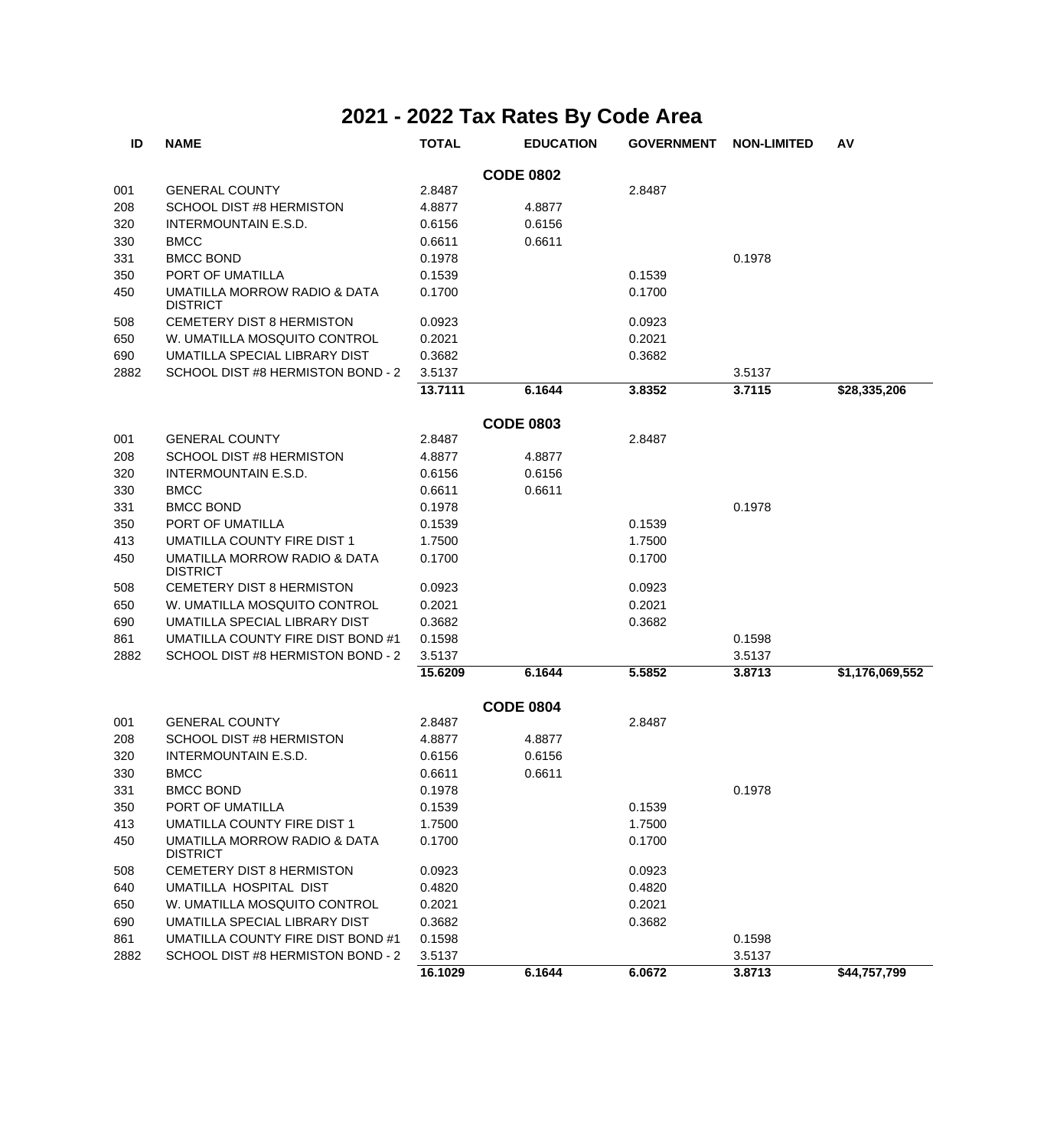# 2021 - 2022 Tax Rates By Code Area

| ID | NAME | TOTAL | EDUCATION | GOVERNMENT | NON-LIMITED | AV |
|---|---|---|---|---|---|---|
| | | | **CODE 0802** | | | |
| 001 | GENERAL COUNTY | 2.8487 | | 2.8487 | | |
| 208 | SCHOOL DIST #8 HERMISTON | 4.8877 | 4.8877 | | | |
| 320 | INTERMOUNTAIN E.S.D. | 0.6156 | 0.6156 | | | |
| 330 | BMCC | 0.6611 | 0.6611 | | | |
| 331 | BMCC BOND | 0.1978 | | | 0.1978 | |
| 350 | PORT OF UMATILLA | 0.1539 | | 0.1539 | | |
| 450 | UMATILLA MORROW RADIO & DATA DISTRICT | 0.1700 | | 0.1700 | | |
| 508 | CEMETERY DIST 8 HERMISTON | 0.0923 | | 0.0923 | | |
| 650 | W. UMATILLA MOSQUITO CONTROL | 0.2021 | | 0.2021 | | |
| 690 | UMATILLA SPECIAL LIBRARY DIST | 0.3682 | | 0.3682 | | |
| 2882 | SCHOOL DIST #8 HERMISTON BOND - 2 | 3.5137 | | | 3.5137 | |
| | | **13.7111** | **6.1644** | **3.8352** | **3.7115** | **$28,335,206** |
| | | | **CODE 0803** | | | |
| 001 | GENERAL COUNTY | 2.8487 | | 2.8487 | | |
| 208 | SCHOOL DIST #8 HERMISTON | 4.8877 | 4.8877 | | | |
| 320 | INTERMOUNTAIN E.S.D. | 0.6156 | 0.6156 | | | |
| 330 | BMCC | 0.6611 | 0.6611 | | | |
| 331 | BMCC BOND | 0.1978 | | | 0.1978 | |
| 350 | PORT OF UMATILLA | 0.1539 | | 0.1539 | | |
| 413 | UMATILLA COUNTY FIRE DIST 1 | 1.7500 | | 1.7500 | | |
| 450 | UMATILLA MORROW RADIO & DATA DISTRICT | 0.1700 | | 0.1700 | | |
| 508 | CEMETERY DIST 8 HERMISTON | 0.0923 | | 0.0923 | | |
| 650 | W. UMATILLA MOSQUITO CONTROL | 0.2021 | | 0.2021 | | |
| 690 | UMATILLA SPECIAL LIBRARY DIST | 0.3682 | | 0.3682 | | |
| 861 | UMATILLA COUNTY FIRE DIST BOND #1 | 0.1598 | | | 0.1598 | |
| 2882 | SCHOOL DIST #8 HERMISTON BOND - 2 | 3.5137 | | | 3.5137 | |
| | | **15.6209** | **6.1644** | **5.5852** | **3.8713** | **$1,176,069,552** |
| | | | **CODE 0804** | | | |
| 001 | GENERAL COUNTY | 2.8487 | | 2.8487 | | |
| 208 | SCHOOL DIST #8 HERMISTON | 4.8877 | 4.8877 | | | |
| 320 | INTERMOUNTAIN E.S.D. | 0.6156 | 0.6156 | | | |
| 330 | BMCC | 0.6611 | 0.6611 | | | |
| 331 | BMCC BOND | 0.1978 | | | 0.1978 | |
| 350 | PORT OF UMATILLA | 0.1539 | | 0.1539 | | |
| 413 | UMATILLA COUNTY FIRE DIST 1 | 1.7500 | | 1.7500 | | |
| 450 | UMATILLA MORROW RADIO & DATA DISTRICT | 0.1700 | | 0.1700 | | |
| 508 | CEMETERY DIST 8 HERMISTON | 0.0923 | | 0.0923 | | |
| 640 | UMATILLA HOSPITAL DIST | 0.4820 | | 0.4820 | | |
| 650 | W. UMATILLA MOSQUITO CONTROL | 0.2021 | | 0.2021 | | |
| 690 | UMATILLA SPECIAL LIBRARY DIST | 0.3682 | | 0.3682 | | |
| 861 | UMATILLA COUNTY FIRE DIST BOND #1 | 0.1598 | | | 0.1598 | |
| 2882 | SCHOOL DIST #8 HERMISTON BOND - 2 | 3.5137 | | | 3.5137 | |
| | | **16.1029** | **6.1644** | **6.0672** | **3.8713** | **$44,757,799** |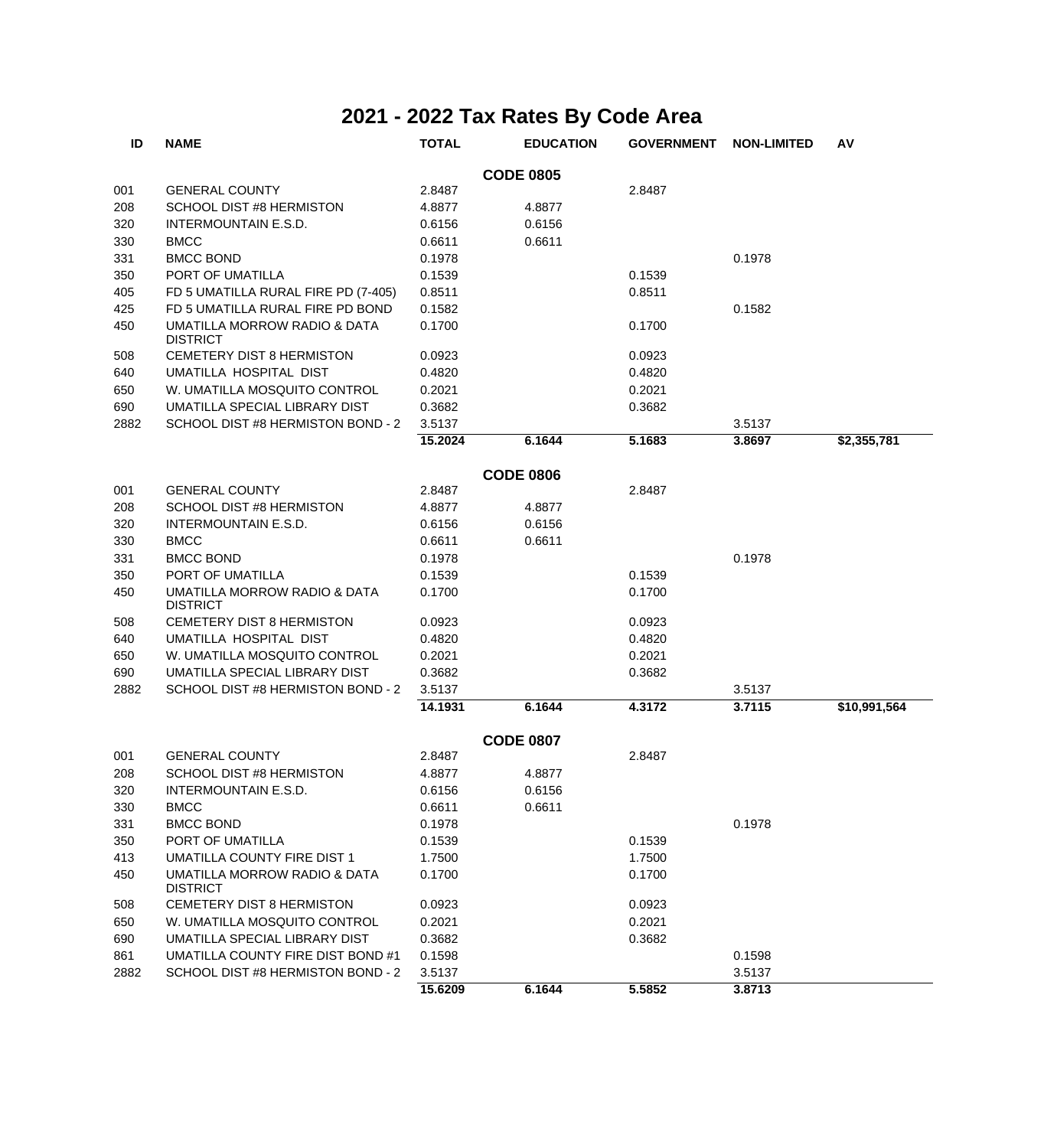# 2021 - 2022 Tax Rates By Code Area

| ID | NAME | TOTAL | EDUCATION | GOVERNMENT | NON-LIMITED | AV |
|---|---|---|---|---|---|---|
| | | | **CODE 0805** | | | |
| 001 | GENERAL COUNTY | 2.8487 | | 2.8487 | | |
| 208 | SCHOOL DIST #8 HERMISTON | 4.8877 | 4.8877 | | | |
| 320 | INTERMOUNTAIN E.S.D. | 0.6156 | 0.6156 | | | |
| 330 | BMCC | 0.6611 | 0.6611 | | | |
| 331 | BMCC BOND | 0.1978 | | | 0.1978 | |
| 350 | PORT OF UMATILLA | 0.1539 | | 0.1539 | | |
| 405 | FD 5 UMATILLA RURAL FIRE PD (7-405) | 0.8511 | | 0.8511 | | |
| 425 | FD 5 UMATILLA RURAL FIRE PD BOND | 0.1582 | | | 0.1582 | |
| 450 | UMATILLA MORROW RADIO & DATA DISTRICT | 0.1700 | | 0.1700 | | |
| 508 | CEMETERY DIST 8 HERMISTON | 0.0923 | | 0.0923 | | |
| 640 | UMATILLA HOSPITAL DIST | 0.4820 | | 0.4820 | | |
| 650 | W. UMATILLA MOSQUITO CONTROL | 0.2021 | | 0.2021 | | |
| 690 | UMATILLA SPECIAL LIBRARY DIST | 0.3682 | | 0.3682 | | |
| 2882 | SCHOOL DIST #8 HERMISTON BOND - 2 | 3.5137 | | | 3.5137 | |
| | | **15.2024** | **6.1644** | **5.1683** | **3.8697** | **$2,355,781** |
| | | | **CODE 0806** | | | |
| 001 | GENERAL COUNTY | 2.8487 | | 2.8487 | | |
| 208 | SCHOOL DIST #8 HERMISTON | 4.8877 | 4.8877 | | | |
| 320 | INTERMOUNTAIN E.S.D. | 0.6156 | 0.6156 | | | |
| 330 | BMCC | 0.6611 | 0.6611 | | | |
| 331 | BMCC BOND | 0.1978 | | | 0.1978 | |
| 350 | PORT OF UMATILLA | 0.1539 | | 0.1539 | | |
| 450 | UMATILLA MORROW RADIO & DATA DISTRICT | 0.1700 | | 0.1700 | | |
| 508 | CEMETERY DIST 8 HERMISTON | 0.0923 | | 0.0923 | | |
| 640 | UMATILLA HOSPITAL DIST | 0.4820 | | 0.4820 | | |
| 650 | W. UMATILLA MOSQUITO CONTROL | 0.2021 | | 0.2021 | | |
| 690 | UMATILLA SPECIAL LIBRARY DIST | 0.3682 | | 0.3682 | | |
| 2882 | SCHOOL DIST #8 HERMISTON BOND - 2 | 3.5137 | | | 3.5137 | |
| | | **14.1931** | **6.1644** | **4.3172** | **3.7115** | **$10,991,564** |
| | | | **CODE 0807** | | | |
| 001 | GENERAL COUNTY | 2.8487 | | 2.8487 | | |
| 208 | SCHOOL DIST #8 HERMISTON | 4.8877 | 4.8877 | | | |
| 320 | INTERMOUNTAIN E.S.D. | 0.6156 | 0.6156 | | | |
| 330 | BMCC | 0.6611 | 0.6611 | | | |
| 331 | BMCC BOND | 0.1978 | | | 0.1978 | |
| 350 | PORT OF UMATILLA | 0.1539 | | 0.1539 | | |
| 413 | UMATILLA COUNTY FIRE DIST 1 | 1.7500 | | 1.7500 | | |
| 450 | UMATILLA MORROW RADIO & DATA DISTRICT | 0.1700 | | 0.1700 | | |
| 508 | CEMETERY DIST 8 HERMISTON | 0.0923 | | 0.0923 | | |
| 650 | W. UMATILLA MOSQUITO CONTROL | 0.2021 | | 0.2021 | | |
| 690 | UMATILLA SPECIAL LIBRARY DIST | 0.3682 | | 0.3682 | | |
| 861 | UMATILLA COUNTY FIRE DIST BOND #1 | 0.1598 | | | 0.1598 | |
| 2882 | SCHOOL DIST #8 HERMISTON BOND - 2 | 3.5137 | | | 3.5137 | |
| | | **15.6209** | **6.1644** | **5.5852** | **3.8713** | |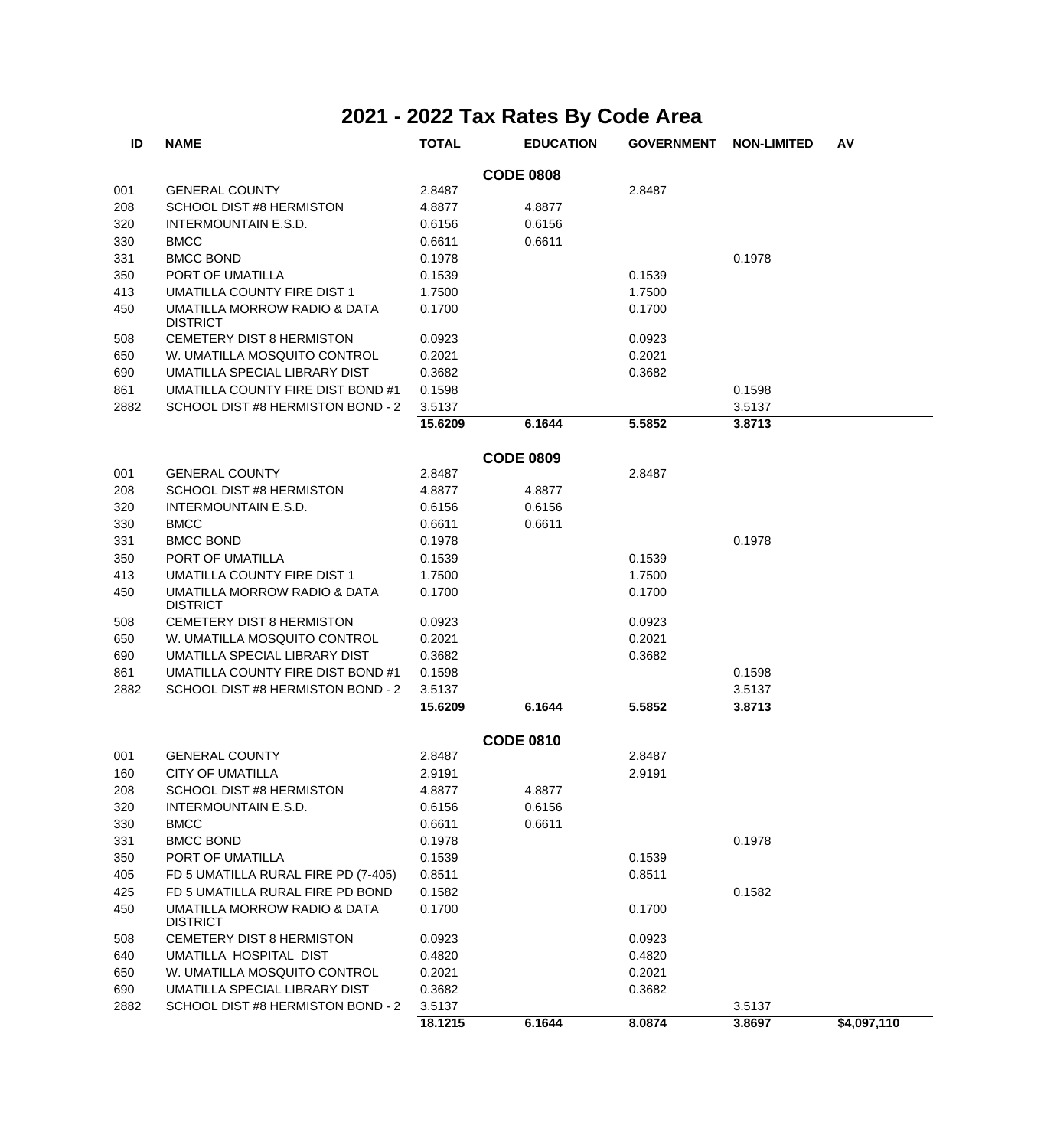# 2021 - 2022 Tax Rates By Code Area

| ID | NAME | TOTAL | EDUCATION | GOVERNMENT | NON-LIMITED | AV |
|---|---|---|---|---|---|---|
| | | **CODE 0808** | | | | |
| 001 | GENERAL COUNTY | 2.8487 | | 2.8487 | | |
| 208 | SCHOOL DIST #8 HERMISTON | 4.8877 | 4.8877 | | | |
| 320 | INTERMOUNTAIN E.S.D. | 0.6156 | 0.6156 | | | |
| 330 | BMCC | 0.6611 | 0.6611 | | | |
| 331 | BMCC BOND | 0.1978 | | | 0.1978 | |
| 350 | PORT OF UMATILLA | 0.1539 | | 0.1539 | | |
| 413 | UMATILLA COUNTY FIRE DIST 1 | 1.7500 | | 1.7500 | | |
| 450 | UMATILLA MORROW RADIO & DATA DISTRICT | 0.1700 | | 0.1700 | | |
| 508 | CEMETERY DIST 8 HERMISTON | 0.0923 | | 0.0923 | | |
| 650 | W. UMATILLA MOSQUITO CONTROL | 0.2021 | | 0.2021 | | |
| 690 | UMATILLA SPECIAL LIBRARY DIST | 0.3682 | | 0.3682 | | |
| 861 | UMATILLA COUNTY FIRE DIST BOND #1 | 0.1598 | | | 0.1598 | |
| 2882 | SCHOOL DIST #8 HERMISTON BOND - 2 | 3.5137 | | | 3.5137 | |
| | | **15.6209** | **6.1644** | **5.5852** | **3.8713** | |
| | | **CODE 0809** | | | | |
| 001 | GENERAL COUNTY | 2.8487 | | 2.8487 | | |
| 208 | SCHOOL DIST #8 HERMISTON | 4.8877 | 4.8877 | | | |
| 320 | INTERMOUNTAIN E.S.D. | 0.6156 | 0.6156 | | | |
| 330 | BMCC | 0.6611 | 0.6611 | | | |
| 331 | BMCC BOND | 0.1978 | | | 0.1978 | |
| 350 | PORT OF UMATILLA | 0.1539 | | 0.1539 | | |
| 413 | UMATILLA COUNTY FIRE DIST 1 | 1.7500 | | 1.7500 | | |
| 450 | UMATILLA MORROW RADIO & DATA DISTRICT | 0.1700 | | 0.1700 | | |
| 508 | CEMETERY DIST 8 HERMISTON | 0.0923 | | 0.0923 | | |
| 650 | W. UMATILLA MOSQUITO CONTROL | 0.2021 | | 0.2021 | | |
| 690 | UMATILLA SPECIAL LIBRARY DIST | 0.3682 | | 0.3682 | | |
| 861 | UMATILLA COUNTY FIRE DIST BOND #1 | 0.1598 | | | 0.1598 | |
| 2882 | SCHOOL DIST #8 HERMISTON BOND - 2 | 3.5137 | | | 3.5137 | |
| | | **15.6209** | **6.1644** | **5.5852** | **3.8713** | |
| | | **CODE 0810** | | | | |
| 001 | GENERAL COUNTY | 2.8487 | | 2.8487 | | |
| 160 | CITY OF UMATILLA | 2.9191 | | 2.9191 | | |
| 208 | SCHOOL DIST #8 HERMISTON | 4.8877 | 4.8877 | | | |
| 320 | INTERMOUNTAIN E.S.D. | 0.6156 | 0.6156 | | | |
| 330 | BMCC | 0.6611 | 0.6611 | | | |
| 331 | BMCC BOND | 0.1978 | | | 0.1978 | |
| 350 | PORT OF UMATILLA | 0.1539 | | 0.1539 | | |
| 405 | FD 5 UMATILLA RURAL FIRE PD (7-405) | 0.8511 | | 0.8511 | | |
| 425 | FD 5 UMATILLA RURAL FIRE PD BOND | 0.1582 | | | 0.1582 | |
| 450 | UMATILLA MORROW RADIO & DATA DISTRICT | 0.1700 | | 0.1700 | | |
| 508 | CEMETERY DIST 8 HERMISTON | 0.0923 | | 0.0923 | | |
| 640 | UMATILLA HOSPITAL DIST | 0.4820 | | 0.4820 | | |
| 650 | W. UMATILLA MOSQUITO CONTROL | 0.2021 | | 0.2021 | | |
| 690 | UMATILLA SPECIAL LIBRARY DIST | 0.3682 | | 0.3682 | | |
| 2882 | SCHOOL DIST #8 HERMISTON BOND - 2 | 3.5137 | | | 3.5137 | |
| | | **18.1215** | **6.1644** | **8.0874** | **3.8697** | **$4,097,110** |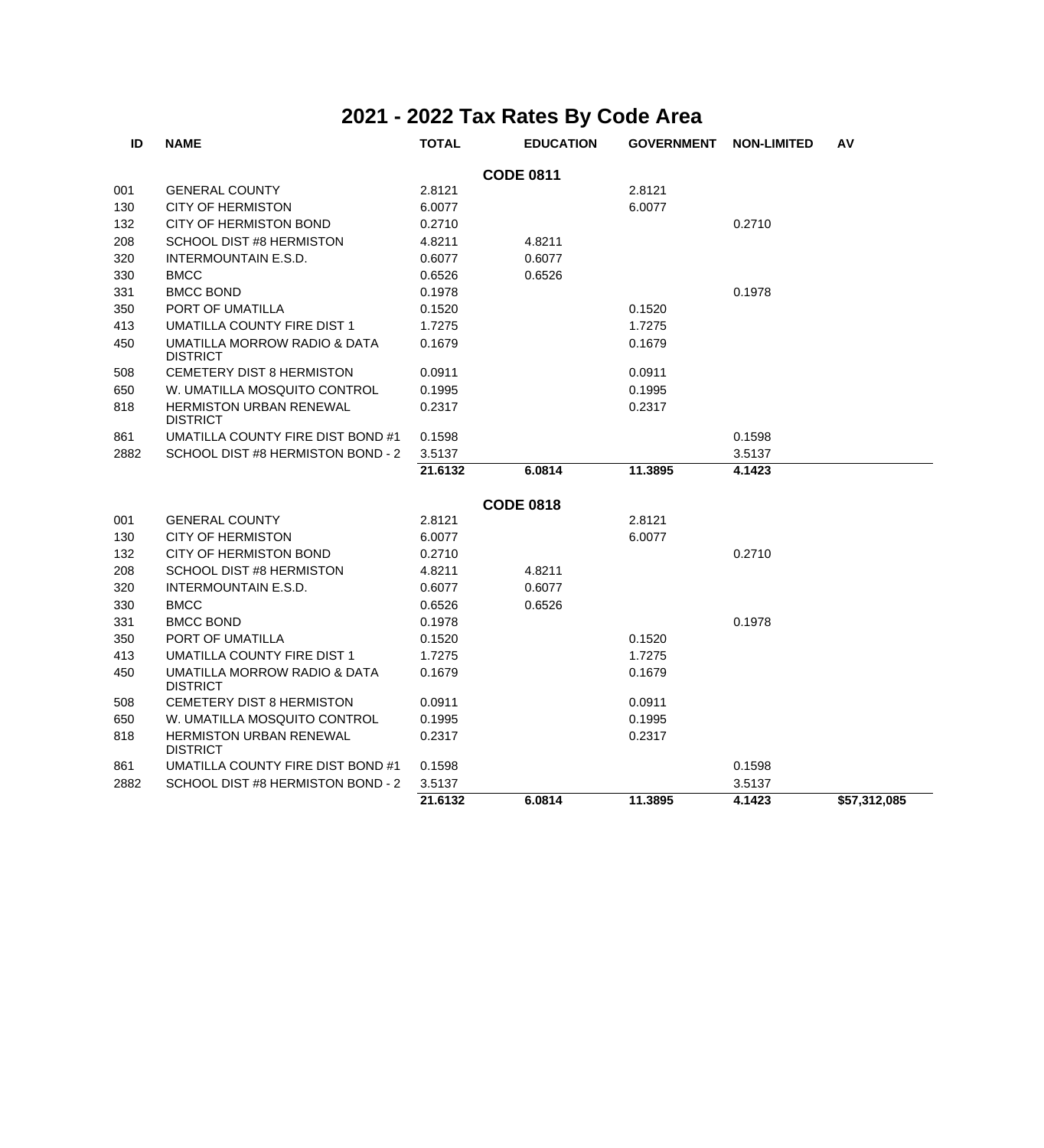# 2021 - 2022 Tax Rates By Code Area

| ID | NAME | TOTAL | EDUCATION | GOVERNMENT | NON-LIMITED | AV |
|---|---|---|---|---|---|---|
| | | | **CODE 0811** | | | |
| 001 | GENERAL COUNTY | 2.8121 | | 2.8121 | | |
| 130 | CITY OF HERMISTON | 6.0077 | | 6.0077 | | |
| 132 | CITY OF HERMISTON BOND | 0.2710 | | | 0.2710 | |
| 208 | SCHOOL DIST #8 HERMISTON | 4.8211 | 4.8211 | | | |
| 320 | INTERMOUNTAIN E.S.D. | 0.6077 | 0.6077 | | | |
| 330 | BMCC | 0.6526 | 0.6526 | | | |
| 331 | BMCC BOND | 0.1978 | | | 0.1978 | |
| 350 | PORT OF UMATILLA | 0.1520 | | 0.1520 | | |
| 413 | UMATILLA COUNTY FIRE DIST 1 | 1.7275 | | 1.7275 | | |
| 450 | UMATILLA MORROW RADIO & DATA DISTRICT | 0.1679 | | 0.1679 | | |
| 508 | CEMETERY DIST 8 HERMISTON | 0.0911 | | 0.0911 | | |
| 650 | W. UMATILLA MOSQUITO CONTROL | 0.1995 | | 0.1995 | | |
| 818 | HERMISTON URBAN RENEWAL DISTRICT | 0.2317 | | 0.2317 | | |
| 861 | UMATILLA COUNTY FIRE DIST BOND #1 | 0.1598 | | | 0.1598 | |
| 2882 | SCHOOL DIST #8 HERMISTON BOND - 2 | 3.5137 | | | 3.5137 | |
| | | **21.6132** | **6.0814** | **11.3895** | **4.1423** | |
| | | | **CODE 0818** | | | |
| 001 | GENERAL COUNTY | 2.8121 | | 2.8121 | | |
| 130 | CITY OF HERMISTON | 6.0077 | | 6.0077 | | |
| 132 | CITY OF HERMISTON BOND | 0.2710 | | | 0.2710 | |
| 208 | SCHOOL DIST #8 HERMISTON | 4.8211 | 4.8211 | | | |
| 320 | INTERMOUNTAIN E.S.D. | 0.6077 | 0.6077 | | | |
| 330 | BMCC | 0.6526 | 0.6526 | | | |
| 331 | BMCC BOND | 0.1978 | | | 0.1978 | |
| 350 | PORT OF UMATILLA | 0.1520 | | 0.1520 | | |
| 413 | UMATILLA COUNTY FIRE DIST 1 | 1.7275 | | 1.7275 | | |
| 450 | UMATILLA MORROW RADIO & DATA DISTRICT | 0.1679 | | 0.1679 | | |
| 508 | CEMETERY DIST 8 HERMISTON | 0.0911 | | 0.0911 | | |
| 650 | W. UMATILLA MOSQUITO CONTROL | 0.1995 | | 0.1995 | | |
| 818 | HERMISTON URBAN RENEWAL DISTRICT | 0.2317 | | 0.2317 | | |
| 861 | UMATILLA COUNTY FIRE DIST BOND #1 | 0.1598 | | | 0.1598 | |
| 2882 | SCHOOL DIST #8 HERMISTON BOND - 2 | 3.5137 | | | 3.5137 | |
| | | **21.6132** | **6.0814** | **11.3895** | **4.1423** | **$57,312,085** |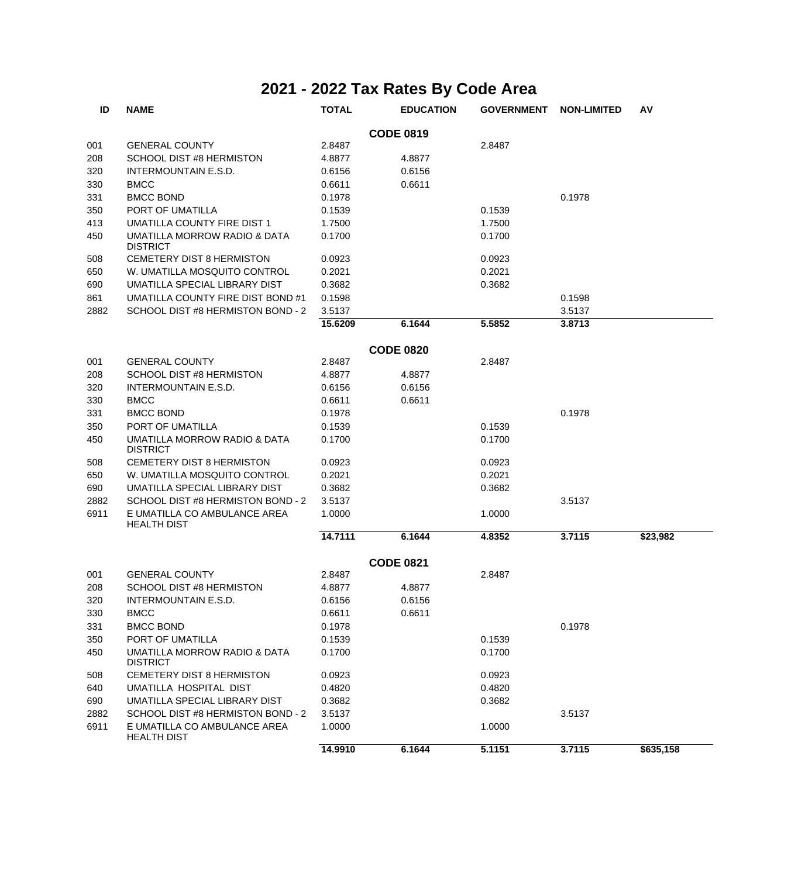# 2021 - 2022 Tax Rates By Code Area

| ID | NAME | TOTAL | EDUCATION | GOVERNMENT | NON-LIMITED | AV |
|---|---|---|---|---|---|---|
| | | | **CODE 0819** | | | |
| 001 | GENERAL COUNTY | 2.8487 | | 2.8487 | | |
| 208 | SCHOOL DIST #8 HERMISTON | 4.8877 | 4.8877 | | | |
| 320 | INTERMOUNTAIN E.S.D. | 0.6156 | 0.6156 | | | |
| 330 | BMCC | 0.6611 | 0.6611 | | | |
| 331 | BMCC BOND | 0.1978 | | | 0.1978 | |
| 350 | PORT OF UMATILLA | 0.1539 | | 0.1539 | | |
| 413 | UMATILLA COUNTY FIRE DIST 1 | 1.7500 | | 1.7500 | | |
| 450 | UMATILLA MORROW RADIO & DATA DISTRICT | 0.1700 | | 0.1700 | | |
| 508 | CEMETERY DIST 8 HERMISTON | 0.0923 | | 0.0923 | | |
| 650 | W. UMATILLA MOSQUITO CONTROL | 0.2021 | | 0.2021 | | |
| 690 | UMATILLA SPECIAL LIBRARY DIST | 0.3682 | | 0.3682 | | |
| 861 | UMATILLA COUNTY FIRE DIST BOND #1 | 0.1598 | | | 0.1598 | |
| 2882 | SCHOOL DIST #8 HERMISTON BOND - 2 | 3.5137 | | | 3.5137 | |
| | | **15.6209** | **6.1644** | **5.5852** | **3.8713** | |
| | | | **CODE 0820** | | | |
| 001 | GENERAL COUNTY | 2.8487 | | 2.8487 | | |
| 208 | SCHOOL DIST #8 HERMISTON | 4.8877 | 4.8877 | | | |
| 320 | INTERMOUNTAIN E.S.D. | 0.6156 | 0.6156 | | | |
| 330 | BMCC | 0.6611 | 0.6611 | | | |
| 331 | BMCC BOND | 0.1978 | | | 0.1978 | |
| 350 | PORT OF UMATILLA | 0.1539 | | 0.1539 | | |
| 450 | UMATILLA MORROW RADIO & DATA DISTRICT | 0.1700 | | 0.1700 | | |
| 508 | CEMETERY DIST 8 HERMISTON | 0.0923 | | 0.0923 | | |
| 650 | W. UMATILLA MOSQUITO CONTROL | 0.2021 | | 0.2021 | | |
| 690 | UMATILLA SPECIAL LIBRARY DIST | 0.3682 | | 0.3682 | | |
| 2882 | SCHOOL DIST #8 HERMISTON BOND - 2 | 3.5137 | | | 3.5137 | |
| 6911 | E UMATILLA CO AMBULANCE AREA HEALTH DIST | 1.0000 | | 1.0000 | | |
| | | **14.7111** | **6.1644** | **4.8352** | **3.7115** | **$23,982** |
| | | | **CODE 0821** | | | |
| 001 | GENERAL COUNTY | 2.8487 | | 2.8487 | | |
| 208 | SCHOOL DIST #8 HERMISTON | 4.8877 | 4.8877 | | | |
| 320 | INTERMOUNTAIN E.S.D. | 0.6156 | 0.6156 | | | |
| 330 | BMCC | 0.6611 | 0.6611 | | | |
| 331 | BMCC BOND | 0.1978 | | | 0.1978 | |
| 350 | PORT OF UMATILLA | 0.1539 | | 0.1539 | | |
| 450 | UMATILLA MORROW RADIO & DATA DISTRICT | 0.1700 | | 0.1700 | | |
| 508 | CEMETERY DIST 8 HERMISTON | 0.0923 | | 0.0923 | | |
| 640 | UMATILLA HOSPITAL DIST | 0.4820 | | 0.4820 | | |
| 690 | UMATILLA SPECIAL LIBRARY DIST | 0.3682 | | 0.3682 | | |
| 2882 | SCHOOL DIST #8 HERMISTON BOND - 2 | 3.5137 | | | 3.5137 | |
| 6911 | E UMATILLA CO AMBULANCE AREA HEALTH DIST | 1.0000 | | 1.0000 | | |
| | | **14.9910** | **6.1644** | **5.1151** | **3.7115** | **$635,158** |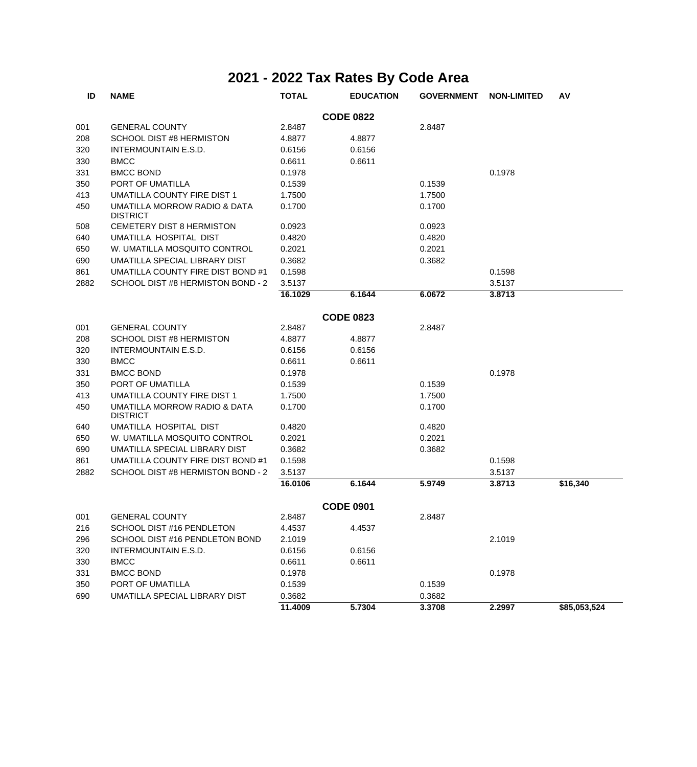# 2021 - 2022 Tax Rates By Code Area

| ID | NAME | TOTAL | EDUCATION | GOVERNMENT | NON-LIMITED | AV |
|---|---|---|---|---|---|---|
| | | | **CODE 0822** | | | |
| 001 | GENERAL COUNTY | 2.8487 | | 2.8487 | | |
| 208 | SCHOOL DIST #8 HERMISTON | 4.8877 | 4.8877 | | | |
| 320 | INTERMOUNTAIN E.S.D. | 0.6156 | 0.6156 | | | |
| 330 | BMCC | 0.6611 | 0.6611 | | | |
| 331 | BMCC BOND | 0.1978 | | | 0.1978 | |
| 350 | PORT OF UMATILLA | 0.1539 | | 0.1539 | | |
| 413 | UMATILLA COUNTY FIRE DIST 1 | 1.7500 | | 1.7500 | | |
| 450 | UMATILLA MORROW RADIO & DATA DISTRICT | 0.1700 | | 0.1700 | | |
| 508 | CEMETERY DIST 8 HERMISTON | 0.0923 | | 0.0923 | | |
| 640 | UMATILLA HOSPITAL DIST | 0.4820 | | 0.4820 | | |
| 650 | W. UMATILLA MOSQUITO CONTROL | 0.2021 | | 0.2021 | | |
| 690 | UMATILLA SPECIAL LIBRARY DIST | 0.3682 | | 0.3682 | | |
| 861 | UMATILLA COUNTY FIRE DIST BOND #1 | 0.1598 | | | 0.1598 | |
| 2882 | SCHOOL DIST #8 HERMISTON BOND - 2 | 3.5137 | | | 3.5137 | |
| | | **16.1029** | **6.1644** | **6.0672** | **3.8713** | |
| | | | **CODE 0823** | | | |
| 001 | GENERAL COUNTY | 2.8487 | | 2.8487 | | |
| 208 | SCHOOL DIST #8 HERMISTON | 4.8877 | 4.8877 | | | |
| 320 | INTERMOUNTAIN E.S.D. | 0.6156 | 0.6156 | | | |
| 330 | BMCC | 0.6611 | 0.6611 | | | |
| 331 | BMCC BOND | 0.1978 | | | 0.1978 | |
| 350 | PORT OF UMATILLA | 0.1539 | | 0.1539 | | |
| 413 | UMATILLA COUNTY FIRE DIST 1 | 1.7500 | | 1.7500 | | |
| 450 | UMATILLA MORROW RADIO & DATA DISTRICT | 0.1700 | | 0.1700 | | |
| 640 | UMATILLA HOSPITAL DIST | 0.4820 | | 0.4820 | | |
| 650 | W. UMATILLA MOSQUITO CONTROL | 0.2021 | | 0.2021 | | |
| 690 | UMATILLA SPECIAL LIBRARY DIST | 0.3682 | | 0.3682 | | |
| 861 | UMATILLA COUNTY FIRE DIST BOND #1 | 0.1598 | | | 0.1598 | |
| 2882 | SCHOOL DIST #8 HERMISTON BOND - 2 | 3.5137 | | | 3.5137 | |
| | | **16.0106** | **6.1644** | **5.9749** | **3.8713** | **$16,340** |
| | | | **CODE 0901** | | | |
| 001 | GENERAL COUNTY | 2.8487 | | 2.8487 | | |
| 216 | SCHOOL DIST #16 PENDLETON | 4.4537 | 4.4537 | | | |
| 296 | SCHOOL DIST #16 PENDLETON BOND | 2.1019 | | | 2.1019 | |
| 320 | INTERMOUNTAIN E.S.D. | 0.6156 | 0.6156 | | | |
| 330 | BMCC | 0.6611 | 0.6611 | | | |
| 331 | BMCC BOND | 0.1978 | | | 0.1978 | |
| 350 | PORT OF UMATILLA | 0.1539 | | 0.1539 | | |
| 690 | UMATILLA SPECIAL LIBRARY DIST | 0.3682 | | 0.3682 | | |
| | | **11.4009** | **5.7304** | **3.3708** | **2.2997** | **$85,053,524** |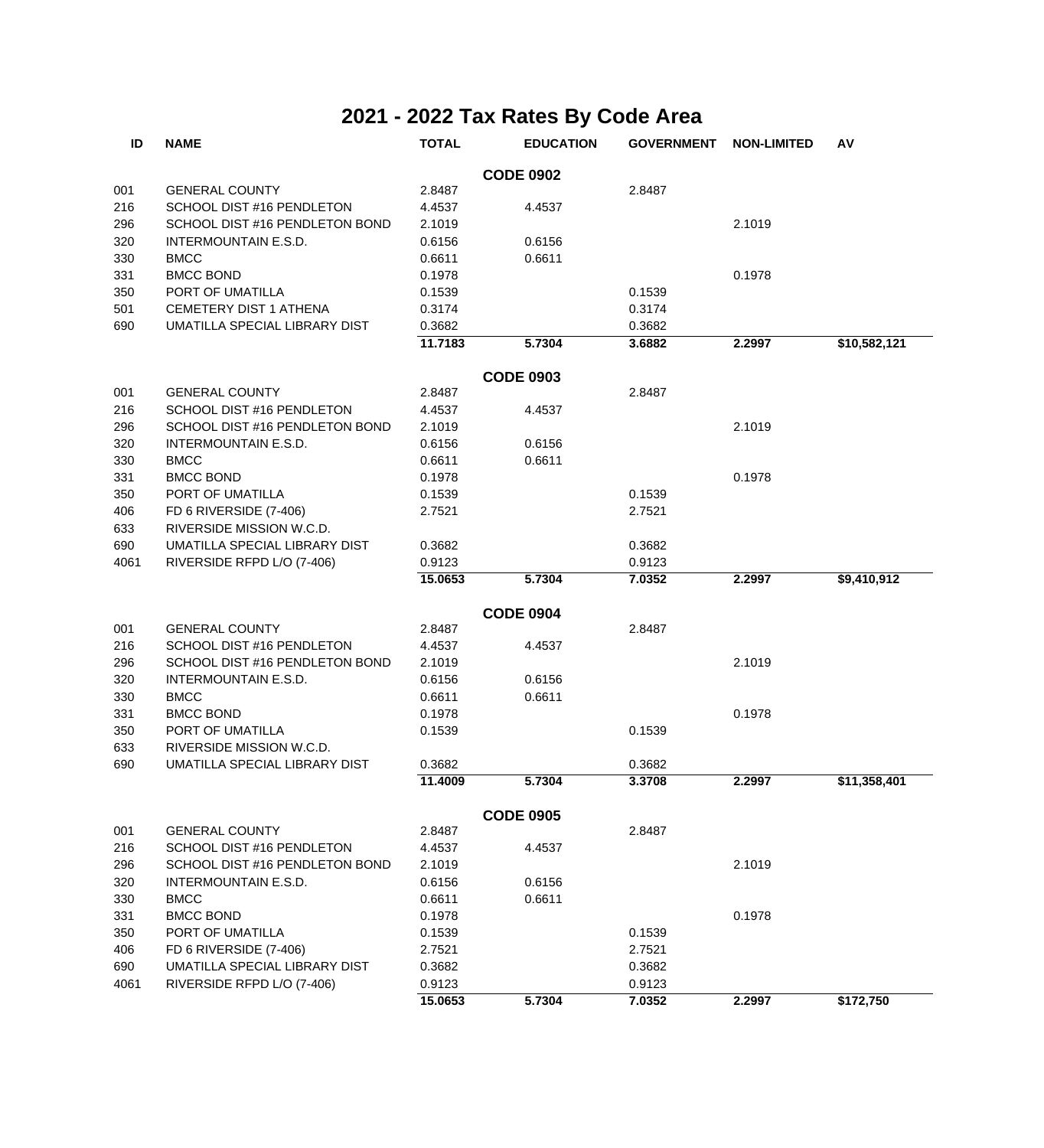# 2021 - 2022 Tax Rates By Code Area

| ID | NAME | TOTAL | EDUCATION | GOVERNMENT | NON-LIMITED | AV |
|---|---|---|---|---|---|---|
| | | | **CODE 0902** | | | |
| 001 | GENERAL COUNTY | 2.8487 | | 2.8487 | | |
| 216 | SCHOOL DIST #16 PENDLETON | 4.4537 | 4.4537 | | | |
| 296 | SCHOOL DIST #16 PENDLETON BOND | 2.1019 | | | 2.1019 | |
| 320 | INTERMOUNTAIN E.S.D. | 0.6156 | 0.6156 | | | |
| 330 | BMCC | 0.6611 | 0.6611 | | | |
| 331 | BMCC BOND | 0.1978 | | | 0.1978 | |
| 350 | PORT OF UMATILLA | 0.1539 | | 0.1539 | | |
| 501 | CEMETERY DIST 1 ATHENA | 0.3174 | | 0.3174 | | |
| 690 | UMATILLA SPECIAL LIBRARY DIST | 0.3682 | | 0.3682 | | |
| | | **11.7183** | **5.7304** | **3.6882** | **2.2997** | **$10,582,121** |
| | | | **CODE 0903** | | | |
| 001 | GENERAL COUNTY | 2.8487 | | 2.8487 | | |
| 216 | SCHOOL DIST #16 PENDLETON | 4.4537 | 4.4537 | | | |
| 296 | SCHOOL DIST #16 PENDLETON BOND | 2.1019 | | | 2.1019 | |
| 320 | INTERMOUNTAIN E.S.D. | 0.6156 | 0.6156 | | | |
| 330 | BMCC | 0.6611 | 0.6611 | | | |
| 331 | BMCC BOND | 0.1978 | | | 0.1978 | |
| 350 | PORT OF UMATILLA | 0.1539 | | 0.1539 | | |
| 406 | FD 6 RIVERSIDE (7-406) | 2.7521 | | 2.7521 | | |
| 633 | RIVERSIDE MISSION W.C.D. | | | | | |
| 690 | UMATILLA SPECIAL LIBRARY DIST | 0.3682 | | 0.3682 | | |
| 4061 | RIVERSIDE RFPD L/O (7-406) | 0.9123 | | 0.9123 | | |
| | | **15.0653** | **5.7304** | **7.0352** | **2.2997** | **$9,410,912** |
| | | | **CODE 0904** | | | |
| 001 | GENERAL COUNTY | 2.8487 | | 2.8487 | | |
| 216 | SCHOOL DIST #16 PENDLETON | 4.4537 | 4.4537 | | | |
| 296 | SCHOOL DIST #16 PENDLETON BOND | 2.1019 | | | 2.1019 | |
| 320 | INTERMOUNTAIN E.S.D. | 0.6156 | 0.6156 | | | |
| 330 | BMCC | 0.6611 | 0.6611 | | | |
| 331 | BMCC BOND | 0.1978 | | | 0.1978 | |
| 350 | PORT OF UMATILLA | 0.1539 | | 0.1539 | | |
| 633 | RIVERSIDE MISSION W.C.D. | | | | | |
| 690 | UMATILLA SPECIAL LIBRARY DIST | 0.3682 | | 0.3682 | | |
| | | **11.4009** | **5.7304** | **3.3708** | **2.2997** | **$11,358,401** |
| | | | **CODE 0905** | | | |
| 001 | GENERAL COUNTY | 2.8487 | | 2.8487 | | |
| 216 | SCHOOL DIST #16 PENDLETON | 4.4537 | 4.4537 | | | |
| 296 | SCHOOL DIST #16 PENDLETON BOND | 2.1019 | | | 2.1019 | |
| 320 | INTERMOUNTAIN E.S.D. | 0.6156 | 0.6156 | | | |
| 330 | BMCC | 0.6611 | 0.6611 | | | |
| 331 | BMCC BOND | 0.1978 | | | 0.1978 | |
| 350 | PORT OF UMATILLA | 0.1539 | | 0.1539 | | |
| 406 | FD 6 RIVERSIDE (7-406) | 2.7521 | | 2.7521 | | |
| 690 | UMATILLA SPECIAL LIBRARY DIST | 0.3682 | | 0.3682 | | |
| 4061 | RIVERSIDE RFPD L/O (7-406) | 0.9123 | | 0.9123 | | |
| | | **15.0653** | **5.7304** | **7.0352** | **2.2997** | **$172,750** |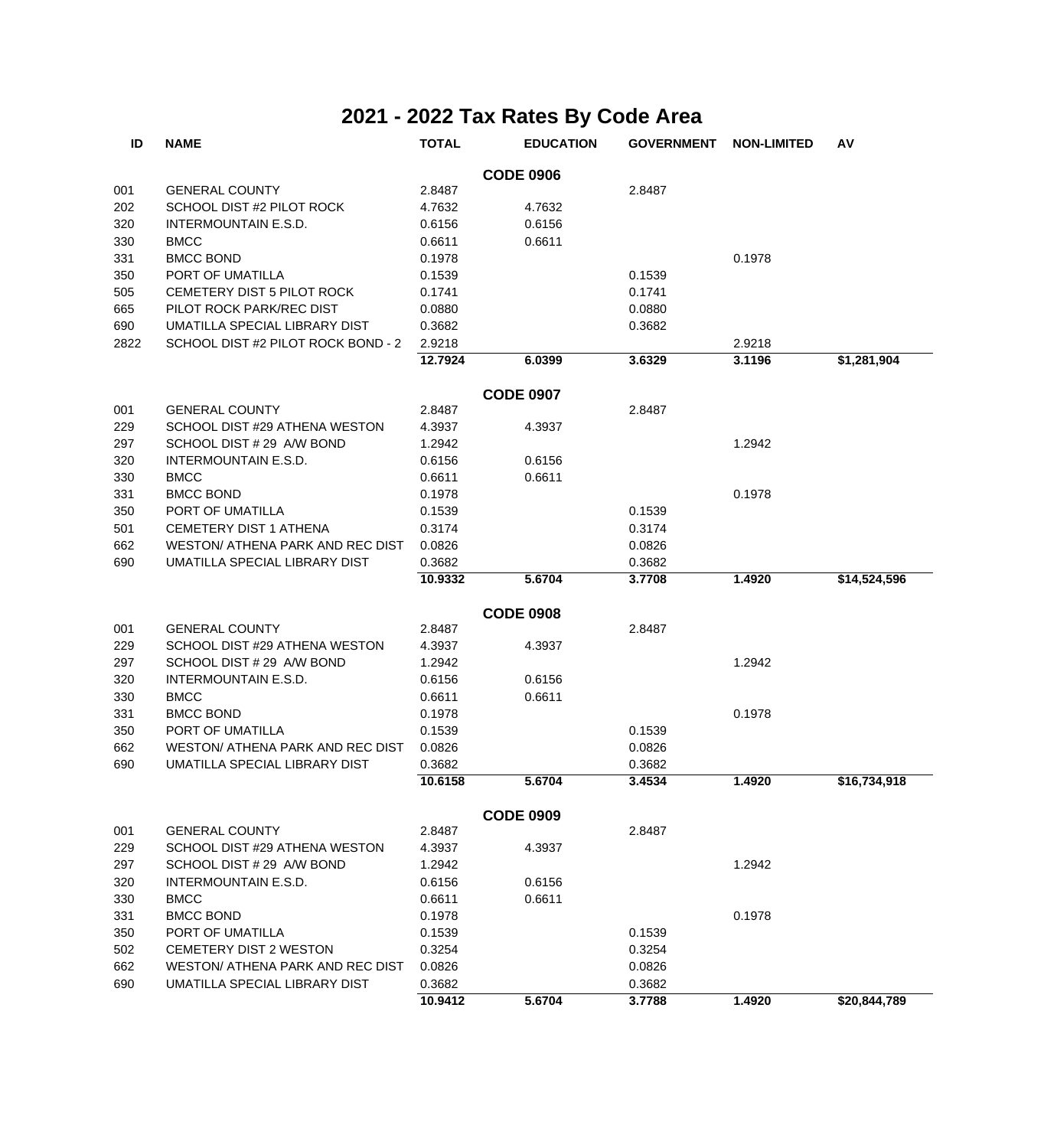# 2021 - 2022 Tax Rates By Code Area

| ID | NAME | TOTAL | EDUCATION | GOVERNMENT | NON-LIMITED | AV |
|---|---|---|---|---|---|---|
| | | | **CODE 0906** | | | |
| 001 | GENERAL COUNTY | 2.8487 | | 2.8487 | | |
| 202 | SCHOOL DIST #2 PILOT ROCK | 4.7632 | 4.7632 | | | |
| 320 | INTERMOUNTAIN E.S.D. | 0.6156 | 0.6156 | | | |
| 330 | BMCC | 0.6611 | 0.6611 | | | |
| 331 | BMCC BOND | 0.1978 | | | 0.1978 | |
| 350 | PORT OF UMATILLA | 0.1539 | | 0.1539 | | |
| 505 | CEMETERY DIST 5 PILOT ROCK | 0.1741 | | 0.1741 | | |
| 665 | PILOT ROCK PARK/REC DIST | 0.0880 | | 0.0880 | | |
| 690 | UMATILLA SPECIAL LIBRARY DIST | 0.3682 | | 0.3682 | | |
| 2822 | SCHOOL DIST #2 PILOT ROCK BOND - 2 | 2.9218 | | | 2.9218 | |
| | | **12.7924** | **6.0399** | **3.6329** | **3.1196** | **$1,281,904** |
| | | | **CODE 0907** | | | |
| 001 | GENERAL COUNTY | 2.8487 | | 2.8487 | | |
| 229 | SCHOOL DIST #29 ATHENA WESTON | 4.3937 | 4.3937 | | | |
| 297 | SCHOOL DIST # 29 A/W BOND | 1.2942 | | | 1.2942 | |
| 320 | INTERMOUNTAIN E.S.D. | 0.6156 | 0.6156 | | | |
| 330 | BMCC | 0.6611 | 0.6611 | | | |
| 331 | BMCC BOND | 0.1978 | | | 0.1978 | |
| 350 | PORT OF UMATILLA | 0.1539 | | 0.1539 | | |
| 501 | CEMETERY DIST 1 ATHENA | 0.3174 | | 0.3174 | | |
| 662 | WESTON/ ATHENA PARK AND REC DIST | 0.0826 | | 0.0826 | | |
| 690 | UMATILLA SPECIAL LIBRARY DIST | 0.3682 | | 0.3682 | | |
| | | **10.9332** | **5.6704** | **3.7708** | **1.4920** | **$14,524,596** |
| | | | **CODE 0908** | | | |
| 001 | GENERAL COUNTY | 2.8487 | | 2.8487 | | |
| 229 | SCHOOL DIST #29 ATHENA WESTON | 4.3937 | 4.3937 | | | |
| 297 | SCHOOL DIST # 29 A/W BOND | 1.2942 | | | 1.2942 | |
| 320 | INTERMOUNTAIN E.S.D. | 0.6156 | 0.6156 | | | |
| 330 | BMCC | 0.6611 | 0.6611 | | | |
| 331 | BMCC BOND | 0.1978 | | | 0.1978 | |
| 350 | PORT OF UMATILLA | 0.1539 | | 0.1539 | | |
| 662 | WESTON/ ATHENA PARK AND REC DIST | 0.0826 | | 0.0826 | | |
| 690 | UMATILLA SPECIAL LIBRARY DIST | 0.3682 | | 0.3682 | | |
| | | **10.6158** | **5.6704** | **3.4534** | **1.4920** | **$16,734,918** |
| | | | **CODE 0909** | | | |
| 001 | GENERAL COUNTY | 2.8487 | | 2.8487 | | |
| 229 | SCHOOL DIST #29 ATHENA WESTON | 4.3937 | 4.3937 | | | |
| 297 | SCHOOL DIST # 29 A/W BOND | 1.2942 | | | 1.2942 | |
| 320 | INTERMOUNTAIN E.S.D. | 0.6156 | 0.6156 | | | |
| 330 | BMCC | 0.6611 | 0.6611 | | | |
| 331 | BMCC BOND | 0.1978 | | | 0.1978 | |
| 350 | PORT OF UMATILLA | 0.1539 | | 0.1539 | | |
| 502 | CEMETERY DIST 2 WESTON | 0.3254 | | 0.3254 | | |
| 662 | WESTON/ ATHENA PARK AND REC DIST | 0.0826 | | 0.0826 | | |
| 690 | UMATILLA SPECIAL LIBRARY DIST | 0.3682 | | 0.3682 | | |
| | | **10.9412** | **5.6704** | **3.7788** | **1.4920** | **$20,844,789** |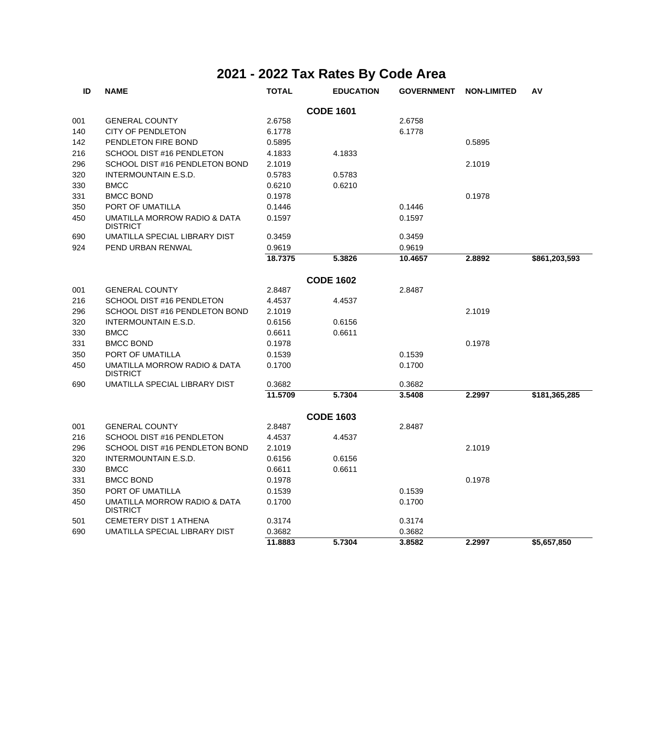# 2021 - 2022 Tax Rates By Code Area

| ID | NAME | TOTAL | EDUCATION | GOVERNMENT | NON-LIMITED | AV |
|---|---|---|---|---|---|---|
| | | | **CODE 1601** | | | |
| 001 | GENERAL COUNTY | 2.6758 | | 2.6758 | | |
| 140 | CITY OF PENDLETON | 6.1778 | | 6.1778 | | |
| 142 | PENDLETON FIRE BOND | 0.5895 | | | 0.5895 | |
| 216 | SCHOOL DIST #16 PENDLETON | 4.1833 | 4.1833 | | | |
| 296 | SCHOOL DIST #16 PENDLETON BOND | 2.1019 | | | 2.1019 | |
| 320 | INTERMOUNTAIN E.S.D. | 0.5783 | 0.5783 | | | |
| 330 | BMCC | 0.6210 | 0.6210 | | | |
| 331 | BMCC BOND | 0.1978 | | | 0.1978 | |
| 350 | PORT OF UMATILLA | 0.1446 | | 0.1446 | | |
| 450 | UMATILLA MORROW RADIO & DATA DISTRICT | 0.1597 | | 0.1597 | | |
| 690 | UMATILLA SPECIAL LIBRARY DIST | 0.3459 | | 0.3459 | | |
| 924 | PEND URBAN RENWAL | 0.9619 | | 0.9619 | | |
| | | **18.7375** | **5.3826** | **10.4657** | **2.8892** | **$861,203,593** |
| | | | **CODE 1602** | | | |
| 001 | GENERAL COUNTY | 2.8487 | | 2.8487 | | |
| 216 | SCHOOL DIST #16 PENDLETON | 4.4537 | 4.4537 | | | |
| 296 | SCHOOL DIST #16 PENDLETON BOND | 2.1019 | | | 2.1019 | |
| 320 | INTERMOUNTAIN E.S.D. | 0.6156 | 0.6156 | | | |
| 330 | BMCC | 0.6611 | 0.6611 | | | |
| 331 | BMCC BOND | 0.1978 | | | 0.1978 | |
| 350 | PORT OF UMATILLA | 0.1539 | | 0.1539 | | |
| 450 | UMATILLA MORROW RADIO & DATA DISTRICT | 0.1700 | | 0.1700 | | |
| 690 | UMATILLA SPECIAL LIBRARY DIST | 0.3682 | | 0.3682 | | |
| | | **11.5709** | **5.7304** | **3.5408** | **2.2997** | **$181,365,285** |
| | | | **CODE 1603** | | | |
| 001 | GENERAL COUNTY | 2.8487 | | 2.8487 | | |
| 216 | SCHOOL DIST #16 PENDLETON | 4.4537 | 4.4537 | | | |
| 296 | SCHOOL DIST #16 PENDLETON BOND | 2.1019 | | | 2.1019 | |
| 320 | INTERMOUNTAIN E.S.D. | 0.6156 | 0.6156 | | | |
| 330 | BMCC | 0.6611 | 0.6611 | | | |
| 331 | BMCC BOND | 0.1978 | | | 0.1978 | |
| 350 | PORT OF UMATILLA | 0.1539 | | 0.1539 | | |
| 450 | UMATILLA MORROW RADIO & DATA DISTRICT | 0.1700 | | 0.1700 | | |
| 501 | CEMETERY DIST 1 ATHENA | 0.3174 | | 0.3174 | | |
| 690 | UMATILLA SPECIAL LIBRARY DIST | 0.3682 | | 0.3682 | | |
| | | **11.8883** | **5.7304** | **3.8582** | **2.2997** | **$5,657,850** |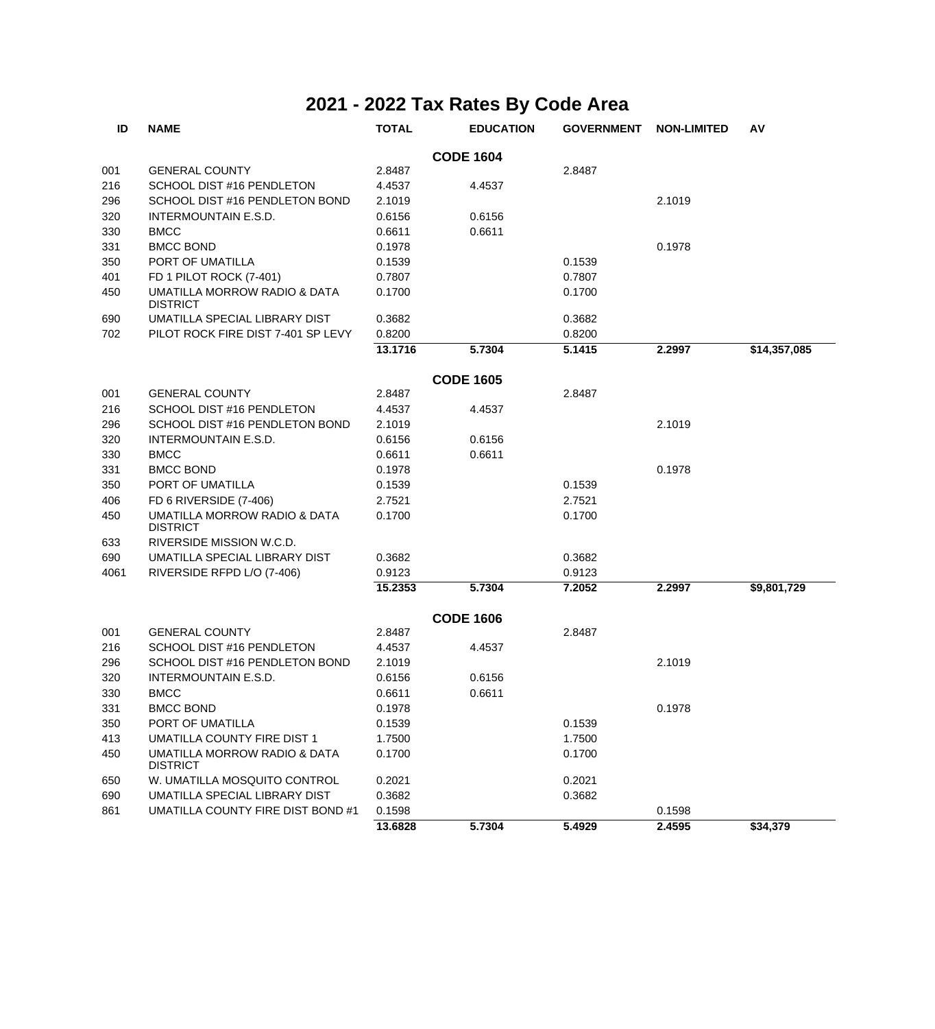# 2021 - 2022 Tax Rates By Code Area

| ID | NAME | TOTAL | EDUCATION | GOVERNMENT | NON-LIMITED | AV |
|---|---|---|---|---|---|---|
| | | **CODE 1604** | | | | |
| 001 | GENERAL COUNTY | 2.8487 | | 2.8487 | | |
| 216 | SCHOOL DIST #16 PENDLETON | 4.4537 | 4.4537 | | | |
| 296 | SCHOOL DIST #16 PENDLETON BOND | 2.1019 | | | 2.1019 | |
| 320 | INTERMOUNTAIN E.S.D. | 0.6156 | 0.6156 | | | |
| 330 | BMCC | 0.6611 | 0.6611 | | | |
| 331 | BMCC BOND | 0.1978 | | | 0.1978 | |
| 350 | PORT OF UMATILLA | 0.1539 | | 0.1539 | | |
| 401 | FD 1 PILOT ROCK (7-401) | 0.7807 | | 0.7807 | | |
| 450 | UMATILLA MORROW RADIO & DATA DISTRICT | 0.1700 | | 0.1700 | | |
| 690 | UMATILLA SPECIAL LIBRARY DIST | 0.3682 | | 0.3682 | | |
| 702 | PILOT ROCK FIRE DIST 7-401 SP LEVY | 0.8200 | | 0.8200 | | |
| | | **13.1716** | **5.7304** | **5.1415** | **2.2997** | **$14,357,085** |
| | | **CODE 1605** | | | | |
| 001 | GENERAL COUNTY | 2.8487 | | 2.8487 | | |
| 216 | SCHOOL DIST #16 PENDLETON | 4.4537 | 4.4537 | | | |
| 296 | SCHOOL DIST #16 PENDLETON BOND | 2.1019 | | | 2.1019 | |
| 320 | INTERMOUNTAIN E.S.D. | 0.6156 | 0.6156 | | | |
| 330 | BMCC | 0.6611 | 0.6611 | | | |
| 331 | BMCC BOND | 0.1978 | | | 0.1978 | |
| 350 | PORT OF UMATILLA | 0.1539 | | 0.1539 | | |
| 406 | FD 6 RIVERSIDE (7-406) | 2.7521 | | 2.7521 | | |
| 450 | UMATILLA MORROW RADIO & DATA DISTRICT | 0.1700 | | 0.1700 | | |
| 633 | RIVERSIDE MISSION W.C.D. | | | | | |
| 690 | UMATILLA SPECIAL LIBRARY DIST | 0.3682 | | 0.3682 | | |
| 4061 | RIVERSIDE RFPD L/O (7-406) | 0.9123 | | 0.9123 | | |
| | | **15.2353** | **5.7304** | **7.2052** | **2.2997** | **$9,801,729** |
| | | **CODE 1606** | | | | |
| 001 | GENERAL COUNTY | 2.8487 | | 2.8487 | | |
| 216 | SCHOOL DIST #16 PENDLETON | 4.4537 | 4.4537 | | | |
| 296 | SCHOOL DIST #16 PENDLETON BOND | 2.1019 | | | 2.1019 | |
| 320 | INTERMOUNTAIN E.S.D. | 0.6156 | 0.6156 | | | |
| 330 | BMCC | 0.6611 | 0.6611 | | | |
| 331 | BMCC BOND | 0.1978 | | | 0.1978 | |
| 350 | PORT OF UMATILLA | 0.1539 | | 0.1539 | | |
| 413 | UMATILLA COUNTY FIRE DIST 1 | 1.7500 | | 1.7500 | | |
| 450 | UMATILLA MORROW RADIO & DATA DISTRICT | 0.1700 | | 0.1700 | | |
| 650 | W. UMATILLA MOSQUITO CONTROL | 0.2021 | | 0.2021 | | |
| 690 | UMATILLA SPECIAL LIBRARY DIST | 0.3682 | | 0.3682 | | |
| 861 | UMATILLA COUNTY FIRE DIST BOND #1 | 0.1598 | | | 0.1598 | |
| | | **13.6828** | **5.7304** | **5.4929** | **2.4595** | **$34,379** |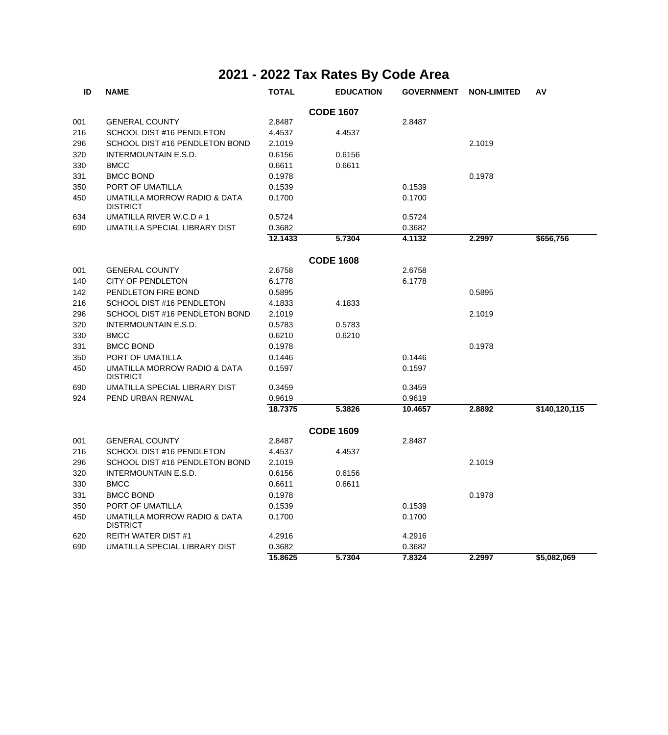# 2021 - 2022 Tax Rates By Code Area

| ID | NAME | TOTAL | EDUCATION | GOVERNMENT | NON-LIMITED | AV |
|---|---|---|---|---|---|---|
| | | | **CODE 1607** | | | |
| 001 | GENERAL COUNTY | 2.8487 | | 2.8487 | | |
| 216 | SCHOOL DIST #16 PENDLETON | 4.4537 | 4.4537 | | | |
| 296 | SCHOOL DIST #16 PENDLETON BOND | 2.1019 | | | 2.1019 | |
| 320 | INTERMOUNTAIN E.S.D. | 0.6156 | 0.6156 | | | |
| 330 | BMCC | 0.6611 | 0.6611 | | | |
| 331 | BMCC BOND | 0.1978 | | | 0.1978 | |
| 350 | PORT OF UMATILLA | 0.1539 | | 0.1539 | | |
| 450 | UMATILLA MORROW RADIO & DATA DISTRICT | 0.1700 | | 0.1700 | | |
| 634 | UMATILLA RIVER W.C.D # 1 | 0.5724 | | 0.5724 | | |
| 690 | UMATILLA SPECIAL LIBRARY DIST | 0.3682 | | 0.3682 | | |
| | | **12.1433** | **5.7304** | **4.1132** | **2.2997** | **$656,756** |
| | | | **CODE 1608** | | | |
| 001 | GENERAL COUNTY | 2.6758 | | 2.6758 | | |
| 140 | CITY OF PENDLETON | 6.1778 | | 6.1778 | | |
| 142 | PENDLETON FIRE BOND | 0.5895 | | | 0.5895 | |
| 216 | SCHOOL DIST #16 PENDLETON | 4.1833 | 4.1833 | | | |
| 296 | SCHOOL DIST #16 PENDLETON BOND | 2.1019 | | | 2.1019 | |
| 320 | INTERMOUNTAIN E.S.D. | 0.5783 | 0.5783 | | | |
| 330 | BMCC | 0.6210 | 0.6210 | | | |
| 331 | BMCC BOND | 0.1978 | | | 0.1978 | |
| 350 | PORT OF UMATILLA | 0.1446 | | 0.1446 | | |
| 450 | UMATILLA MORROW RADIO & DATA DISTRICT | 0.1597 | | 0.1597 | | |
| 690 | UMATILLA SPECIAL LIBRARY DIST | 0.3459 | | 0.3459 | | |
| 924 | PEND URBAN RENWAL | 0.9619 | | 0.9619 | | |
| | | **18.7375** | **5.3826** | **10.4657** | **2.8892** | **$140,120,115** |
| | | | **CODE 1609** | | | |
| 001 | GENERAL COUNTY | 2.8487 | | 2.8487 | | |
| 216 | SCHOOL DIST #16 PENDLETON | 4.4537 | 4.4537 | | | |
| 296 | SCHOOL DIST #16 PENDLETON BOND | 2.1019 | | | 2.1019 | |
| 320 | INTERMOUNTAIN E.S.D. | 0.6156 | 0.6156 | | | |
| 330 | BMCC | 0.6611 | 0.6611 | | | |
| 331 | BMCC BOND | 0.1978 | | | 0.1978 | |
| 350 | PORT OF UMATILLA | 0.1539 | | 0.1539 | | |
| 450 | UMATILLA MORROW RADIO & DATA DISTRICT | 0.1700 | | 0.1700 | | |
| 620 | REITH WATER DIST #1 | 4.2916 | | 4.2916 | | |
| 690 | UMATILLA SPECIAL LIBRARY DIST | 0.3682 | | 0.3682 | | |
| | | **15.8625** | **5.7304** | **7.8324** | **2.2997** | **$5,082,069** |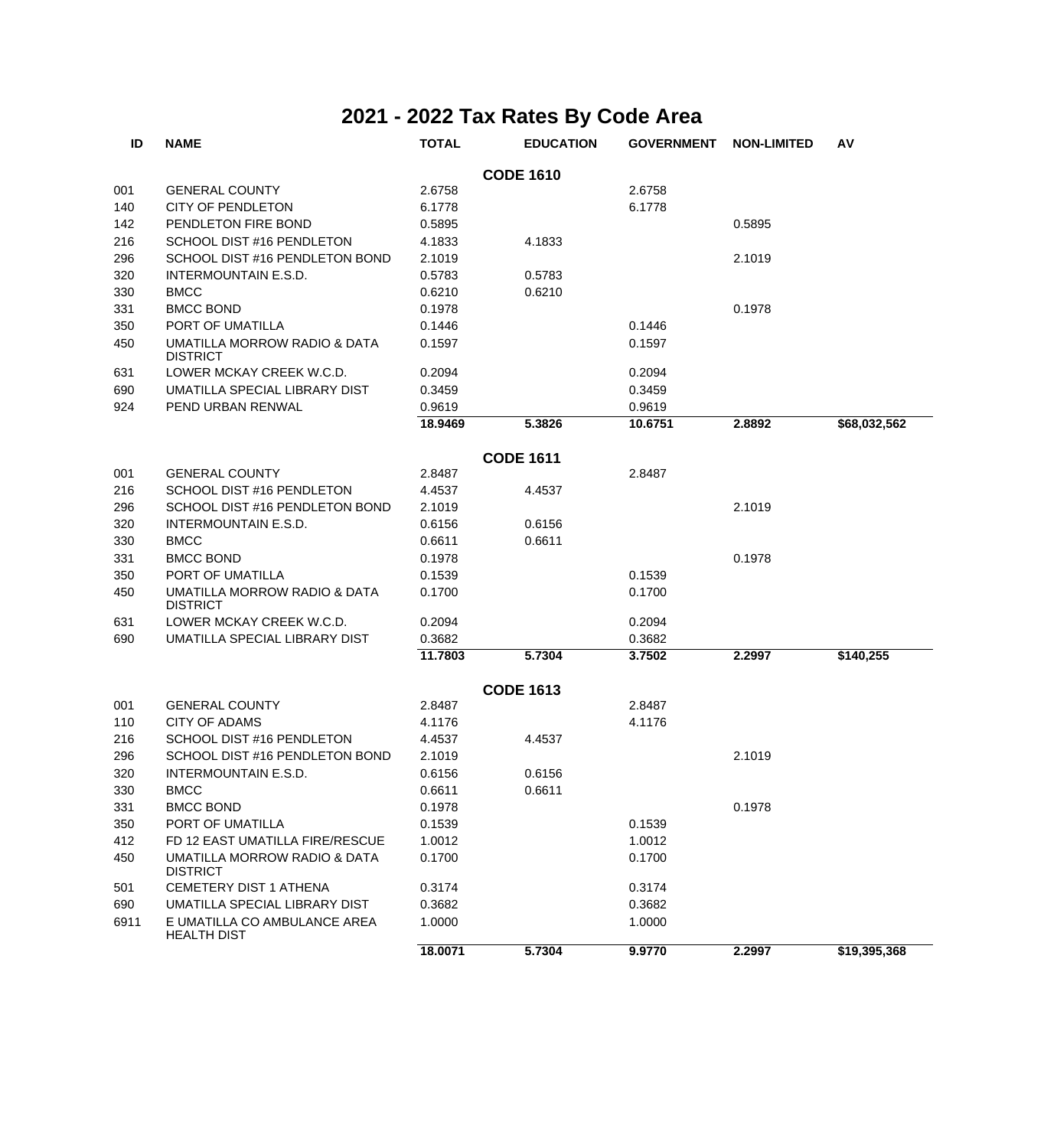# 2021 - 2022 Tax Rates By Code Area

| ID | NAME | TOTAL | EDUCATION | GOVERNMENT | NON-LIMITED | AV |
|---|---|---|---|---|---|---|
| | | | **CODE 1610** | | | |
| 001 | GENERAL COUNTY | 2.6758 | | 2.6758 | | |
| 140 | CITY OF PENDLETON | 6.1778 | | 6.1778 | | |
| 142 | PENDLETON FIRE BOND | 0.5895 | | | 0.5895 | |
| 216 | SCHOOL DIST #16 PENDLETON | 4.1833 | 4.1833 | | | |
| 296 | SCHOOL DIST #16 PENDLETON BOND | 2.1019 | | | 2.1019 | |
| 320 | INTERMOUNTAIN E.S.D. | 0.5783 | 0.5783 | | | |
| 330 | BMCC | 0.6210 | 0.6210 | | | |
| 331 | BMCC BOND | 0.1978 | | | 0.1978 | |
| 350 | PORT OF UMATILLA | 0.1446 | | 0.1446 | | |
| 450 | UMATILLA MORROW RADIO & DATA DISTRICT | 0.1597 | | 0.1597 | | |
| 631 | LOWER MCKAY CREEK W.C.D. | 0.2094 | | 0.2094 | | |
| 690 | UMATILLA SPECIAL LIBRARY DIST | 0.3459 | | 0.3459 | | |
| 924 | PEND URBAN RENWAL | 0.9619 | | 0.9619 | | |
| | | **18.9469** | **5.3826** | **10.6751** | **2.8892** | **$68,032,562** |
| | | | **CODE 1611** | | | |
| 001 | GENERAL COUNTY | 2.8487 | | 2.8487 | | |
| 216 | SCHOOL DIST #16 PENDLETON | 4.4537 | 4.4537 | | | |
| 296 | SCHOOL DIST #16 PENDLETON BOND | 2.1019 | | | 2.1019 | |
| 320 | INTERMOUNTAIN E.S.D. | 0.6156 | 0.6156 | | | |
| 330 | BMCC | 0.6611 | 0.6611 | | | |
| 331 | BMCC BOND | 0.1978 | | | 0.1978 | |
| 350 | PORT OF UMATILLA | 0.1539 | | 0.1539 | | |
| 450 | UMATILLA MORROW RADIO & DATA DISTRICT | 0.1700 | | 0.1700 | | |
| 631 | LOWER MCKAY CREEK W.C.D. | 0.2094 | | 0.2094 | | |
| 690 | UMATILLA SPECIAL LIBRARY DIST | 0.3682 | | 0.3682 | | |
| | | **11.7803** | **5.7304** | **3.7502** | **2.2997** | **$140,255** |
| | | | **CODE 1613** | | | |
| 001 | GENERAL COUNTY | 2.8487 | | 2.8487 | | |
| 110 | CITY OF ADAMS | 4.1176 | | 4.1176 | | |
| 216 | SCHOOL DIST #16 PENDLETON | 4.4537 | 4.4537 | | | |
| 296 | SCHOOL DIST #16 PENDLETON BOND | 2.1019 | | | 2.1019 | |
| 320 | INTERMOUNTAIN E.S.D. | 0.6156 | 0.6156 | | | |
| 330 | BMCC | 0.6611 | 0.6611 | | | |
| 331 | BMCC BOND | 0.1978 | | | 0.1978 | |
| 350 | PORT OF UMATILLA | 0.1539 | | 0.1539 | | |
| 412 | FD 12 EAST UMATILLA FIRE/RESCUE | 1.0012 | | 1.0012 | | |
| 450 | UMATILLA MORROW RADIO & DATA DISTRICT | 0.1700 | | 0.1700 | | |
| 501 | CEMETERY DIST 1 ATHENA | 0.3174 | | 0.3174 | | |
| 690 | UMATILLA SPECIAL LIBRARY DIST | 0.3682 | | 0.3682 | | |
| 6911 | E UMATILLA CO AMBULANCE AREA HEALTH DIST | 1.0000 | | 1.0000 | | |
| | | **18.0071** | **5.7304** | **9.9770** | **2.2997** | **$19,395,368** |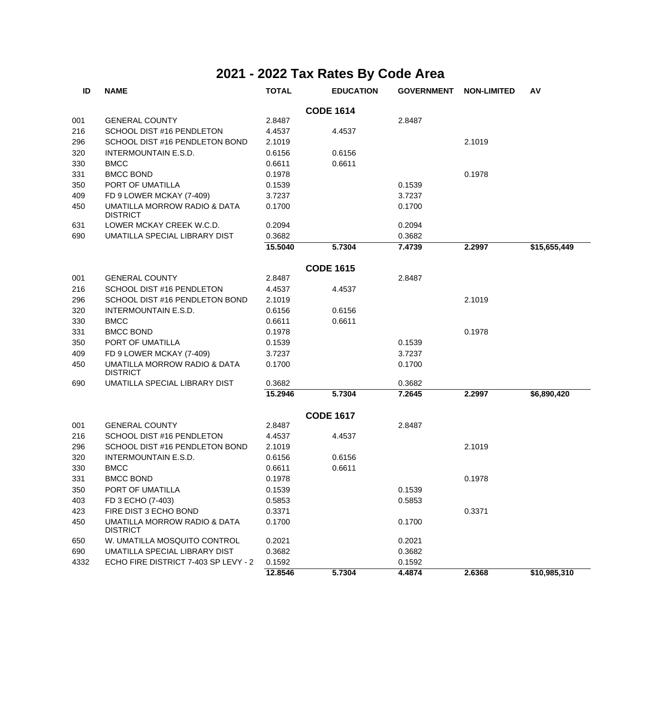# 2021 - 2022 Tax Rates By Code Area

| ID | NAME | TOTAL | EDUCATION | GOVERNMENT | NON-LIMITED | AV |
|---|---|---|---|---|---|---|
| | | | **CODE 1614** | | | |
| 001 | GENERAL COUNTY | 2.8487 | | 2.8487 | | |
| 216 | SCHOOL DIST #16 PENDLETON | 4.4537 | 4.4537 | | | |
| 296 | SCHOOL DIST #16 PENDLETON BOND | 2.1019 | | | 2.1019 | |
| 320 | INTERMOUNTAIN E.S.D. | 0.6156 | 0.6156 | | | |
| 330 | BMCC | 0.6611 | 0.6611 | | | |
| 331 | BMCC BOND | 0.1978 | | | 0.1978 | |
| 350 | PORT OF UMATILLA | 0.1539 | | 0.1539 | | |
| 409 | FD 9 LOWER MCKAY (7-409) | 3.7237 | | 3.7237 | | |
| 450 | UMATILLA MORROW RADIO & DATA DISTRICT | 0.1700 | | 0.1700 | | |
| 631 | LOWER MCKAY CREEK W.C.D. | 0.2094 | | 0.2094 | | |
| 690 | UMATILLA SPECIAL LIBRARY DIST | 0.3682 | | 0.3682 | | |
| | | **15.5040** | **5.7304** | **7.4739** | **2.2997** | **$15,655,449** |
| | | | **CODE 1615** | | | |
| 001 | GENERAL COUNTY | 2.8487 | | 2.8487 | | |
| 216 | SCHOOL DIST #16 PENDLETON | 4.4537 | 4.4537 | | | |
| 296 | SCHOOL DIST #16 PENDLETON BOND | 2.1019 | | | 2.1019 | |
| 320 | INTERMOUNTAIN E.S.D. | 0.6156 | 0.6156 | | | |
| 330 | BMCC | 0.6611 | 0.6611 | | | |
| 331 | BMCC BOND | 0.1978 | | | 0.1978 | |
| 350 | PORT OF UMATILLA | 0.1539 | | 0.1539 | | |
| 409 | FD 9 LOWER MCKAY (7-409) | 3.7237 | | 3.7237 | | |
| 450 | UMATILLA MORROW RADIO & DATA DISTRICT | 0.1700 | | 0.1700 | | |
| 690 | UMATILLA SPECIAL LIBRARY DIST | 0.3682 | | 0.3682 | | |
| | | **15.2946** | **5.7304** | **7.2645** | **2.2997** | **$6,890,420** |
| | | | **CODE 1617** | | | |
| 001 | GENERAL COUNTY | 2.8487 | | 2.8487 | | |
| 216 | SCHOOL DIST #16 PENDLETON | 4.4537 | 4.4537 | | | |
| 296 | SCHOOL DIST #16 PENDLETON BOND | 2.1019 | | | 2.1019 | |
| 320 | INTERMOUNTAIN E.S.D. | 0.6156 | 0.6156 | | | |
| 330 | BMCC | 0.6611 | 0.6611 | | | |
| 331 | BMCC BOND | 0.1978 | | | 0.1978 | |
| 350 | PORT OF UMATILLA | 0.1539 | | 0.1539 | | |
| 403 | FD 3 ECHO (7-403) | 0.5853 | | 0.5853 | | |
| 423 | FIRE DIST 3 ECHO BOND | 0.3371 | | | 0.3371 | |
| 450 | UMATILLA MORROW RADIO & DATA DISTRICT | 0.1700 | | 0.1700 | | |
| 650 | W. UMATILLA MOSQUITO CONTROL | 0.2021 | | 0.2021 | | |
| 690 | UMATILLA SPECIAL LIBRARY DIST | 0.3682 | | 0.3682 | | |
| 4332 | ECHO FIRE DISTRICT 7-403 SP LEVY - 2 | 0.1592 | | 0.1592 | | |
| | | **12.8546** | **5.7304** | **4.4874** | **2.6368** | **$10,985,310** |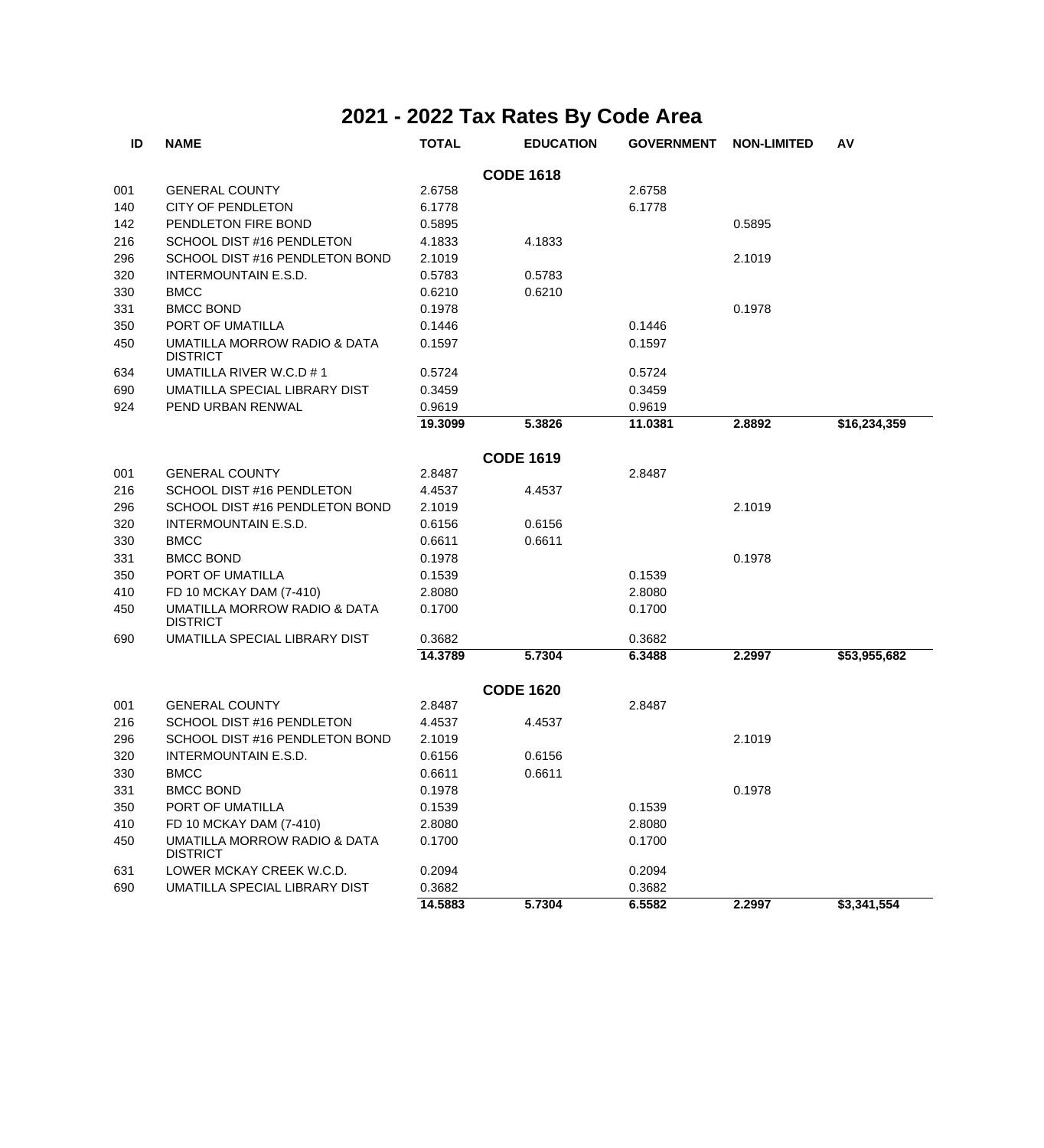# 2021 - 2022 Tax Rates By Code Area

| ID | NAME | TOTAL | EDUCATION | GOVERNMENT | NON-LIMITED | AV |
|---|---|---|---|---|---|---|
| | | | **CODE 1618** | | | |
| 001 | GENERAL COUNTY | 2.6758 | | 2.6758 | | |
| 140 | CITY OF PENDLETON | 6.1778 | | 6.1778 | | |
| 142 | PENDLETON FIRE BOND | 0.5895 | | | 0.5895 | |
| 216 | SCHOOL DIST #16 PENDLETON | 4.1833 | 4.1833 | | | |
| 296 | SCHOOL DIST #16 PENDLETON BOND | 2.1019 | | | 2.1019 | |
| 320 | INTERMOUNTAIN E.S.D. | 0.5783 | 0.5783 | | | |
| 330 | BMCC | 0.6210 | 0.6210 | | | |
| 331 | BMCC BOND | 0.1978 | | | 0.1978 | |
| 350 | PORT OF UMATILLA | 0.1446 | | 0.1446 | | |
| 450 | UMATILLA MORROW RADIO & DATA DISTRICT | 0.1597 | | 0.1597 | | |
| 634 | UMATILLA RIVER W.C.D # 1 | 0.5724 | | 0.5724 | | |
| 690 | UMATILLA SPECIAL LIBRARY DIST | 0.3459 | | 0.3459 | | |
| 924 | PEND URBAN RENWAL | 0.9619 | | 0.9619 | | |
| | | **19.3099** | **5.3826** | **11.0381** | **2.8892** | **$16,234,359** |
| | | | **CODE 1619** | | | |
| 001 | GENERAL COUNTY | 2.8487 | | 2.8487 | | |
| 216 | SCHOOL DIST #16 PENDLETON | 4.4537 | 4.4537 | | | |
| 296 | SCHOOL DIST #16 PENDLETON BOND | 2.1019 | | | 2.1019 | |
| 320 | INTERMOUNTAIN E.S.D. | 0.6156 | 0.6156 | | | |
| 330 | BMCC | 0.6611 | 0.6611 | | | |
| 331 | BMCC BOND | 0.1978 | | | 0.1978 | |
| 350 | PORT OF UMATILLA | 0.1539 | | 0.1539 | | |
| 410 | FD 10 MCKAY DAM (7-410) | 2.8080 | | 2.8080 | | |
| 450 | UMATILLA MORROW RADIO & DATA DISTRICT | 0.1700 | | 0.1700 | | |
| 690 | UMATILLA SPECIAL LIBRARY DIST | 0.3682 | | 0.3682 | | |
| | | **14.3789** | **5.7304** | **6.3488** | **2.2997** | **$53,955,682** |
| | | | **CODE 1620** | | | |
| 001 | GENERAL COUNTY | 2.8487 | | 2.8487 | | |
| 216 | SCHOOL DIST #16 PENDLETON | 4.4537 | 4.4537 | | | |
| 296 | SCHOOL DIST #16 PENDLETON BOND | 2.1019 | | | 2.1019 | |
| 320 | INTERMOUNTAIN E.S.D. | 0.6156 | 0.6156 | | | |
| 330 | BMCC | 0.6611 | 0.6611 | | | |
| 331 | BMCC BOND | 0.1978 | | | 0.1978 | |
| 350 | PORT OF UMATILLA | 0.1539 | | 0.1539 | | |
| 410 | FD 10 MCKAY DAM (7-410) | 2.8080 | | 2.8080 | | |
| 450 | UMATILLA MORROW RADIO & DATA DISTRICT | 0.1700 | | 0.1700 | | |
| 631 | LOWER MCKAY CREEK W.C.D. | 0.2094 | | 0.2094 | | |
| 690 | UMATILLA SPECIAL LIBRARY DIST | 0.3682 | | 0.3682 | | |
| | | **14.5883** | **5.7304** | **6.5582** | **2.2997** | **$3,341,554** |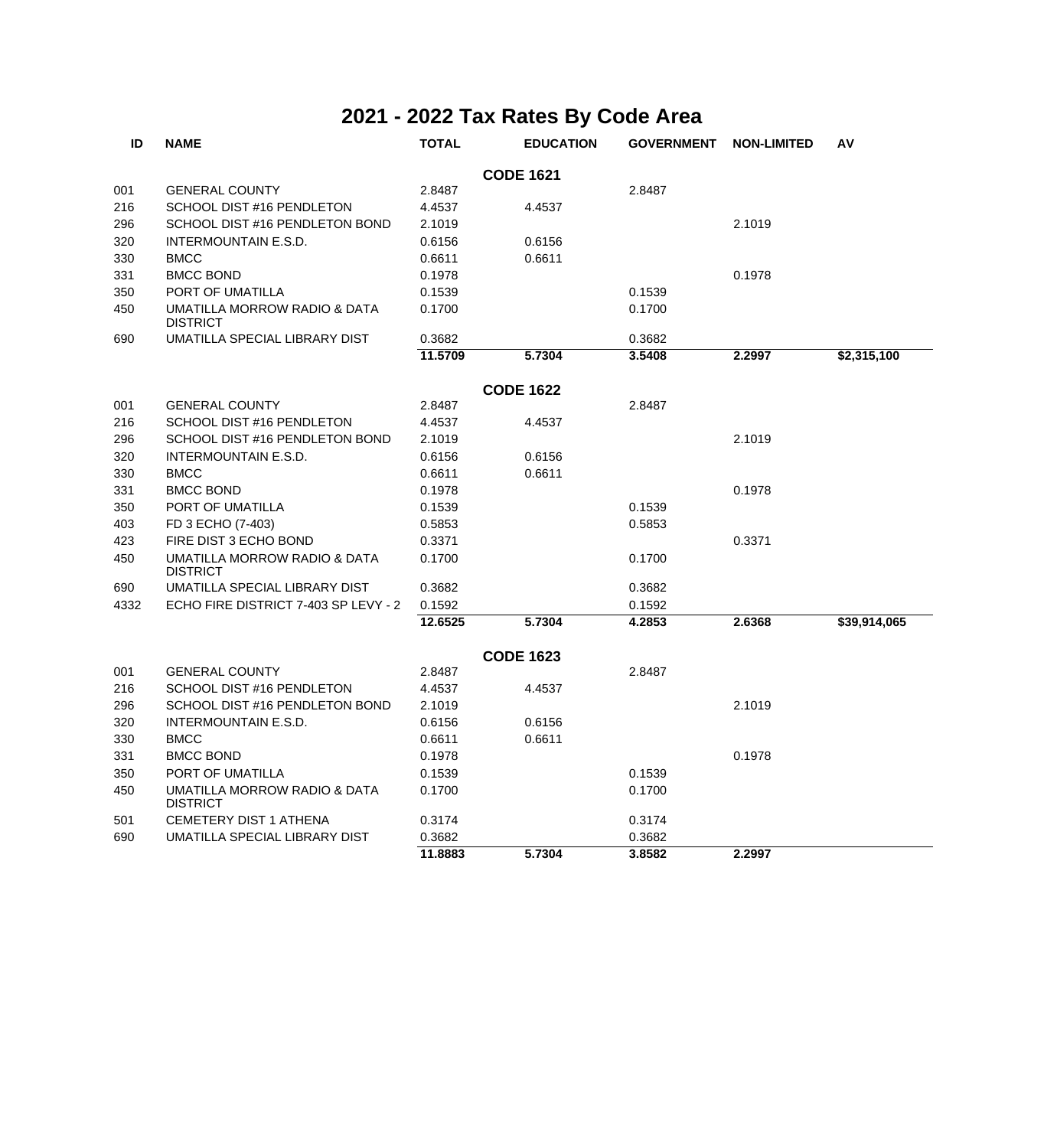# 2021 - 2022 Tax Rates By Code Area

| ID | NAME | TOTAL | EDUCATION | GOVERNMENT | NON-LIMITED | AV |
|---|---|---|---|---|---|---|
| | | | **CODE 1621** | | | |
| 001 | GENERAL COUNTY | 2.8487 | | 2.8487 | | |
| 216 | SCHOOL DIST #16 PENDLETON | 4.4537 | 4.4537 | | | |
| 296 | SCHOOL DIST #16 PENDLETON BOND | 2.1019 | | | 2.1019 | |
| 320 | INTERMOUNTAIN E.S.D. | 0.6156 | 0.6156 | | | |
| 330 | BMCC | 0.6611 | 0.6611 | | | |
| 331 | BMCC BOND | 0.1978 | | | 0.1978 | |
| 350 | PORT OF UMATILLA | 0.1539 | | 0.1539 | | |
| 450 | UMATILLA MORROW RADIO & DATA DISTRICT | 0.1700 | | 0.1700 | | |
| 690 | UMATILLA SPECIAL LIBRARY DIST | 0.3682 | | 0.3682 | | |
| | | **11.5709** | **5.7304** | **3.5408** | **2.2997** | **$2,315,100** |
| | | | **CODE 1622** | | | |
| 001 | GENERAL COUNTY | 2.8487 | | 2.8487 | | |
| 216 | SCHOOL DIST #16 PENDLETON | 4.4537 | 4.4537 | | | |
| 296 | SCHOOL DIST #16 PENDLETON BOND | 2.1019 | | | 2.1019 | |
| 320 | INTERMOUNTAIN E.S.D. | 0.6156 | 0.6156 | | | |
| 330 | BMCC | 0.6611 | 0.6611 | | | |
| 331 | BMCC BOND | 0.1978 | | | 0.1978 | |
| 350 | PORT OF UMATILLA | 0.1539 | | 0.1539 | | |
| 403 | FD 3 ECHO (7-403) | 0.5853 | | 0.5853 | | |
| 423 | FIRE DIST 3 ECHO BOND | 0.3371 | | | 0.3371 | |
| 450 | UMATILLA MORROW RADIO & DATA DISTRICT | 0.1700 | | 0.1700 | | |
| 690 | UMATILLA SPECIAL LIBRARY DIST | 0.3682 | | 0.3682 | | |
| 4332 | ECHO FIRE DISTRICT 7-403 SP LEVY - 2 | 0.1592 | | 0.1592 | | |
| | | **12.6525** | **5.7304** | **4.2853** | **2.6368** | **$39,914,065** |
| | | | **CODE 1623** | | | |
| 001 | GENERAL COUNTY | 2.8487 | | 2.8487 | | |
| 216 | SCHOOL DIST #16 PENDLETON | 4.4537 | 4.4537 | | | |
| 296 | SCHOOL DIST #16 PENDLETON BOND | 2.1019 | | | 2.1019 | |
| 320 | INTERMOUNTAIN E.S.D. | 0.6156 | 0.6156 | | | |
| 330 | BMCC | 0.6611 | 0.6611 | | | |
| 331 | BMCC BOND | 0.1978 | | | 0.1978 | |
| 350 | PORT OF UMATILLA | 0.1539 | | 0.1539 | | |
| 450 | UMATILLA MORROW RADIO & DATA DISTRICT | 0.1700 | | 0.1700 | | |
| 501 | CEMETERY DIST 1 ATHENA | 0.3174 | | 0.3174 | | |
| 690 | UMATILLA SPECIAL LIBRARY DIST | 0.3682 | | 0.3682 | | |
| | | **11.8883** | **5.7304** | **3.8582** | **2.2997** | |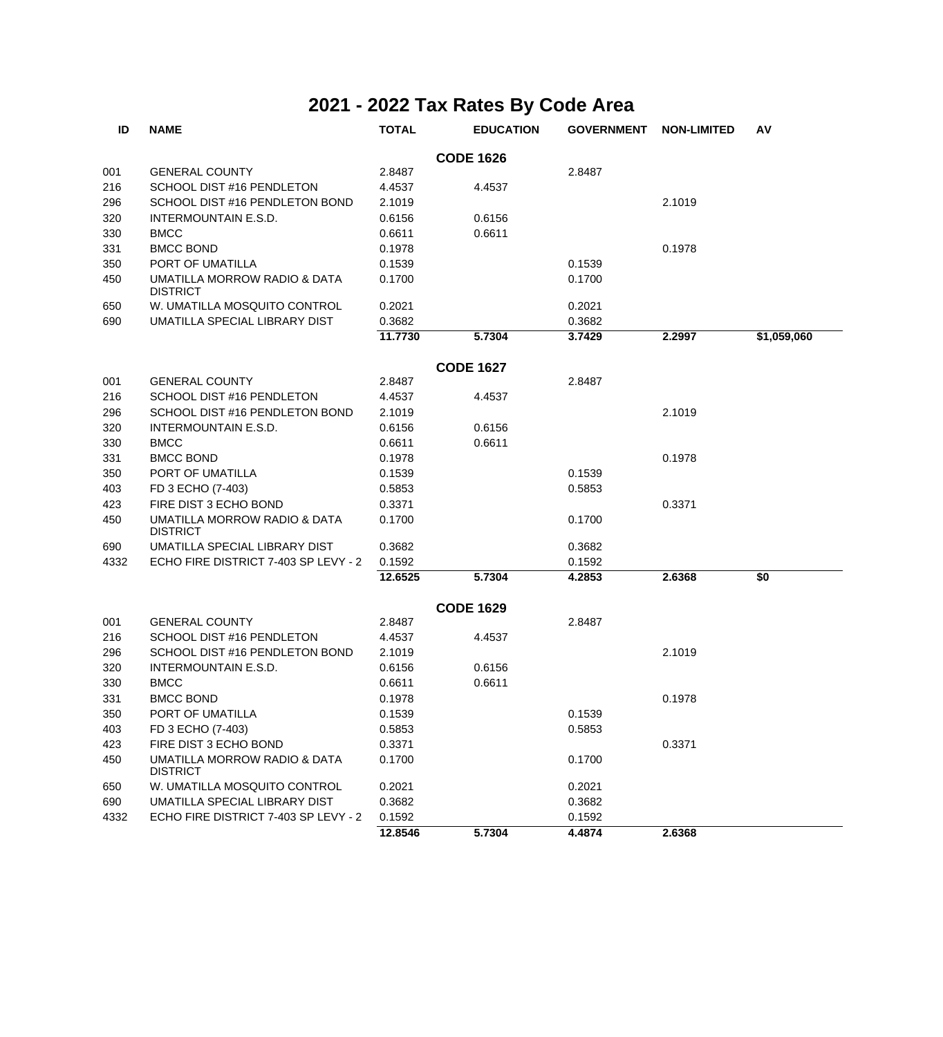# 2021 - 2022 Tax Rates By Code Area

| ID | NAME | TOTAL | EDUCATION | GOVERNMENT | NON-LIMITED | AV |
|---|---|---|---|---|---|---|
| | | | **CODE 1626** | | | |
| 001 | GENERAL COUNTY | 2.8487 | | 2.8487 | | |
| 216 | SCHOOL DIST #16 PENDLETON | 4.4537 | 4.4537 | | | |
| 296 | SCHOOL DIST #16 PENDLETON BOND | 2.1019 | | | 2.1019 | |
| 320 | INTERMOUNTAIN E.S.D. | 0.6156 | 0.6156 | | | |
| 330 | BMCC | 0.6611 | 0.6611 | | | |
| 331 | BMCC BOND | 0.1978 | | | 0.1978 | |
| 350 | PORT OF UMATILLA | 0.1539 | | 0.1539 | | |
| 450 | UMATILLA MORROW RADIO & DATA DISTRICT | 0.1700 | | 0.1700 | | |
| 650 | W. UMATILLA MOSQUITO CONTROL | 0.2021 | | 0.2021 | | |
| 690 | UMATILLA SPECIAL LIBRARY DIST | 0.3682 | | 0.3682 | | |
| | | **11.7730** | **5.7304** | **3.7429** | **2.2997** | **$1,059,060** |
| | | | **CODE 1627** | | | |
| 001 | GENERAL COUNTY | 2.8487 | | 2.8487 | | |
| 216 | SCHOOL DIST #16 PENDLETON | 4.4537 | 4.4537 | | | |
| 296 | SCHOOL DIST #16 PENDLETON BOND | 2.1019 | | | 2.1019 | |
| 320 | INTERMOUNTAIN E.S.D. | 0.6156 | 0.6156 | | | |
| 330 | BMCC | 0.6611 | 0.6611 | | | |
| 331 | BMCC BOND | 0.1978 | | | 0.1978 | |
| 350 | PORT OF UMATILLA | 0.1539 | | 0.1539 | | |
| 403 | FD 3 ECHO (7-403) | 0.5853 | | 0.5853 | | |
| 423 | FIRE DIST 3 ECHO BOND | 0.3371 | | | 0.3371 | |
| 450 | UMATILLA MORROW RADIO & DATA DISTRICT | 0.1700 | | 0.1700 | | |
| 690 | UMATILLA SPECIAL LIBRARY DIST | 0.3682 | | 0.3682 | | |
| 4332 | ECHO FIRE DISTRICT 7-403 SP LEVY - 2 | 0.1592 | | 0.1592 | | |
| | | **12.6525** | **5.7304** | **4.2853** | **2.6368** | **$0** |
| | | | **CODE 1629** | | | |
| 001 | GENERAL COUNTY | 2.8487 | | 2.8487 | | |
| 216 | SCHOOL DIST #16 PENDLETON | 4.4537 | 4.4537 | | | |
| 296 | SCHOOL DIST #16 PENDLETON BOND | 2.1019 | | | 2.1019 | |
| 320 | INTERMOUNTAIN E.S.D. | 0.6156 | 0.6156 | | | |
| 330 | BMCC | 0.6611 | 0.6611 | | | |
| 331 | BMCC BOND | 0.1978 | | | 0.1978 | |
| 350 | PORT OF UMATILLA | 0.1539 | | 0.1539 | | |
| 403 | FD 3 ECHO (7-403) | 0.5853 | | 0.5853 | | |
| 423 | FIRE DIST 3 ECHO BOND | 0.3371 | | | 0.3371 | |
| 450 | UMATILLA MORROW RADIO & DATA DISTRICT | 0.1700 | | 0.1700 | | |
| 650 | W. UMATILLA MOSQUITO CONTROL | 0.2021 | | 0.2021 | | |
| 690 | UMATILLA SPECIAL LIBRARY DIST | 0.3682 | | 0.3682 | | |
| 4332 | ECHO FIRE DISTRICT 7-403 SP LEVY - 2 | 0.1592 | | 0.1592 | | |
| | | **12.8546** | **5.7304** | **4.4874** | **2.6368** | |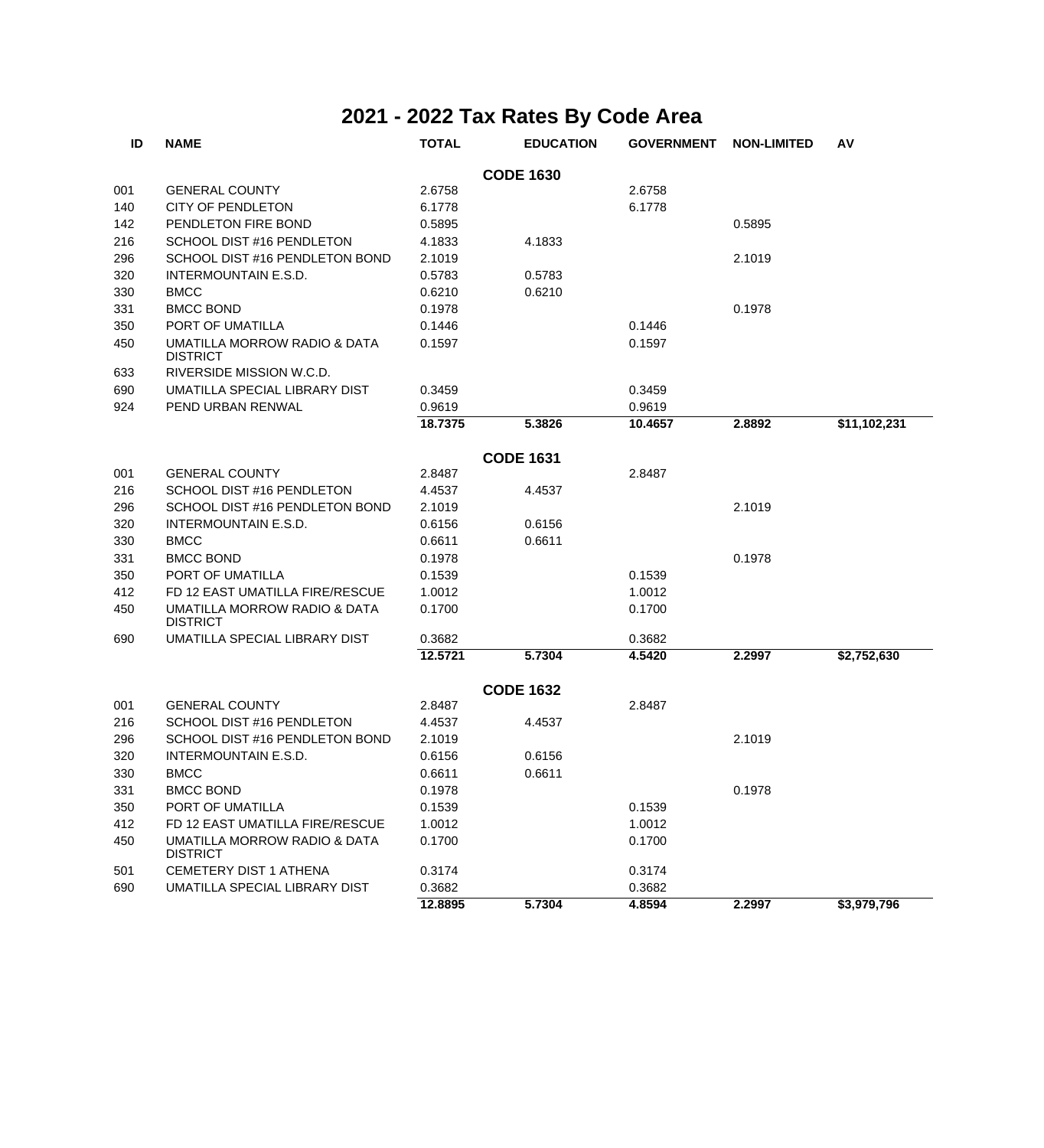# 2021 - 2022 Tax Rates By Code Area

| ID | NAME | TOTAL | EDUCATION | GOVERNMENT | NON-LIMITED | AV |
|---|---|---|---|---|---|---|
| | | | **CODE 1630** | | | |
| 001 | GENERAL COUNTY | 2.6758 | | 2.6758 | | |
| 140 | CITY OF PENDLETON | 6.1778 | | 6.1778 | | |
| 142 | PENDLETON FIRE BOND | 0.5895 | | | 0.5895 | |
| 216 | SCHOOL DIST #16 PENDLETON | 4.1833 | 4.1833 | | | |
| 296 | SCHOOL DIST #16 PENDLETON BOND | 2.1019 | | | 2.1019 | |
| 320 | INTERMOUNTAIN E.S.D. | 0.5783 | 0.5783 | | | |
| 330 | BMCC | 0.6210 | 0.6210 | | | |
| 331 | BMCC BOND | 0.1978 | | | 0.1978 | |
| 350 | PORT OF UMATILLA | 0.1446 | | 0.1446 | | |
| 450 | UMATILLA MORROW RADIO & DATA DISTRICT | 0.1597 | | 0.1597 | | |
| 633 | RIVERSIDE MISSION W.C.D. | | | | | |
| 690 | UMATILLA SPECIAL LIBRARY DIST | 0.3459 | | 0.3459 | | |
| 924 | PEND URBAN RENWAL | 0.9619 | | 0.9619 | | |
| | | **18.7375** | **5.3826** | **10.4657** | **2.8892** | **$11,102,231** |
| | | | **CODE 1631** | | | |
| 001 | GENERAL COUNTY | 2.8487 | | 2.8487 | | |
| 216 | SCHOOL DIST #16 PENDLETON | 4.4537 | 4.4537 | | | |
| 296 | SCHOOL DIST #16 PENDLETON BOND | 2.1019 | | | 2.1019 | |
| 320 | INTERMOUNTAIN E.S.D. | 0.6156 | 0.6156 | | | |
| 330 | BMCC | 0.6611 | 0.6611 | | | |
| 331 | BMCC BOND | 0.1978 | | | 0.1978 | |
| 350 | PORT OF UMATILLA | 0.1539 | | 0.1539 | | |
| 412 | FD 12 EAST UMATILLA FIRE/RESCUE | 1.0012 | | 1.0012 | | |
| 450 | UMATILLA MORROW RADIO & DATA DISTRICT | 0.1700 | | 0.1700 | | |
| 690 | UMATILLA SPECIAL LIBRARY DIST | 0.3682 | | 0.3682 | | |
| | | **12.5721** | **5.7304** | **4.5420** | **2.2997** | **$2,752,630** |
| | | | **CODE 1632** | | | |
| 001 | GENERAL COUNTY | 2.8487 | | 2.8487 | | |
| 216 | SCHOOL DIST #16 PENDLETON | 4.4537 | 4.4537 | | | |
| 296 | SCHOOL DIST #16 PENDLETON BOND | 2.1019 | | | 2.1019 | |
| 320 | INTERMOUNTAIN E.S.D. | 0.6156 | 0.6156 | | | |
| 330 | BMCC | 0.6611 | 0.6611 | | | |
| 331 | BMCC BOND | 0.1978 | | | 0.1978 | |
| 350 | PORT OF UMATILLA | 0.1539 | | 0.1539 | | |
| 412 | FD 12 EAST UMATILLA FIRE/RESCUE | 1.0012 | | 1.0012 | | |
| 450 | UMATILLA MORROW RADIO & DATA DISTRICT | 0.1700 | | 0.1700 | | |
| 501 | CEMETERY DIST 1 ATHENA | 0.3174 | | 0.3174 | | |
| 690 | UMATILLA SPECIAL LIBRARY DIST | 0.3682 | | 0.3682 | | |
| | | **12.8895** | **5.7304** | **4.8594** | **2.2997** | **$3,979,796** |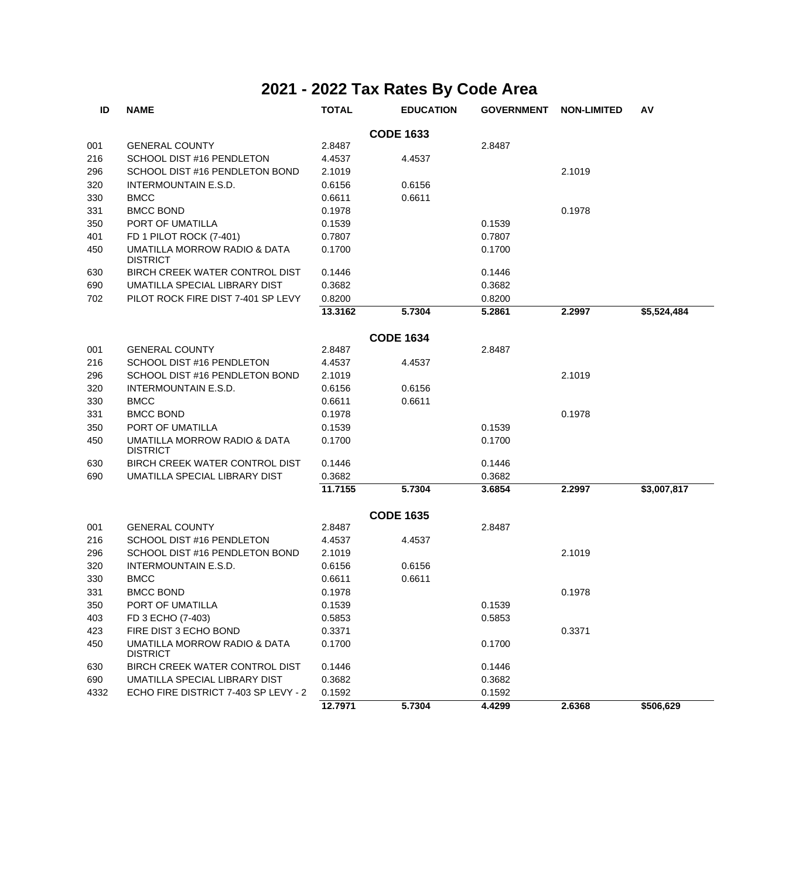# 2021 - 2022 Tax Rates By Code Area

| ID | NAME | TOTAL | EDUCATION | GOVERNMENT | NON-LIMITED | AV |
|---|---|---|---|---|---|---|
| | | | **CODE 1633** | | | |
| 001 | GENERAL COUNTY | 2.8487 | | 2.8487 | | |
| 216 | SCHOOL DIST #16 PENDLETON | 4.4537 | 4.4537 | | | |
| 296 | SCHOOL DIST #16 PENDLETON BOND | 2.1019 | | | 2.1019 | |
| 320 | INTERMOUNTAIN E.S.D. | 0.6156 | 0.6156 | | | |
| 330 | BMCC | 0.6611 | 0.6611 | | | |
| 331 | BMCC BOND | 0.1978 | | | 0.1978 | |
| 350 | PORT OF UMATILLA | 0.1539 | | 0.1539 | | |
| 401 | FD 1 PILOT ROCK (7-401) | 0.7807 | | 0.7807 | | |
| 450 | UMATILLA MORROW RADIO & DATA DISTRICT | 0.1700 | | 0.1700 | | |
| 630 | BIRCH CREEK WATER CONTROL DIST | 0.1446 | | 0.1446 | | |
| 690 | UMATILLA SPECIAL LIBRARY DIST | 0.3682 | | 0.3682 | | |
| 702 | PILOT ROCK FIRE DIST 7-401 SP LEVY | 0.8200 | | 0.8200 | | |
| | | **13.3162** | **5.7304** | **5.2861** | **2.2997** | **$5,524,484** |
| | | | **CODE 1634** | | | |
| 001 | GENERAL COUNTY | 2.8487 | | 2.8487 | | |
| 216 | SCHOOL DIST #16 PENDLETON | 4.4537 | 4.4537 | | | |
| 296 | SCHOOL DIST #16 PENDLETON BOND | 2.1019 | | | 2.1019 | |
| 320 | INTERMOUNTAIN E.S.D. | 0.6156 | 0.6156 | | | |
| 330 | BMCC | 0.6611 | 0.6611 | | | |
| 331 | BMCC BOND | 0.1978 | | | 0.1978 | |
| 350 | PORT OF UMATILLA | 0.1539 | | 0.1539 | | |
| 450 | UMATILLA MORROW RADIO & DATA DISTRICT | 0.1700 | | 0.1700 | | |
| 630 | BIRCH CREEK WATER CONTROL DIST | 0.1446 | | 0.1446 | | |
| 690 | UMATILLA SPECIAL LIBRARY DIST | 0.3682 | | 0.3682 | | |
| | | **11.7155** | **5.7304** | **3.6854** | **2.2997** | **$3,007,817** |
| | | | **CODE 1635** | | | |
| 001 | GENERAL COUNTY | 2.8487 | | 2.8487 | | |
| 216 | SCHOOL DIST #16 PENDLETON | 4.4537 | 4.4537 | | | |
| 296 | SCHOOL DIST #16 PENDLETON BOND | 2.1019 | | | 2.1019 | |
| 320 | INTERMOUNTAIN E.S.D. | 0.6156 | 0.6156 | | | |
| 330 | BMCC | 0.6611 | 0.6611 | | | |
| 331 | BMCC BOND | 0.1978 | | | 0.1978 | |
| 350 | PORT OF UMATILLA | 0.1539 | | 0.1539 | | |
| 403 | FD 3 ECHO (7-403) | 0.5853 | | 0.5853 | | |
| 423 | FIRE DIST 3 ECHO BOND | 0.3371 | | | 0.3371 | |
| 450 | UMATILLA MORROW RADIO & DATA DISTRICT | 0.1700 | | 0.1700 | | |
| 630 | BIRCH CREEK WATER CONTROL DIST | 0.1446 | | 0.1446 | | |
| 690 | UMATILLA SPECIAL LIBRARY DIST | 0.3682 | | 0.3682 | | |
| 4332 | ECHO FIRE DISTRICT 7-403 SP LEVY - 2 | 0.1592 | | 0.1592 | | |
| | | **12.7971** | **5.7304** | **4.4299** | **2.6368** | **$506,629** |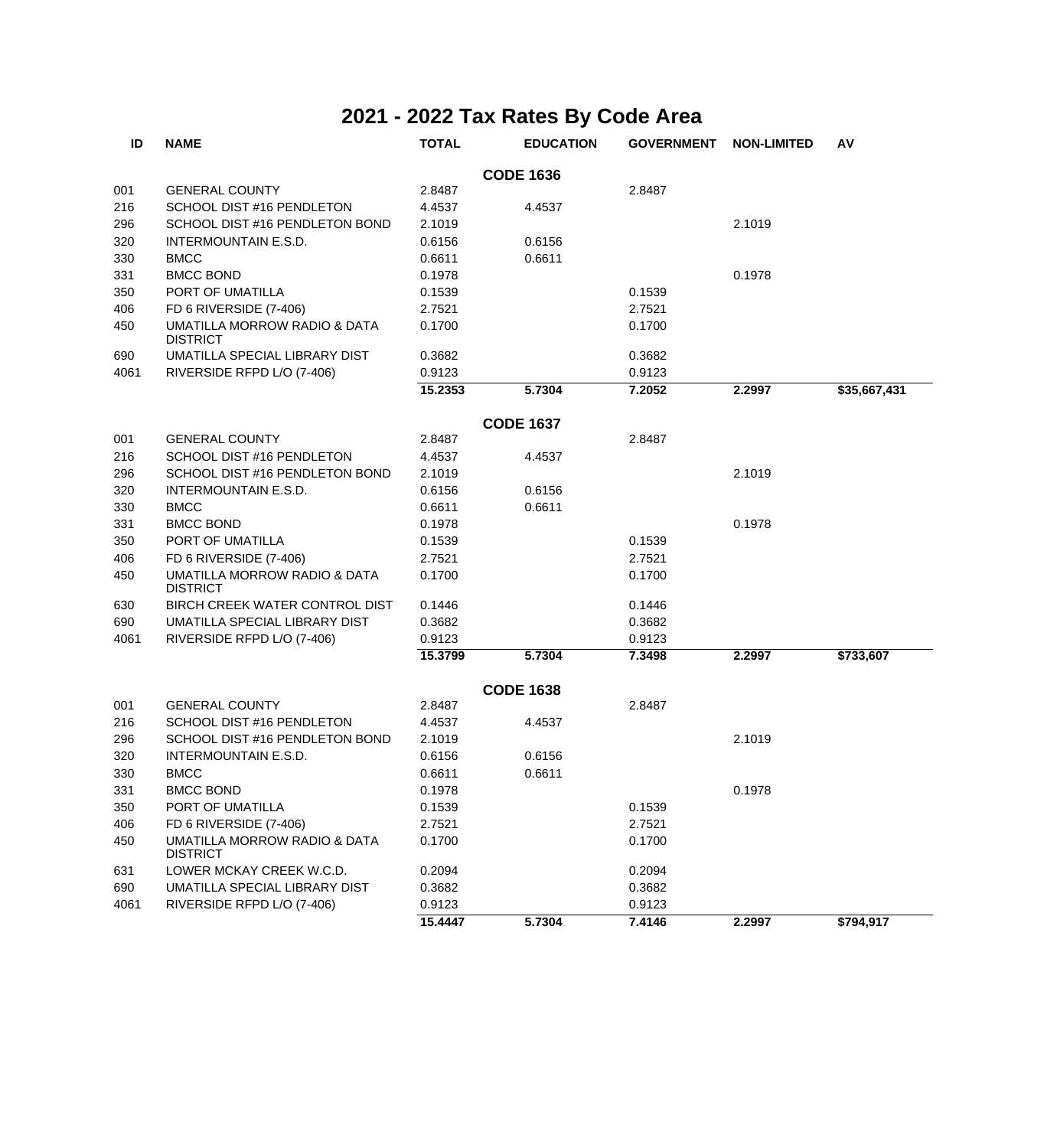# 2021 - 2022 Tax Rates By Code Area

| ID | NAME | TOTAL | EDUCATION | GOVERNMENT | NON-LIMITED | AV |
|---|---|---|---|---|---|---|
| | | **CODE 1636** | | | | |
| 001 | GENERAL COUNTY | 2.8487 | | 2.8487 | | |
| 216 | SCHOOL DIST #16 PENDLETON | 4.4537 | 4.4537 | | | |
| 296 | SCHOOL DIST #16 PENDLETON BOND | 2.1019 | | | 2.1019 | |
| 320 | INTERMOUNTAIN E.S.D. | 0.6156 | 0.6156 | | | |
| 330 | BMCC | 0.6611 | 0.6611 | | | |
| 331 | BMCC BOND | 0.1978 | | | 0.1978 | |
| 350 | PORT OF UMATILLA | 0.1539 | | 0.1539 | | |
| 406 | FD 6 RIVERSIDE (7-406) | 2.7521 | | 2.7521 | | |
| 450 | UMATILLA MORROW RADIO & DATA DISTRICT | 0.1700 | | 0.1700 | | |
| 690 | UMATILLA SPECIAL LIBRARY DIST | 0.3682 | | 0.3682 | | |
| 4061 | RIVERSIDE RFPD L/O (7-406) | 0.9123 | | 0.9123 | | |
| | | **15.2353** | **5.7304** | **7.2052** | **2.2997** | **$35,667,431** |
| | | **CODE 1637** | | | | |
| 001 | GENERAL COUNTY | 2.8487 | | 2.8487 | | |
| 216 | SCHOOL DIST #16 PENDLETON | 4.4537 | 4.4537 | | | |
| 296 | SCHOOL DIST #16 PENDLETON BOND | 2.1019 | | | 2.1019 | |
| 320 | INTERMOUNTAIN E.S.D. | 0.6156 | 0.6156 | | | |
| 330 | BMCC | 0.6611 | 0.6611 | | | |
| 331 | BMCC BOND | 0.1978 | | | 0.1978 | |
| 350 | PORT OF UMATILLA | 0.1539 | | 0.1539 | | |
| 406 | FD 6 RIVERSIDE (7-406) | 2.7521 | | 2.7521 | | |
| 450 | UMATILLA MORROW RADIO & DATA DISTRICT | 0.1700 | | 0.1700 | | |
| 630 | BIRCH CREEK WATER CONTROL DIST | 0.1446 | | 0.1446 | | |
| 690 | UMATILLA SPECIAL LIBRARY DIST | 0.3682 | | 0.3682 | | |
| 4061 | RIVERSIDE RFPD L/O (7-406) | 0.9123 | | 0.9123 | | |
| | | **15.3799** | **5.7304** | **7.3498** | **2.2997** | **$733,607** |
| | | **CODE 1638** | | | | |
| 001 | GENERAL COUNTY | 2.8487 | | 2.8487 | | |
| 216 | SCHOOL DIST #16 PENDLETON | 4.4537 | 4.4537 | | | |
| 296 | SCHOOL DIST #16 PENDLETON BOND | 2.1019 | | | 2.1019 | |
| 320 | INTERMOUNTAIN E.S.D. | 0.6156 | 0.6156 | | | |
| 330 | BMCC | 0.6611 | 0.6611 | | | |
| 331 | BMCC BOND | 0.1978 | | | 0.1978 | |
| 350 | PORT OF UMATILLA | 0.1539 | | 0.1539 | | |
| 406 | FD 6 RIVERSIDE (7-406) | 2.7521 | | 2.7521 | | |
| 450 | UMATILLA MORROW RADIO & DATA DISTRICT | 0.1700 | | 0.1700 | | |
| 631 | LOWER MCKAY CREEK W.C.D. | 0.2094 | | 0.2094 | | |
| 690 | UMATILLA SPECIAL LIBRARY DIST | 0.3682 | | 0.3682 | | |
| 4061 | RIVERSIDE RFPD L/O (7-406) | 0.9123 | | 0.9123 | | |
| | | **15.4447** | **5.7304** | **7.4146** | **2.2997** | **$794,917** |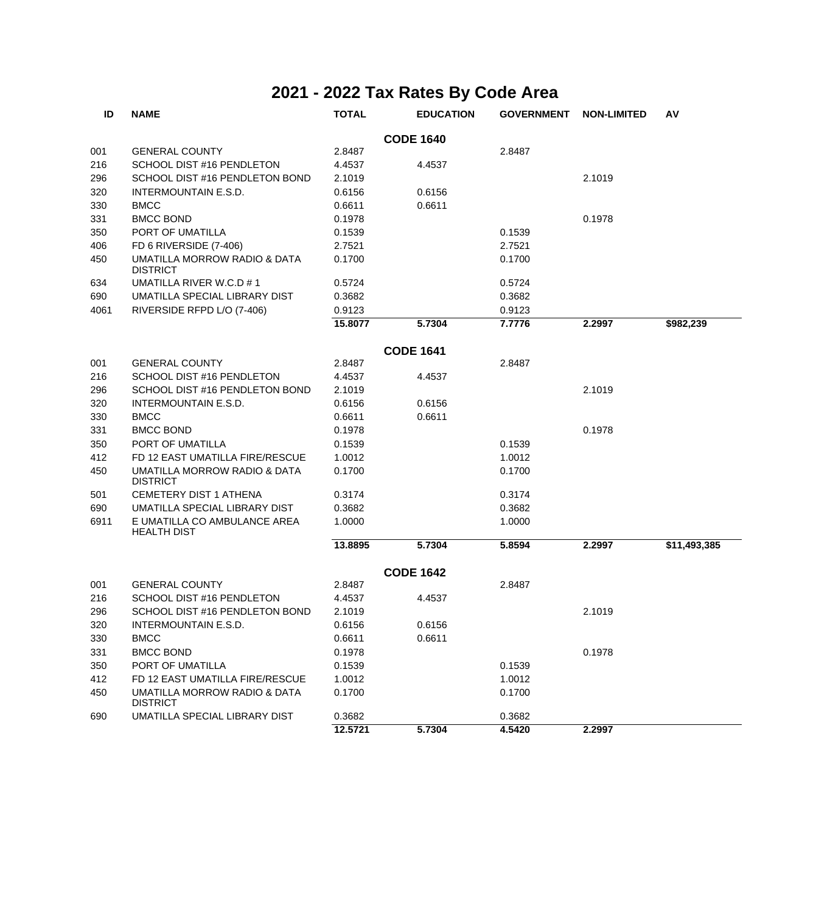# 2021 - 2022 Tax Rates By Code Area

| ID | NAME | TOTAL | EDUCATION | GOVERNMENT | NON-LIMITED | AV |
|---|---|---|---|---|---|---|
| | | | **CODE 1640** | | | |
| 001 | GENERAL COUNTY | 2.8487 | | 2.8487 | | |
| 216 | SCHOOL DIST #16 PENDLETON | 4.4537 | 4.4537 | | | |
| 296 | SCHOOL DIST #16 PENDLETON BOND | 2.1019 | | | 2.1019 | |
| 320 | INTERMOUNTAIN E.S.D. | 0.6156 | 0.6156 | | | |
| 330 | BMCC | 0.6611 | 0.6611 | | | |
| 331 | BMCC BOND | 0.1978 | | | 0.1978 | |
| 350 | PORT OF UMATILLA | 0.1539 | | 0.1539 | | |
| 406 | FD 6 RIVERSIDE (7-406) | 2.7521 | | 2.7521 | | |
| 450 | UMATILLA MORROW RADIO & DATA DISTRICT | 0.1700 | | 0.1700 | | |
| 634 | UMATILLA RIVER W.C.D # 1 | 0.5724 | | 0.5724 | | |
| 690 | UMATILLA SPECIAL LIBRARY DIST | 0.3682 | | 0.3682 | | |
| 4061 | RIVERSIDE RFPD L/O (7-406) | 0.9123 | | 0.9123 | | |
| | | **15.8077** | **5.7304** | **7.7776** | **2.2997** | **$982,239** |
| | | | **CODE 1641** | | | |
| 001 | GENERAL COUNTY | 2.8487 | | 2.8487 | | |
| 216 | SCHOOL DIST #16 PENDLETON | 4.4537 | 4.4537 | | | |
| 296 | SCHOOL DIST #16 PENDLETON BOND | 2.1019 | | | 2.1019 | |
| 320 | INTERMOUNTAIN E.S.D. | 0.6156 | 0.6156 | | | |
| 330 | BMCC | 0.6611 | 0.6611 | | | |
| 331 | BMCC BOND | 0.1978 | | | 0.1978 | |
| 350 | PORT OF UMATILLA | 0.1539 | | 0.1539 | | |
| 412 | FD 12 EAST UMATILLA FIRE/RESCUE | 1.0012 | | 1.0012 | | |
| 450 | UMATILLA MORROW RADIO & DATA DISTRICT | 0.1700 | | 0.1700 | | |
| 501 | CEMETERY DIST 1 ATHENA | 0.3174 | | 0.3174 | | |
| 690 | UMATILLA SPECIAL LIBRARY DIST | 0.3682 | | 0.3682 | | |
| 6911 | E UMATILLA CO AMBULANCE AREA HEALTH DIST | 1.0000 | | 1.0000 | | |
| | | **13.8895** | **5.7304** | **5.8594** | **2.2997** | **$11,493,385** |
| | | | **CODE 1642** | | | |
| 001 | GENERAL COUNTY | 2.8487 | | 2.8487 | | |
| 216 | SCHOOL DIST #16 PENDLETON | 4.4537 | 4.4537 | | | |
| 296 | SCHOOL DIST #16 PENDLETON BOND | 2.1019 | | | 2.1019 | |
| 320 | INTERMOUNTAIN E.S.D. | 0.6156 | 0.6156 | | | |
| 330 | BMCC | 0.6611 | 0.6611 | | | |
| 331 | BMCC BOND | 0.1978 | | | 0.1978 | |
| 350 | PORT OF UMATILLA | 0.1539 | | 0.1539 | | |
| 412 | FD 12 EAST UMATILLA FIRE/RESCUE | 1.0012 | | 1.0012 | | |
| 450 | UMATILLA MORROW RADIO & DATA DISTRICT | 0.1700 | | 0.1700 | | |
| 690 | UMATILLA SPECIAL LIBRARY DIST | 0.3682 | | 0.3682 | | |
| | | **12.5721** | **5.7304** | **4.5420** | **2.2997** | |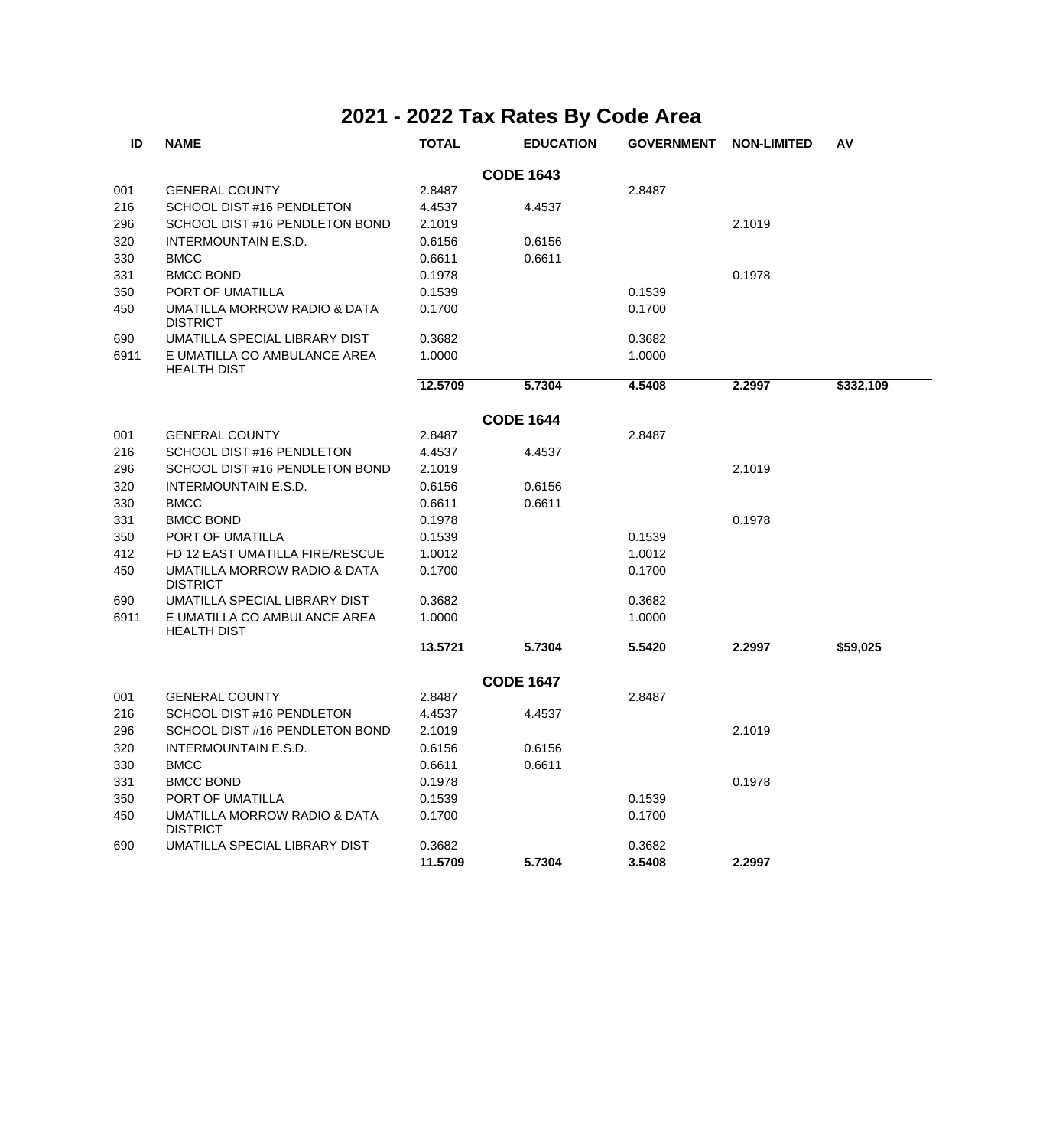# 2021 - 2022 Tax Rates By Code Area

| ID | NAME | TOTAL | EDUCATION | GOVERNMENT | NON-LIMITED | AV |
|---|---|---|---|---|---|---|
| | | | **CODE 1643** | | | |
| 001 | GENERAL COUNTY | 2.8487 | | 2.8487 | | |
| 216 | SCHOOL DIST #16 PENDLETON | 4.4537 | 4.4537 | | | |
| 296 | SCHOOL DIST #16 PENDLETON BOND | 2.1019 | | | 2.1019 | |
| 320 | INTERMOUNTAIN E.S.D. | 0.6156 | 0.6156 | | | |
| 330 | BMCC | 0.6611 | 0.6611 | | | |
| 331 | BMCC BOND | 0.1978 | | | 0.1978 | |
| 350 | PORT OF UMATILLA | 0.1539 | | 0.1539 | | |
| 450 | UMATILLA MORROW RADIO & DATA DISTRICT | 0.1700 | | 0.1700 | | |
| 690 | UMATILLA SPECIAL LIBRARY DIST | 0.3682 | | 0.3682 | | |
| 6911 | E UMATILLA CO AMBULANCE AREA HEALTH DIST | 1.0000 | | 1.0000 | | |
| | | **12.5709** | **5.7304** | **4.5408** | **2.2997** | **$332,109** |
| | | | **CODE 1644** | | | |
| 001 | GENERAL COUNTY | 2.8487 | | 2.8487 | | |
| 216 | SCHOOL DIST #16 PENDLETON | 4.4537 | 4.4537 | | | |
| 296 | SCHOOL DIST #16 PENDLETON BOND | 2.1019 | | | 2.1019 | |
| 320 | INTERMOUNTAIN E.S.D. | 0.6156 | 0.6156 | | | |
| 330 | BMCC | 0.6611 | 0.6611 | | | |
| 331 | BMCC BOND | 0.1978 | | | 0.1978 | |
| 350 | PORT OF UMATILLA | 0.1539 | | 0.1539 | | |
| 412 | FD 12 EAST UMATILLA FIRE/RESCUE | 1.0012 | | 1.0012 | | |
| 450 | UMATILLA MORROW RADIO & DATA DISTRICT | 0.1700 | | 0.1700 | | |
| 690 | UMATILLA SPECIAL LIBRARY DIST | 0.3682 | | 0.3682 | | |
| 6911 | E UMATILLA CO AMBULANCE AREA HEALTH DIST | 1.0000 | | 1.0000 | | |
| | | **13.5721** | **5.7304** | **5.5420** | **2.2997** | **$59,025** |
| | | | **CODE 1647** | | | |
| 001 | GENERAL COUNTY | 2.8487 | | 2.8487 | | |
| 216 | SCHOOL DIST #16 PENDLETON | 4.4537 | 4.4537 | | | |
| 296 | SCHOOL DIST #16 PENDLETON BOND | 2.1019 | | | 2.1019 | |
| 320 | INTERMOUNTAIN E.S.D. | 0.6156 | 0.6156 | | | |
| 330 | BMCC | 0.6611 | 0.6611 | | | |
| 331 | BMCC BOND | 0.1978 | | | 0.1978 | |
| 350 | PORT OF UMATILLA | 0.1539 | | 0.1539 | | |
| 450 | UMATILLA MORROW RADIO & DATA DISTRICT | 0.1700 | | 0.1700 | | |
| 690 | UMATILLA SPECIAL LIBRARY DIST | 0.3682 | | 0.3682 | | |
| | | **11.5709** | **5.7304** | **3.5408** | **2.2997** | |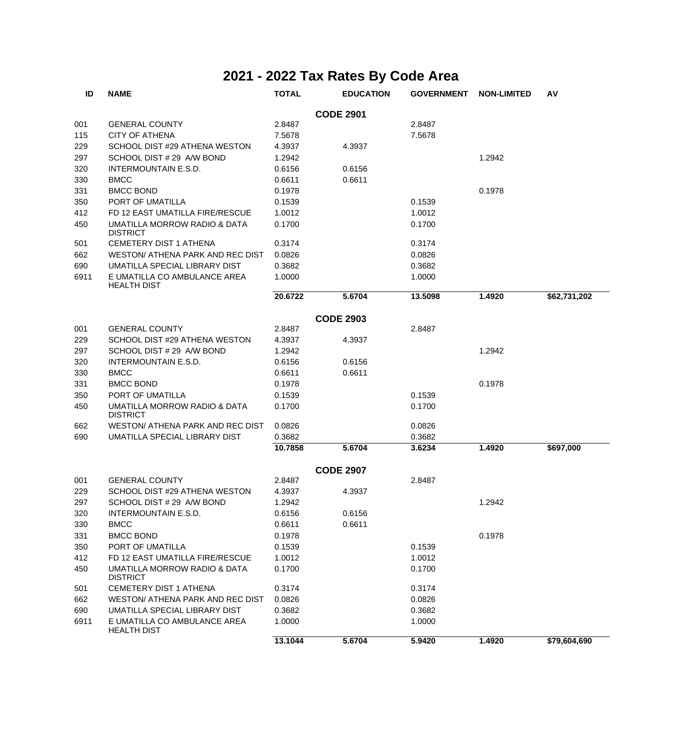# 2021 - 2022 Tax Rates By Code Area

| ID | NAME | TOTAL | EDUCATION | GOVERNMENT | NON-LIMITED | AV |
|---|---|---|---|---|---|---|
| | | | **CODE 2901** | | | |
| 001 | GENERAL COUNTY | 2.8487 | | 2.8487 | | |
| 115 | CITY OF ATHENA | 7.5678 | | 7.5678 | | |
| 229 | SCHOOL DIST #29 ATHENA WESTON | 4.3937 | 4.3937 | | | |
| 297 | SCHOOL DIST # 29 A/W BOND | 1.2942 | | | 1.2942 | |
| 320 | INTERMOUNTAIN E.S.D. | 0.6156 | 0.6156 | | | |
| 330 | BMCC | 0.6611 | 0.6611 | | | |
| 331 | BMCC BOND | 0.1978 | | | 0.1978 | |
| 350 | PORT OF UMATILLA | 0.1539 | | 0.1539 | | |
| 412 | FD 12 EAST UMATILLA FIRE/RESCUE | 1.0012 | | 1.0012 | | |
| 450 | UMATILLA MORROW RADIO & DATA DISTRICT | 0.1700 | | 0.1700 | | |
| 501 | CEMETERY DIST 1 ATHENA | 0.3174 | | 0.3174 | | |
| 662 | WESTON/ ATHENA PARK AND REC DIST | 0.0826 | | 0.0826 | | |
| 690 | UMATILLA SPECIAL LIBRARY DIST | 0.3682 | | 0.3682 | | |
| 6911 | E UMATILLA CO AMBULANCE AREA HEALTH DIST | 1.0000 | | 1.0000 | | |
| | | **20.6722** | **5.6704** | **13.5098** | **1.4920** | **$62,731,202** |
| | | | **CODE 2903** | | | |
| 001 | GENERAL COUNTY | 2.8487 | | 2.8487 | | |
| 229 | SCHOOL DIST #29 ATHENA WESTON | 4.3937 | 4.3937 | | | |
| 297 | SCHOOL DIST # 29 A/W BOND | 1.2942 | | | 1.2942 | |
| 320 | INTERMOUNTAIN E.S.D. | 0.6156 | 0.6156 | | | |
| 330 | BMCC | 0.6611 | 0.6611 | | | |
| 331 | BMCC BOND | 0.1978 | | | 0.1978 | |
| 350 | PORT OF UMATILLA | 0.1539 | | 0.1539 | | |
| 450 | UMATILLA MORROW RADIO & DATA DISTRICT | 0.1700 | | 0.1700 | | |
| 662 | WESTON/ ATHENA PARK AND REC DIST | 0.0826 | | 0.0826 | | |
| 690 | UMATILLA SPECIAL LIBRARY DIST | 0.3682 | | 0.3682 | | |
| | | **10.7858** | **5.6704** | **3.6234** | **1.4920** | **$697,000** |
| | | | **CODE 2907** | | | |
| 001 | GENERAL COUNTY | 2.8487 | | 2.8487 | | |
| 229 | SCHOOL DIST #29 ATHENA WESTON | 4.3937 | 4.3937 | | | |
| 297 | SCHOOL DIST # 29 A/W BOND | 1.2942 | | | 1.2942 | |
| 320 | INTERMOUNTAIN E.S.D. | 0.6156 | 0.6156 | | | |
| 330 | BMCC | 0.6611 | 0.6611 | | | |
| 331 | BMCC BOND | 0.1978 | | | 0.1978 | |
| 350 | PORT OF UMATILLA | 0.1539 | | 0.1539 | | |
| 412 | FD 12 EAST UMATILLA FIRE/RESCUE | 1.0012 | | 1.0012 | | |
| 450 | UMATILLA MORROW RADIO & DATA DISTRICT | 0.1700 | | 0.1700 | | |
| 501 | CEMETERY DIST 1 ATHENA | 0.3174 | | 0.3174 | | |
| 662 | WESTON/ ATHENA PARK AND REC DIST | 0.0826 | | 0.0826 | | |
| 690 | UMATILLA SPECIAL LIBRARY DIST | 0.3682 | | 0.3682 | | |
| 6911 | E UMATILLA CO AMBULANCE AREA HEALTH DIST | 1.0000 | | 1.0000 | | |
| | | **13.1044** | **5.6704** | **5.9420** | **1.4920** | **$79,604,690** |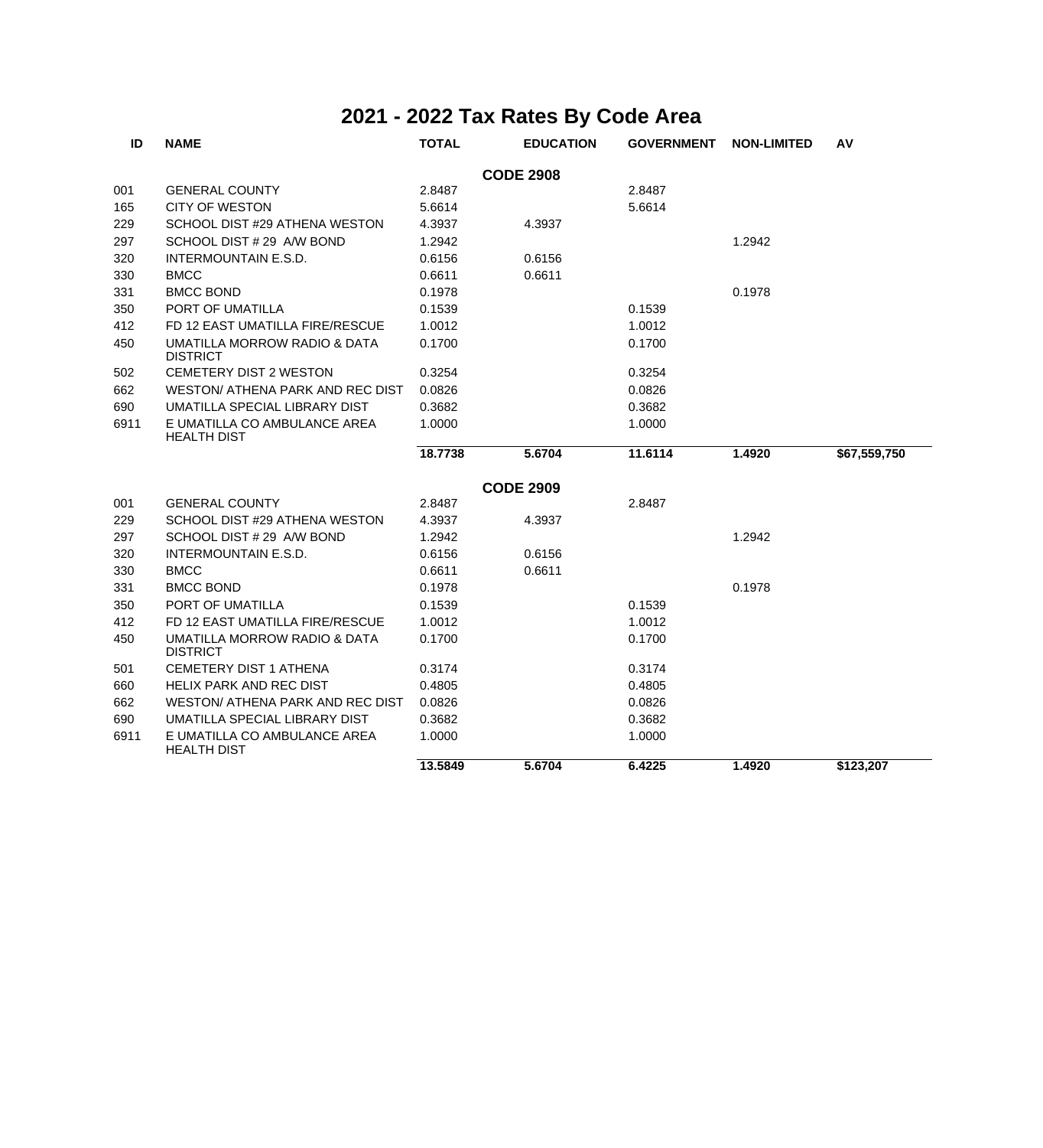# 2021 - 2022 Tax Rates By Code Area

| ID | NAME | TOTAL | EDUCATION | GOVERNMENT | NON-LIMITED | AV |
|---|---|---|---|---|---|---|
| | | | **CODE 2908** | | | |
| 001 | GENERAL COUNTY | 2.8487 | | 2.8487 | | |
| 165 | CITY OF WESTON | 5.6614 | | 5.6614 | | |
| 229 | SCHOOL DIST #29 ATHENA WESTON | 4.3937 | 4.3937 | | | |
| 297 | SCHOOL DIST # 29 A/W BOND | 1.2942 | | | 1.2942 | |
| 320 | INTERMOUNTAIN E.S.D. | 0.6156 | 0.6156 | | | |
| 330 | BMCC | 0.6611 | 0.6611 | | | |
| 331 | BMCC BOND | 0.1978 | | | 0.1978 | |
| 350 | PORT OF UMATILLA | 0.1539 | | 0.1539 | | |
| 412 | FD 12 EAST UMATILLA FIRE/RESCUE | 1.0012 | | 1.0012 | | |
| 450 | UMATILLA MORROW RADIO & DATA DISTRICT | 0.1700 | | 0.1700 | | |
| 502 | CEMETERY DIST 2 WESTON | 0.3254 | | 0.3254 | | |
| 662 | WESTON/ ATHENA PARK AND REC DIST | 0.0826 | | 0.0826 | | |
| 690 | UMATILLA SPECIAL LIBRARY DIST | 0.3682 | | 0.3682 | | |
| 6911 | E UMATILLA CO AMBULANCE AREA HEALTH DIST | 1.0000 | | 1.0000 | | |
| | | **18.7738** | **5.6704** | **11.6114** | **1.4920** | **$67,559,750** |
| | | | **CODE 2909** | | | |
| 001 | GENERAL COUNTY | 2.8487 | | 2.8487 | | |
| 229 | SCHOOL DIST #29 ATHENA WESTON | 4.3937 | 4.3937 | | | |
| 297 | SCHOOL DIST # 29 A/W BOND | 1.2942 | | | 1.2942 | |
| 320 | INTERMOUNTAIN E.S.D. | 0.6156 | 0.6156 | | | |
| 330 | BMCC | 0.6611 | 0.6611 | | | |
| 331 | BMCC BOND | 0.1978 | | | 0.1978 | |
| 350 | PORT OF UMATILLA | 0.1539 | | 0.1539 | | |
| 412 | FD 12 EAST UMATILLA FIRE/RESCUE | 1.0012 | | 1.0012 | | |
| 450 | UMATILLA MORROW RADIO & DATA DISTRICT | 0.1700 | | 0.1700 | | |
| 501 | CEMETERY DIST 1 ATHENA | 0.3174 | | 0.3174 | | |
| 660 | HELIX PARK AND REC DIST | 0.4805 | | 0.4805 | | |
| 662 | WESTON/ ATHENA PARK AND REC DIST | 0.0826 | | 0.0826 | | |
| 690 | UMATILLA SPECIAL LIBRARY DIST | 0.3682 | | 0.3682 | | |
| 6911 | E UMATILLA CO AMBULANCE AREA HEALTH DIST | 1.0000 | | 1.0000 | | |
| | | **13.5849** | **5.6704** | **6.4225** | **1.4920** | **$123,207** |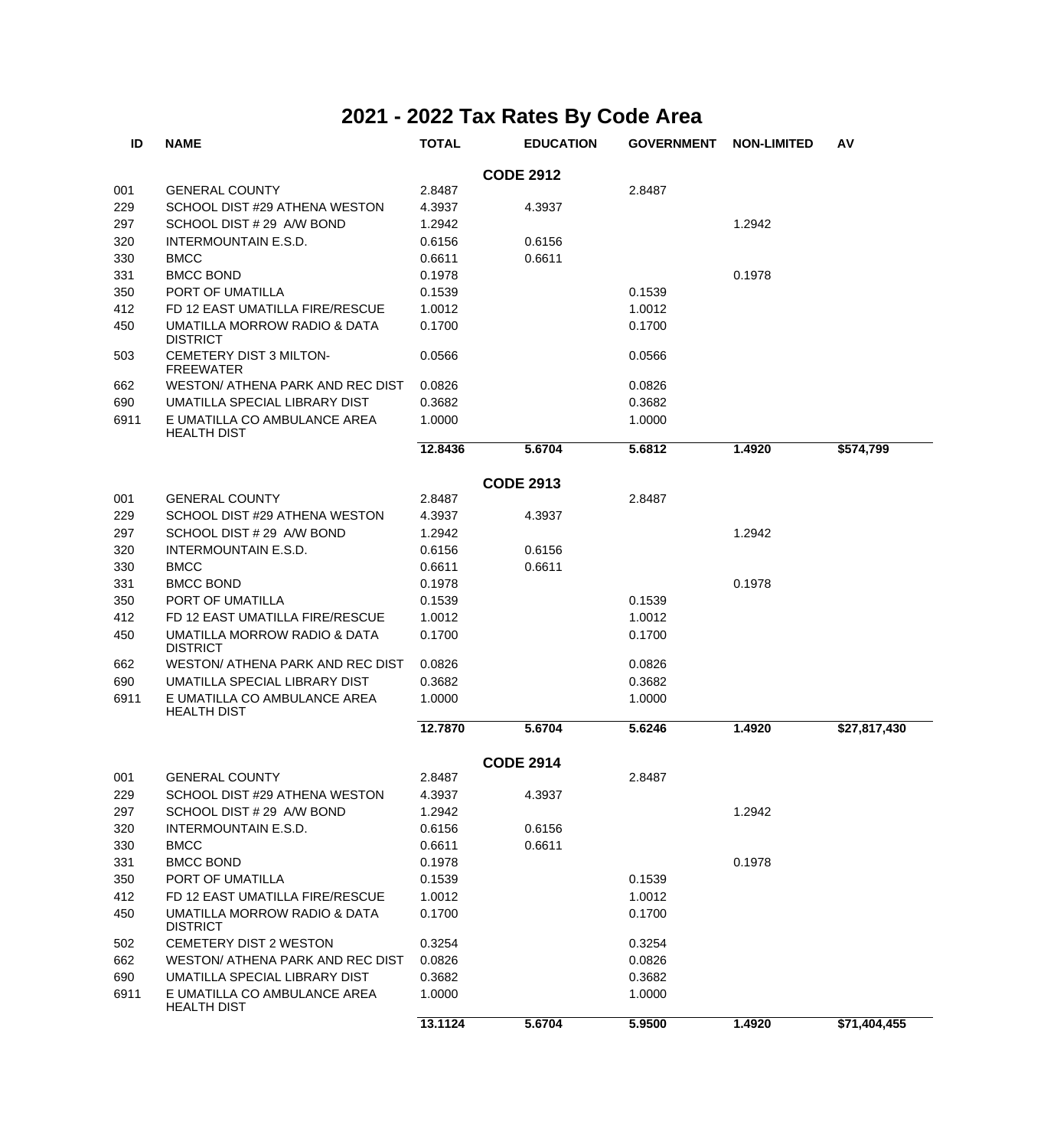# 2021 - 2022 Tax Rates By Code Area

| ID | NAME | TOTAL | EDUCATION | GOVERNMENT | NON-LIMITED | AV |
|---|---|---|---|---|---|---|
| | | | **CODE 2912** | | | |
| 001 | GENERAL COUNTY | 2.8487 | | 2.8487 | | |
| 229 | SCHOOL DIST #29 ATHENA WESTON | 4.3937 | 4.3937 | | | |
| 297 | SCHOOL DIST # 29 A/W BOND | 1.2942 | | | 1.2942 | |
| 320 | INTERMOUNTAIN E.S.D. | 0.6156 | 0.6156 | | | |
| 330 | BMCC | 0.6611 | 0.6611 | | | |
| 331 | BMCC BOND | 0.1978 | | | 0.1978 | |
| 350 | PORT OF UMATILLA | 0.1539 | | 0.1539 | | |
| 412 | FD 12 EAST UMATILLA FIRE/RESCUE | 1.0012 | | 1.0012 | | |
| 450 | UMATILLA MORROW RADIO & DATA DISTRICT | 0.1700 | | 0.1700 | | |
| 503 | CEMETERY DIST 3 MILTON-FREEWATER | 0.0566 | | 0.0566 | | |
| 662 | WESTON/ ATHENA PARK AND REC DIST | 0.0826 | | 0.0826 | | |
| 690 | UMATILLA SPECIAL LIBRARY DIST | 0.3682 | | 0.3682 | | |
| 6911 | E UMATILLA CO AMBULANCE AREA HEALTH DIST | 1.0000 | | 1.0000 | | |
| | | **12.8436** | **5.6704** | **5.6812** | **1.4920** | **$574,799** |
| | | | **CODE 2913** | | | |
| 001 | GENERAL COUNTY | 2.8487 | | 2.8487 | | |
| 229 | SCHOOL DIST #29 ATHENA WESTON | 4.3937 | 4.3937 | | | |
| 297 | SCHOOL DIST # 29 A/W BOND | 1.2942 | | | 1.2942 | |
| 320 | INTERMOUNTAIN E.S.D. | 0.6156 | 0.6156 | | | |
| 330 | BMCC | 0.6611 | 0.6611 | | | |
| 331 | BMCC BOND | 0.1978 | | | 0.1978 | |
| 350 | PORT OF UMATILLA | 0.1539 | | 0.1539 | | |
| 412 | FD 12 EAST UMATILLA FIRE/RESCUE | 1.0012 | | 1.0012 | | |
| 450 | UMATILLA MORROW RADIO & DATA DISTRICT | 0.1700 | | 0.1700 | | |
| 662 | WESTON/ ATHENA PARK AND REC DIST | 0.0826 | | 0.0826 | | |
| 690 | UMATILLA SPECIAL LIBRARY DIST | 0.3682 | | 0.3682 | | |
| 6911 | E UMATILLA CO AMBULANCE AREA HEALTH DIST | 1.0000 | | 1.0000 | | |
| | | **12.7870** | **5.6704** | **5.6246** | **1.4920** | **$27,817,430** |
| | | | **CODE 2914** | | | |
| 001 | GENERAL COUNTY | 2.8487 | | 2.8487 | | |
| 229 | SCHOOL DIST #29 ATHENA WESTON | 4.3937 | 4.3937 | | | |
| 297 | SCHOOL DIST # 29 A/W BOND | 1.2942 | | | 1.2942 | |
| 320 | INTERMOUNTAIN E.S.D. | 0.6156 | 0.6156 | | | |
| 330 | BMCC | 0.6611 | 0.6611 | | | |
| 331 | BMCC BOND | 0.1978 | | | 0.1978 | |
| 350 | PORT OF UMATILLA | 0.1539 | | 0.1539 | | |
| 412 | FD 12 EAST UMATILLA FIRE/RESCUE | 1.0012 | | 1.0012 | | |
| 450 | UMATILLA MORROW RADIO & DATA DISTRICT | 0.1700 | | 0.1700 | | |
| 502 | CEMETERY DIST 2 WESTON | 0.3254 | | 0.3254 | | |
| 662 | WESTON/ ATHENA PARK AND REC DIST | 0.0826 | | 0.0826 | | |
| 690 | UMATILLA SPECIAL LIBRARY DIST | 0.3682 | | 0.3682 | | |
| 6911 | E UMATILLA CO AMBULANCE AREA HEALTH DIST | 1.0000 | | 1.0000 | | |
| | | **13.1124** | **5.6704** | **5.9500** | **1.4920** | **$71,404,455** |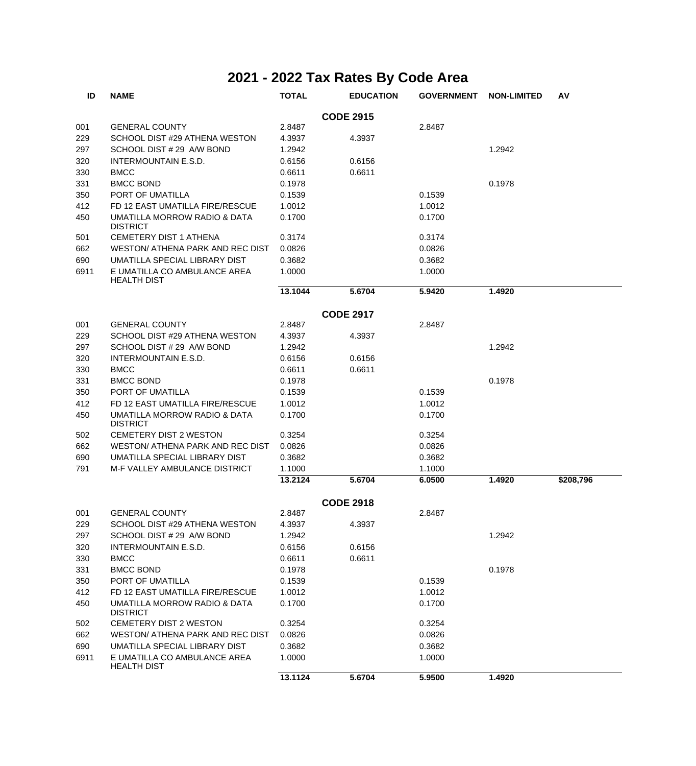# 2021 - 2022 Tax Rates By Code Area

| ID | NAME | TOTAL | EDUCATION | GOVERNMENT | NON-LIMITED | AV |
|---|---|---|---|---|---|---|
| | | | **CODE 2915** | | | |
| 001 | GENERAL COUNTY | 2.8487 | | 2.8487 | | |
| 229 | SCHOOL DIST #29 ATHENA WESTON | 4.3937 | 4.3937 | | | |
| 297 | SCHOOL DIST # 29 A/W BOND | 1.2942 | | | 1.2942 | |
| 320 | INTERMOUNTAIN E.S.D. | 0.6156 | 0.6156 | | | |
| 330 | BMCC | 0.6611 | 0.6611 | | | |
| 331 | BMCC BOND | 0.1978 | | | 0.1978 | |
| 350 | PORT OF UMATILLA | 0.1539 | | 0.1539 | | |
| 412 | FD 12 EAST UMATILLA FIRE/RESCUE | 1.0012 | | 1.0012 | | |
| 450 | UMATILLA MORROW RADIO & DATA DISTRICT | 0.1700 | | 0.1700 | | |
| 501 | CEMETERY DIST 1 ATHENA | 0.3174 | | 0.3174 | | |
| 662 | WESTON/ ATHENA PARK AND REC DIST | 0.0826 | | 0.0826 | | |
| 690 | UMATILLA SPECIAL LIBRARY DIST | 0.3682 | | 0.3682 | | |
| 6911 | E UMATILLA CO AMBULANCE AREA HEALTH DIST | 1.0000 | | 1.0000 | | |
| | | **13.1044** | **5.6704** | **5.9420** | **1.4920** | |
| | | | **CODE 2917** | | | |
| 001 | GENERAL COUNTY | 2.8487 | | 2.8487 | | |
| 229 | SCHOOL DIST #29 ATHENA WESTON | 4.3937 | 4.3937 | | | |
| 297 | SCHOOL DIST # 29 A/W BOND | 1.2942 | | | 1.2942 | |
| 320 | INTERMOUNTAIN E.S.D. | 0.6156 | 0.6156 | | | |
| 330 | BMCC | 0.6611 | 0.6611 | | | |
| 331 | BMCC BOND | 0.1978 | | | 0.1978 | |
| 350 | PORT OF UMATILLA | 0.1539 | | 0.1539 | | |
| 412 | FD 12 EAST UMATILLA FIRE/RESCUE | 1.0012 | | 1.0012 | | |
| 450 | UMATILLA MORROW RADIO & DATA DISTRICT | 0.1700 | | 0.1700 | | |
| 502 | CEMETERY DIST 2 WESTON | 0.3254 | | 0.3254 | | |
| 662 | WESTON/ ATHENA PARK AND REC DIST | 0.0826 | | 0.0826 | | |
| 690 | UMATILLA SPECIAL LIBRARY DIST | 0.3682 | | 0.3682 | | |
| 791 | M-F VALLEY AMBULANCE DISTRICT | 1.1000 | | 1.1000 | | |
| | | **13.2124** | **5.6704** | **6.0500** | **1.4920** | **$208,796** |
| | | | **CODE 2918** | | | |
| 001 | GENERAL COUNTY | 2.8487 | | 2.8487 | | |
| 229 | SCHOOL DIST #29 ATHENA WESTON | 4.3937 | 4.3937 | | | |
| 297 | SCHOOL DIST # 29 A/W BOND | 1.2942 | | | 1.2942 | |
| 320 | INTERMOUNTAIN E.S.D. | 0.6156 | 0.6156 | | | |
| 330 | BMCC | 0.6611 | 0.6611 | | | |
| 331 | BMCC BOND | 0.1978 | | | 0.1978 | |
| 350 | PORT OF UMATILLA | 0.1539 | | 0.1539 | | |
| 412 | FD 12 EAST UMATILLA FIRE/RESCUE | 1.0012 | | 1.0012 | | |
| 450 | UMATILLA MORROW RADIO & DATA DISTRICT | 0.1700 | | 0.1700 | | |
| 502 | CEMETERY DIST 2 WESTON | 0.3254 | | 0.3254 | | |
| 662 | WESTON/ ATHENA PARK AND REC DIST | 0.0826 | | 0.0826 | | |
| 690 | UMATILLA SPECIAL LIBRARY DIST | 0.3682 | | 0.3682 | | |
| 6911 | E UMATILLA CO AMBULANCE AREA HEALTH DIST | 1.0000 | | 1.0000 | | |
| | | **13.1124** | **5.6704** | **5.9500** | **1.4920** | |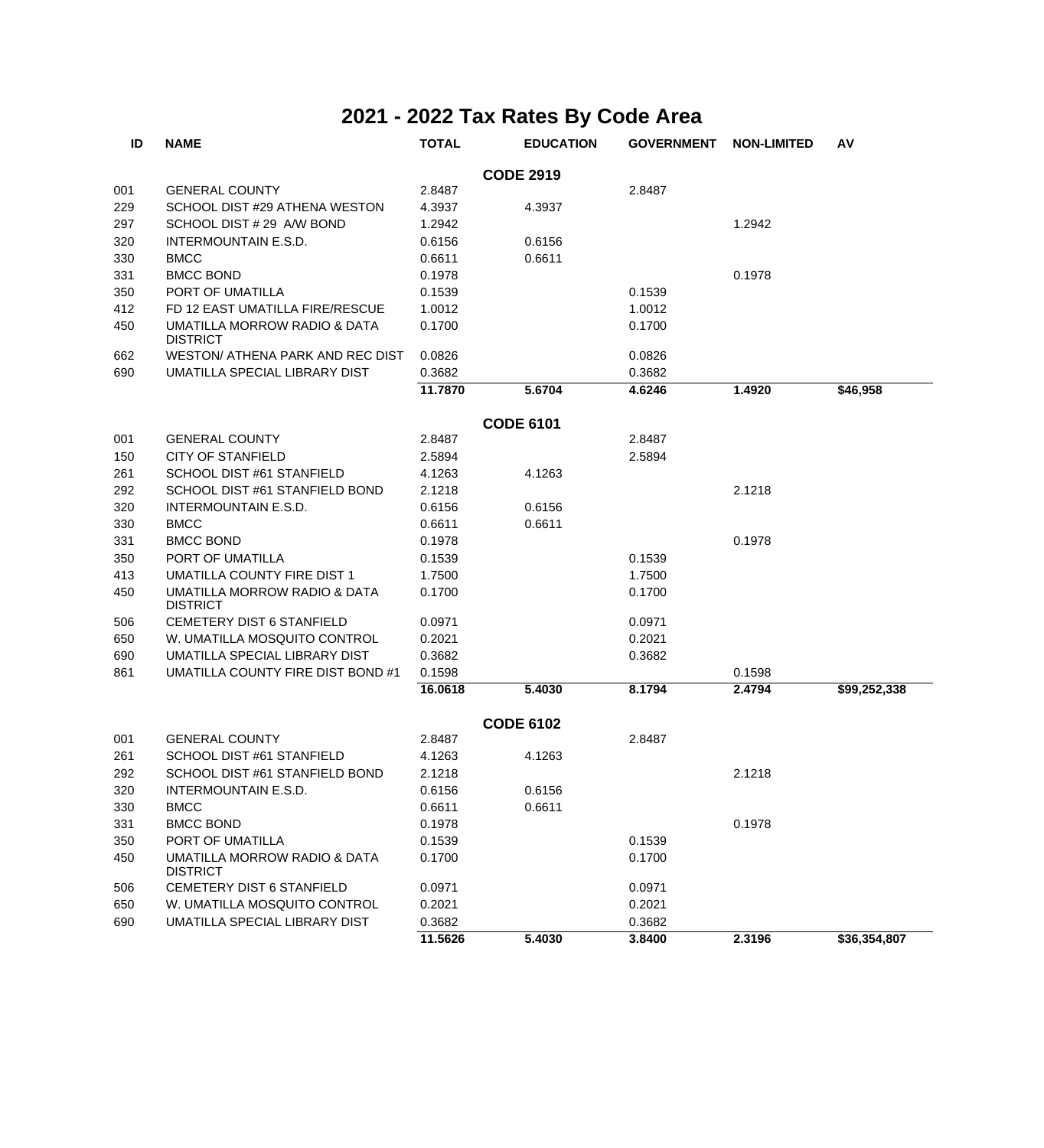# 2021 - 2022 Tax Rates By Code Area

| ID | NAME | TOTAL | EDUCATION | GOVERNMENT | NON-LIMITED | AV |
|---|---|---|---|---|---|---|
| | | | **CODE 2919** | | | |
| 001 | GENERAL COUNTY | 2.8487 | | 2.8487 | | |
| 229 | SCHOOL DIST #29 ATHENA WESTON | 4.3937 | 4.3937 | | | |
| 297 | SCHOOL DIST # 29 A/W BOND | 1.2942 | | | 1.2942 | |
| 320 | INTERMOUNTAIN E.S.D. | 0.6156 | 0.6156 | | | |
| 330 | BMCC | 0.6611 | 0.6611 | | | |
| 331 | BMCC BOND | 0.1978 | | | 0.1978 | |
| 350 | PORT OF UMATILLA | 0.1539 | | 0.1539 | | |
| 412 | FD 12 EAST UMATILLA FIRE/RESCUE | 1.0012 | | 1.0012 | | |
| 450 | UMATILLA MORROW RADIO & DATA DISTRICT | 0.1700 | | 0.1700 | | |
| 662 | WESTON/ ATHENA PARK AND REC DIST | 0.0826 | | 0.0826 | | |
| 690 | UMATILLA SPECIAL LIBRARY DIST | 0.3682 | | 0.3682 | | |
| | | **11.7870** | **5.6704** | **4.6246** | **1.4920** | **$46,958** |
| | | | **CODE 6101** | | | |
| 001 | GENERAL COUNTY | 2.8487 | | 2.8487 | | |
| 150 | CITY OF STANFIELD | 2.5894 | | 2.5894 | | |
| 261 | SCHOOL DIST #61 STANFIELD | 4.1263 | 4.1263 | | | |
| 292 | SCHOOL DIST #61 STANFIELD BOND | 2.1218 | | | 2.1218 | |
| 320 | INTERMOUNTAIN E.S.D. | 0.6156 | 0.6156 | | | |
| 330 | BMCC | 0.6611 | 0.6611 | | | |
| 331 | BMCC BOND | 0.1978 | | | 0.1978 | |
| 350 | PORT OF UMATILLA | 0.1539 | | 0.1539 | | |
| 413 | UMATILLA COUNTY FIRE DIST 1 | 1.7500 | | 1.7500 | | |
| 450 | UMATILLA MORROW RADIO & DATA DISTRICT | 0.1700 | | 0.1700 | | |
| 506 | CEMETERY DIST 6 STANFIELD | 0.0971 | | 0.0971 | | |
| 650 | W. UMATILLA MOSQUITO CONTROL | 0.2021 | | 0.2021 | | |
| 690 | UMATILLA SPECIAL LIBRARY DIST | 0.3682 | | 0.3682 | | |
| 861 | UMATILLA COUNTY FIRE DIST BOND #1 | 0.1598 | | | 0.1598 | |
| | | **16.0618** | **5.4030** | **8.1794** | **2.4794** | **$99,252,338** |
| | | | **CODE 6102** | | | |
| 001 | GENERAL COUNTY | 2.8487 | | 2.8487 | | |
| 261 | SCHOOL DIST #61 STANFIELD | 4.1263 | 4.1263 | | | |
| 292 | SCHOOL DIST #61 STANFIELD BOND | 2.1218 | | | 2.1218 | |
| 320 | INTERMOUNTAIN E.S.D. | 0.6156 | 0.6156 | | | |
| 330 | BMCC | 0.6611 | 0.6611 | | | |
| 331 | BMCC BOND | 0.1978 | | | 0.1978 | |
| 350 | PORT OF UMATILLA | 0.1539 | | 0.1539 | | |
| 450 | UMATILLA MORROW RADIO & DATA DISTRICT | 0.1700 | | 0.1700 | | |
| 506 | CEMETERY DIST 6 STANFIELD | 0.0971 | | 0.0971 | | |
| 650 | W. UMATILLA MOSQUITO CONTROL | 0.2021 | | 0.2021 | | |
| 690 | UMATILLA SPECIAL LIBRARY DIST | 0.3682 | | 0.3682 | | |
| | | **11.5626** | **5.4030** | **3.8400** | **2.3196** | **$36,354,807** |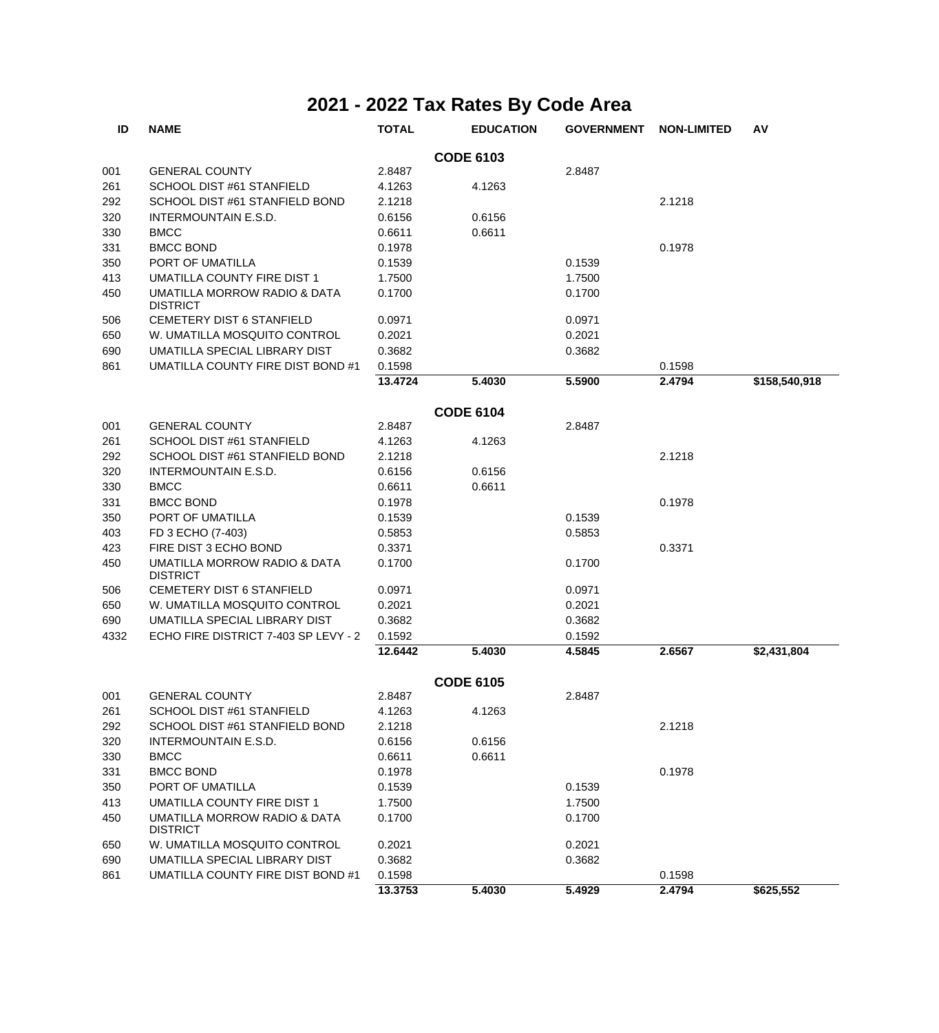# 2021 - 2022 Tax Rates By Code Area

| ID | NAME | TOTAL | EDUCATION | GOVERNMENT | NON-LIMITED | AV |
|---|---|---|---|---|---|---|
| | | | **CODE 6103** | | | |
| 001 | GENERAL COUNTY | 2.8487 | | 2.8487 | | |
| 261 | SCHOOL DIST #61 STANFIELD | 4.1263 | 4.1263 | | | |
| 292 | SCHOOL DIST #61 STANFIELD BOND | 2.1218 | | | 2.1218 | |
| 320 | INTERMOUNTAIN E.S.D. | 0.6156 | 0.6156 | | | |
| 330 | BMCC | 0.6611 | 0.6611 | | | |
| 331 | BMCC BOND | 0.1978 | | | 0.1978 | |
| 350 | PORT OF UMATILLA | 0.1539 | | 0.1539 | | |
| 413 | UMATILLA COUNTY FIRE DIST 1 | 1.7500 | | 1.7500 | | |
| 450 | UMATILLA MORROW RADIO & DATA DISTRICT | 0.1700 | | 0.1700 | | |
| 506 | CEMETERY DIST 6 STANFIELD | 0.0971 | | 0.0971 | | |
| 650 | W. UMATILLA MOSQUITO CONTROL | 0.2021 | | 0.2021 | | |
| 690 | UMATILLA SPECIAL LIBRARY DIST | 0.3682 | | 0.3682 | | |
| 861 | UMATILLA COUNTY FIRE DIST BOND #1 | 0.1598 | | | 0.1598 | |
| | | **13.4724** | **5.4030** | **5.5900** | **2.4794** | **$158,540,918** |
| | | | **CODE 6104** | | | |
| 001 | GENERAL COUNTY | 2.8487 | | 2.8487 | | |
| 261 | SCHOOL DIST #61 STANFIELD | 4.1263 | 4.1263 | | | |
| 292 | SCHOOL DIST #61 STANFIELD BOND | 2.1218 | | | 2.1218 | |
| 320 | INTERMOUNTAIN E.S.D. | 0.6156 | 0.6156 | | | |
| 330 | BMCC | 0.6611 | 0.6611 | | | |
| 331 | BMCC BOND | 0.1978 | | | 0.1978 | |
| 350 | PORT OF UMATILLA | 0.1539 | | 0.1539 | | |
| 403 | FD 3 ECHO (7-403) | 0.5853 | | 0.5853 | | |
| 423 | FIRE DIST 3 ECHO BOND | 0.3371 | | | 0.3371 | |
| 450 | UMATILLA MORROW RADIO & DATA DISTRICT | 0.1700 | | 0.1700 | | |
| 506 | CEMETERY DIST 6 STANFIELD | 0.0971 | | 0.0971 | | |
| 650 | W. UMATILLA MOSQUITO CONTROL | 0.2021 | | 0.2021 | | |
| 690 | UMATILLA SPECIAL LIBRARY DIST | 0.3682 | | 0.3682 | | |
| 4332 | ECHO FIRE DISTRICT 7-403 SP LEVY - 2 | 0.1592 | | 0.1592 | | |
| | | **12.6442** | **5.4030** | **4.5845** | **2.6567** | **$2,431,804** |
| | | | **CODE 6105** | | | |
| 001 | GENERAL COUNTY | 2.8487 | | 2.8487 | | |
| 261 | SCHOOL DIST #61 STANFIELD | 4.1263 | 4.1263 | | | |
| 292 | SCHOOL DIST #61 STANFIELD BOND | 2.1218 | | | 2.1218 | |
| 320 | INTERMOUNTAIN E.S.D. | 0.6156 | 0.6156 | | | |
| 330 | BMCC | 0.6611 | 0.6611 | | | |
| 331 | BMCC BOND | 0.1978 | | | 0.1978 | |
| 350 | PORT OF UMATILLA | 0.1539 | | 0.1539 | | |
| 413 | UMATILLA COUNTY FIRE DIST 1 | 1.7500 | | 1.7500 | | |
| 450 | UMATILLA MORROW RADIO & DATA DISTRICT | 0.1700 | | 0.1700 | | |
| 650 | W. UMATILLA MOSQUITO CONTROL | 0.2021 | | 0.2021 | | |
| 690 | UMATILLA SPECIAL LIBRARY DIST | 0.3682 | | 0.3682 | | |
| 861 | UMATILLA COUNTY FIRE DIST BOND #1 | 0.1598 | | | 0.1598 | |
| | | **13.3753** | **5.4030** | **5.4929** | **2.4794** | **$625,552** |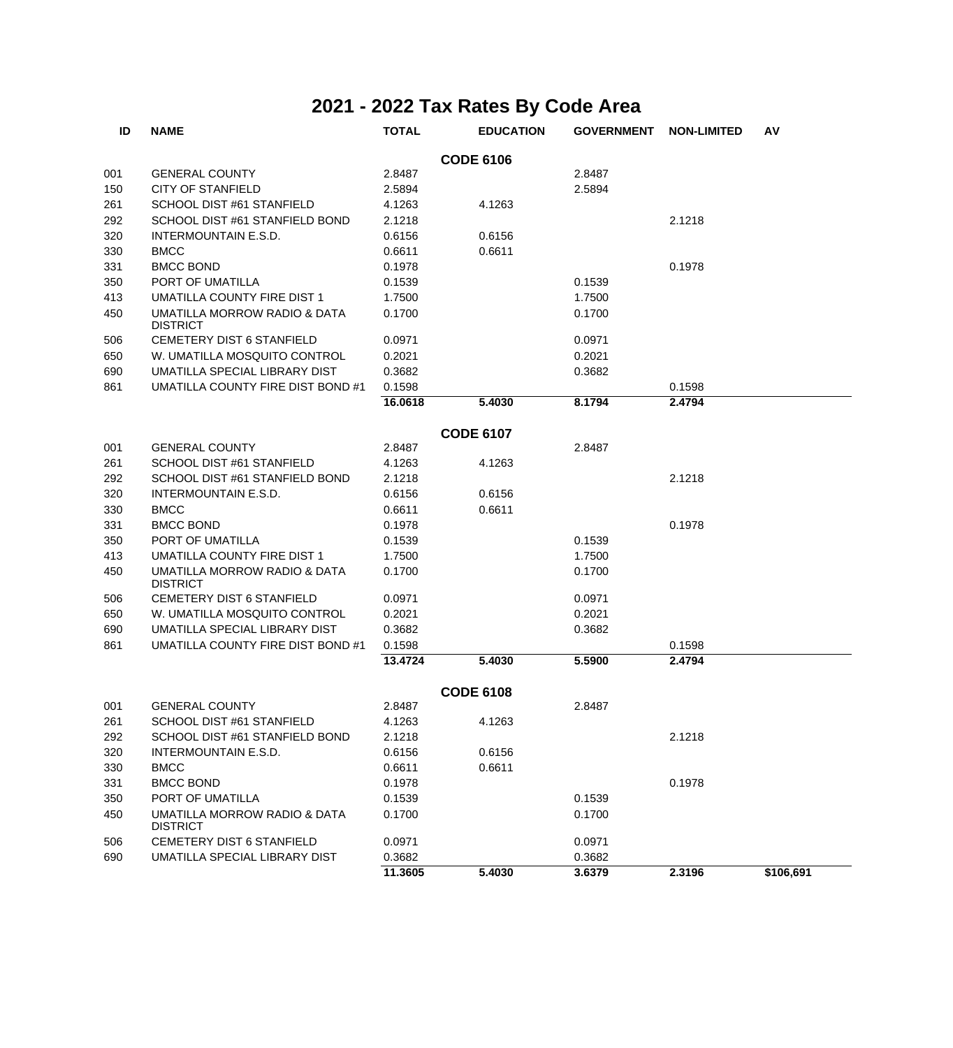# 2021 - 2022 Tax Rates By Code Area

| ID | NAME | TOTAL | EDUCATION | GOVERNMENT | NON-LIMITED | AV |
|---|---|---|---|---|---|---|
| | | | **CODE 6106** | | | |
| 001 | GENERAL COUNTY | 2.8487 | | 2.8487 | | |
| 150 | CITY OF STANFIELD | 2.5894 | | 2.5894 | | |
| 261 | SCHOOL DIST #61 STANFIELD | 4.1263 | 4.1263 | | | |
| 292 | SCHOOL DIST #61 STANFIELD BOND | 2.1218 | | | 2.1218 | |
| 320 | INTERMOUNTAIN E.S.D. | 0.6156 | 0.6156 | | | |
| 330 | BMCC | 0.6611 | 0.6611 | | | |
| 331 | BMCC BOND | 0.1978 | | | 0.1978 | |
| 350 | PORT OF UMATILLA | 0.1539 | | 0.1539 | | |
| 413 | UMATILLA COUNTY FIRE DIST 1 | 1.7500 | | 1.7500 | | |
| 450 | UMATILLA MORROW RADIO & DATA DISTRICT | 0.1700 | | 0.1700 | | |
| 506 | CEMETERY DIST 6 STANFIELD | 0.0971 | | 0.0971 | | |
| 650 | W. UMATILLA MOSQUITO CONTROL | 0.2021 | | 0.2021 | | |
| 690 | UMATILLA SPECIAL LIBRARY DIST | 0.3682 | | 0.3682 | | |
| 861 | UMATILLA COUNTY FIRE DIST BOND #1 | 0.1598 | | | 0.1598 | |
| | | **16.0618** | **5.4030** | **8.1794** | **2.4794** | |
| | | | **CODE 6107** | | | |
| 001 | GENERAL COUNTY | 2.8487 | | 2.8487 | | |
| 261 | SCHOOL DIST #61 STANFIELD | 4.1263 | 4.1263 | | | |
| 292 | SCHOOL DIST #61 STANFIELD BOND | 2.1218 | | | 2.1218 | |
| 320 | INTERMOUNTAIN E.S.D. | 0.6156 | 0.6156 | | | |
| 330 | BMCC | 0.6611 | 0.6611 | | | |
| 331 | BMCC BOND | 0.1978 | | | 0.1978 | |
| 350 | PORT OF UMATILLA | 0.1539 | | 0.1539 | | |
| 413 | UMATILLA COUNTY FIRE DIST 1 | 1.7500 | | 1.7500 | | |
| 450 | UMATILLA MORROW RADIO & DATA DISTRICT | 0.1700 | | 0.1700 | | |
| 506 | CEMETERY DIST 6 STANFIELD | 0.0971 | | 0.0971 | | |
| 650 | W. UMATILLA MOSQUITO CONTROL | 0.2021 | | 0.2021 | | |
| 690 | UMATILLA SPECIAL LIBRARY DIST | 0.3682 | | 0.3682 | | |
| 861 | UMATILLA COUNTY FIRE DIST BOND #1 | 0.1598 | | | 0.1598 | |
| | | **13.4724** | **5.4030** | **5.5900** | **2.4794** | |
| | | | **CODE 6108** | | | |
| 001 | GENERAL COUNTY | 2.8487 | | 2.8487 | | |
| 261 | SCHOOL DIST #61 STANFIELD | 4.1263 | 4.1263 | | | |
| 292 | SCHOOL DIST #61 STANFIELD BOND | 2.1218 | | | 2.1218 | |
| 320 | INTERMOUNTAIN E.S.D. | 0.6156 | 0.6156 | | | |
| 330 | BMCC | 0.6611 | 0.6611 | | | |
| 331 | BMCC BOND | 0.1978 | | | 0.1978 | |
| 350 | PORT OF UMATILLA | 0.1539 | | 0.1539 | | |
| 450 | UMATILLA MORROW RADIO & DATA DISTRICT | 0.1700 | | 0.1700 | | |
| 506 | CEMETERY DIST 6 STANFIELD | 0.0971 | | 0.0971 | | |
| 690 | UMATILLA SPECIAL LIBRARY DIST | 0.3682 | | 0.3682 | | |
| | | **11.3605** | **5.4030** | **3.6379** | **2.3196** | **$106,691** |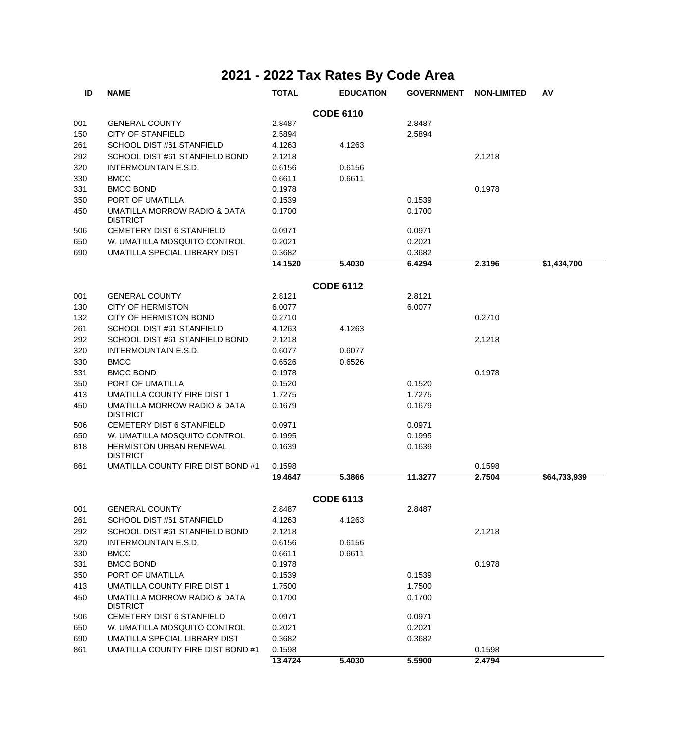# 2021 - 2022 Tax Rates By Code Area

| ID | NAME | TOTAL | EDUCATION | GOVERNMENT | NON-LIMITED | AV |
|---|---|---|---|---|---|---|
| | | | **CODE 6110** | | | |
| 001 | GENERAL COUNTY | 2.8487 | | 2.8487 | | |
| 150 | CITY OF STANFIELD | 2.5894 | | 2.5894 | | |
| 261 | SCHOOL DIST #61 STANFIELD | 4.1263 | 4.1263 | | | |
| 292 | SCHOOL DIST #61 STANFIELD BOND | 2.1218 | | | 2.1218 | |
| 320 | INTERMOUNTAIN E.S.D. | 0.6156 | 0.6156 | | | |
| 330 | BMCC | 0.6611 | 0.6611 | | | |
| 331 | BMCC BOND | 0.1978 | | | 0.1978 | |
| 350 | PORT OF UMATILLA | 0.1539 | | 0.1539 | | |
| 450 | UMATILLA MORROW RADIO & DATA DISTRICT | 0.1700 | | 0.1700 | | |
| 506 | CEMETERY DIST 6 STANFIELD | 0.0971 | | 0.0971 | | |
| 650 | W. UMATILLA MOSQUITO CONTROL | 0.2021 | | 0.2021 | | |
| 690 | UMATILLA SPECIAL LIBRARY DIST | 0.3682 | | 0.3682 | | |
| | | **14.1520** | **5.4030** | **6.4294** | **2.3196** | **$1,434,700** |
| | | | **CODE 6112** | | | |
| 001 | GENERAL COUNTY | 2.8121 | | 2.8121 | | |
| 130 | CITY OF HERMISTON | 6.0077 | | 6.0077 | | |
| 132 | CITY OF HERMISTON BOND | 0.2710 | | | 0.2710 | |
| 261 | SCHOOL DIST #61 STANFIELD | 4.1263 | 4.1263 | | | |
| 292 | SCHOOL DIST #61 STANFIELD BOND | 2.1218 | | | 2.1218 | |
| 320 | INTERMOUNTAIN E.S.D. | 0.6077 | 0.6077 | | | |
| 330 | BMCC | 0.6526 | 0.6526 | | | |
| 331 | BMCC BOND | 0.1978 | | | 0.1978 | |
| 350 | PORT OF UMATILLA | 0.1520 | | 0.1520 | | |
| 413 | UMATILLA COUNTY FIRE DIST 1 | 1.7275 | | 1.7275 | | |
| 450 | UMATILLA MORROW RADIO & DATA DISTRICT | 0.1679 | | 0.1679 | | |
| 506 | CEMETERY DIST 6 STANFIELD | 0.0971 | | 0.0971 | | |
| 650 | W. UMATILLA MOSQUITO CONTROL | 0.1995 | | 0.1995 | | |
| 818 | HERMISTON URBAN RENEWAL DISTRICT | 0.1639 | | 0.1639 | | |
| 861 | UMATILLA COUNTY FIRE DIST BOND #1 | 0.1598 | | | 0.1598 | |
| | | **19.4647** | **5.3866** | **11.3277** | **2.7504** | **$64,733,939** |
| | | | **CODE 6113** | | | |
| 001 | GENERAL COUNTY | 2.8487 | | 2.8487 | | |
| 261 | SCHOOL DIST #61 STANFIELD | 4.1263 | 4.1263 | | | |
| 292 | SCHOOL DIST #61 STANFIELD BOND | 2.1218 | | | 2.1218 | |
| 320 | INTERMOUNTAIN E.S.D. | 0.6156 | 0.6156 | | | |
| 330 | BMCC | 0.6611 | 0.6611 | | | |
| 331 | BMCC BOND | 0.1978 | | | 0.1978 | |
| 350 | PORT OF UMATILLA | 0.1539 | | 0.1539 | | |
| 413 | UMATILLA COUNTY FIRE DIST 1 | 1.7500 | | 1.7500 | | |
| 450 | UMATILLA MORROW RADIO & DATA DISTRICT | 0.1700 | | 0.1700 | | |
| 506 | CEMETERY DIST 6 STANFIELD | 0.0971 | | 0.0971 | | |
| 650 | W. UMATILLA MOSQUITO CONTROL | 0.2021 | | 0.2021 | | |
| 690 | UMATILLA SPECIAL LIBRARY DIST | 0.3682 | | 0.3682 | | |
| 861 | UMATILLA COUNTY FIRE DIST BOND #1 | 0.1598 | | | 0.1598 | |
| | | **13.4724** | **5.4030** | **5.5900** | **2.4794** | |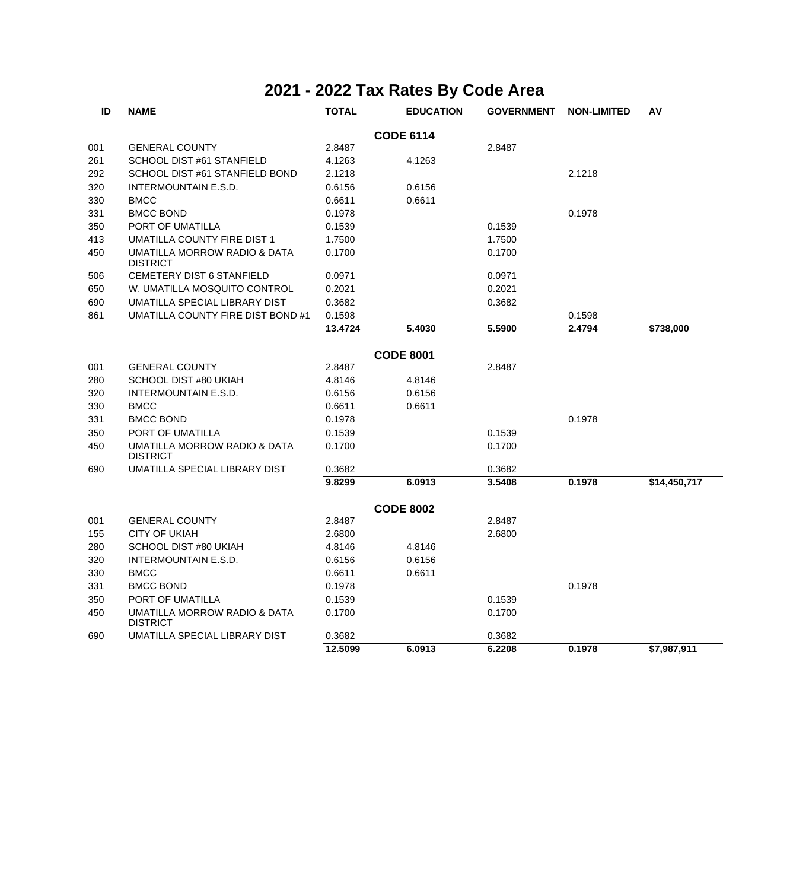# 2021 - 2022 Tax Rates By Code Area

| ID | NAME | TOTAL | EDUCATION | GOVERNMENT | NON-LIMITED | AV |
|---|---|---|---|---|---|---|
| | | | **CODE 6114** | | | |
| 001 | GENERAL COUNTY | 2.8487 | | 2.8487 | | |
| 261 | SCHOOL DIST #61 STANFIELD | 4.1263 | 4.1263 | | | |
| 292 | SCHOOL DIST #61 STANFIELD BOND | 2.1218 | | | 2.1218 | |
| 320 | INTERMOUNTAIN E.S.D. | 0.6156 | 0.6156 | | | |
| 330 | BMCC | 0.6611 | 0.6611 | | | |
| 331 | BMCC BOND | 0.1978 | | | 0.1978 | |
| 350 | PORT OF UMATILLA | 0.1539 | | 0.1539 | | |
| 413 | UMATILLA COUNTY FIRE DIST 1 | 1.7500 | | 1.7500 | | |
| 450 | UMATILLA MORROW RADIO & DATA DISTRICT | 0.1700 | | 0.1700 | | |
| 506 | CEMETERY DIST 6 STANFIELD | 0.0971 | | 0.0971 | | |
| 650 | W. UMATILLA MOSQUITO CONTROL | 0.2021 | | 0.2021 | | |
| 690 | UMATILLA SPECIAL LIBRARY DIST | 0.3682 | | 0.3682 | | |
| 861 | UMATILLA COUNTY FIRE DIST BOND #1 | 0.1598 | | | 0.1598 | |
| | | **13.4724** | **5.4030** | **5.5900** | **2.4794** | **$738,000** |
| | | | **CODE 8001** | | | |
| 001 | GENERAL COUNTY | 2.8487 | | 2.8487 | | |
| 280 | SCHOOL DIST #80 UKIAH | 4.8146 | 4.8146 | | | |
| 320 | INTERMOUNTAIN E.S.D. | 0.6156 | 0.6156 | | | |
| 330 | BMCC | 0.6611 | 0.6611 | | | |
| 331 | BMCC BOND | 0.1978 | | | 0.1978 | |
| 350 | PORT OF UMATILLA | 0.1539 | | 0.1539 | | |
| 450 | UMATILLA MORROW RADIO & DATA DISTRICT | 0.1700 | | 0.1700 | | |
| 690 | UMATILLA SPECIAL LIBRARY DIST | 0.3682 | | 0.3682 | | |
| | | **9.8299** | **6.0913** | **3.5408** | **0.1978** | **$14,450,717** |
| | | | **CODE 8002** | | | |
| 001 | GENERAL COUNTY | 2.8487 | | 2.8487 | | |
| 155 | CITY OF UKIAH | 2.6800 | | 2.6800 | | |
| 280 | SCHOOL DIST #80 UKIAH | 4.8146 | 4.8146 | | | |
| 320 | INTERMOUNTAIN E.S.D. | 0.6156 | 0.6156 | | | |
| 330 | BMCC | 0.6611 | 0.6611 | | | |
| 331 | BMCC BOND | 0.1978 | | | 0.1978 | |
| 350 | PORT OF UMATILLA | 0.1539 | | 0.1539 | | |
| 450 | UMATILLA MORROW RADIO & DATA DISTRICT | 0.1700 | | 0.1700 | | |
| 690 | UMATILLA SPECIAL LIBRARY DIST | 0.3682 | | 0.3682 | | |
| | | **12.5099** | **6.0913** | **6.2208** | **0.1978** | **$7,987,911** |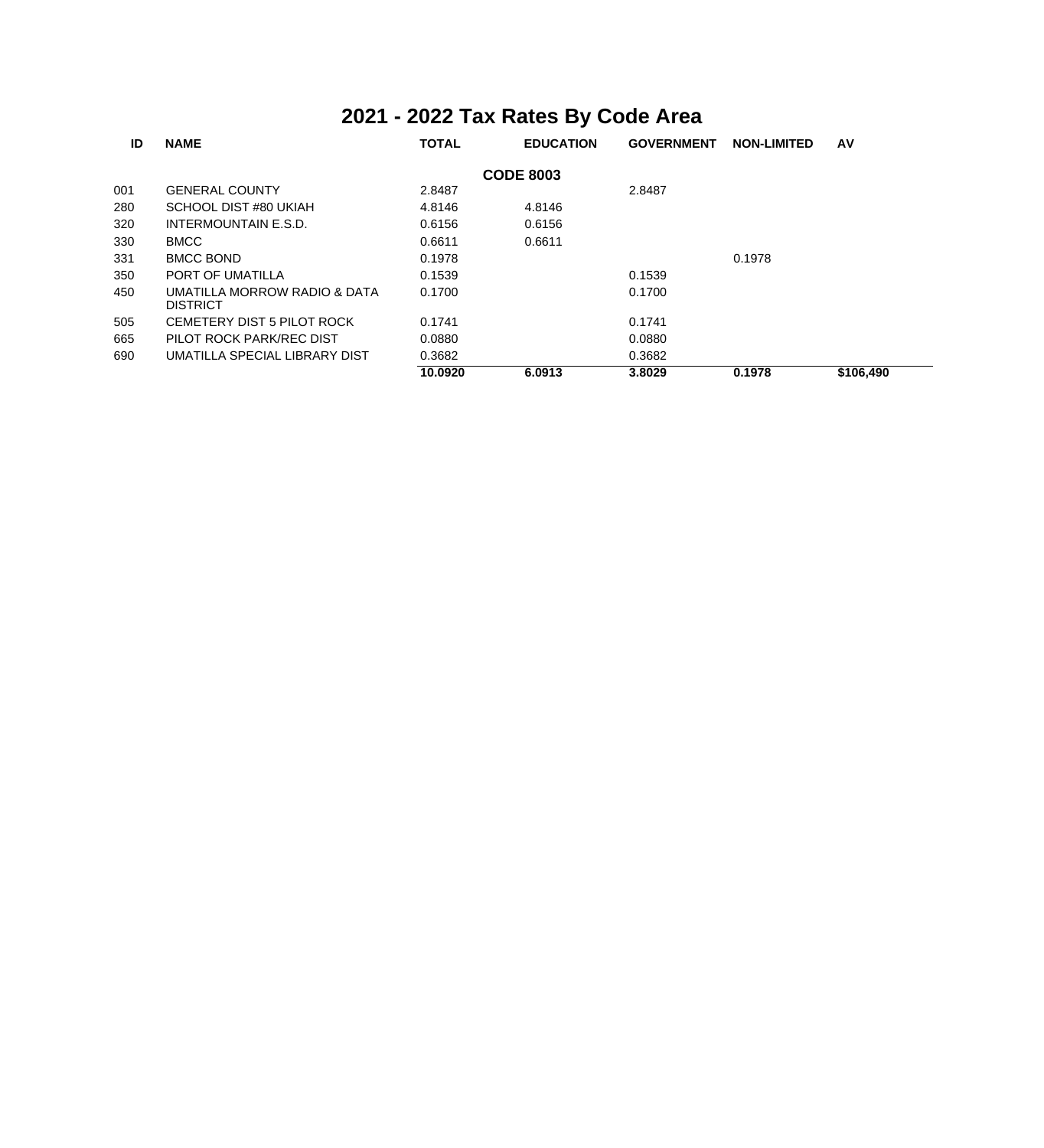# 2021 - 2022 Tax Rates By Code Area

| ID | NAME | TOTAL | EDUCATION | GOVERNMENT | NON-LIMITED | AV |
|---|---|---|---|---|---|---|
| | | | **CODE 8003** | | | |
| 001 | GENERAL COUNTY | 2.8487 | | 2.8487 | | |
| 280 | SCHOOL DIST #80 UKIAH | 4.8146 | 4.8146 | | | |
| 320 | INTERMOUNTAIN E.S.D. | 0.6156 | 0.6156 | | | |
| 330 | BMCC | 0.6611 | 0.6611 | | | |
| 331 | BMCC BOND | 0.1978 | | | 0.1978 | |
| 350 | PORT OF UMATILLA | 0.1539 | | 0.1539 | | |
| 450 | UMATILLA MORROW RADIO & DATA DISTRICT | 0.1700 | | 0.1700 | | |
| 505 | CEMETERY DIST 5 PILOT ROCK | 0.1741 | | 0.1741 | | |
| 665 | PILOT ROCK PARK/REC DIST | 0.0880 | | 0.0880 | | |
| 690 | UMATILLA SPECIAL LIBRARY DIST | 0.3682 | | 0.3682 | | |
| | | **10.0920** | **6.0913** | **3.8029** | **0.1978** | **$106,490** |